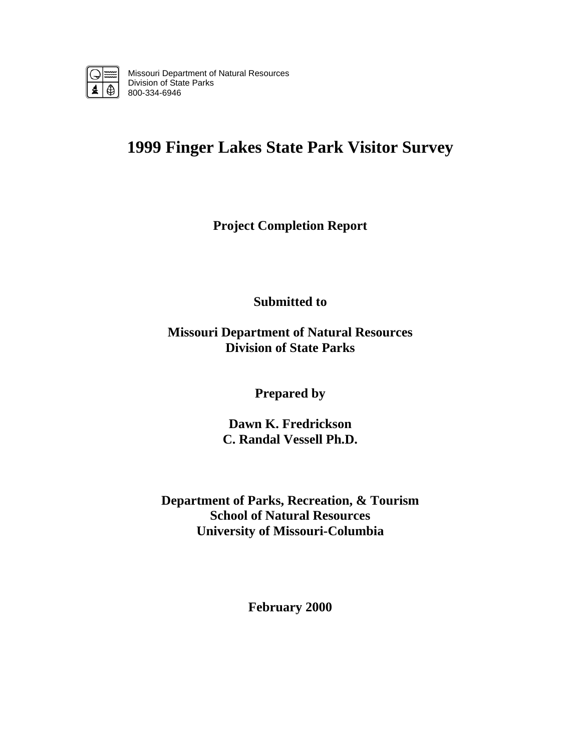Missouri Department of Natural Resources
Division of State Parks
800-334-6946

# 1999 Finger Lakes State Park Visitor Survey

**Project Completion Report**

**Submitted to**

**Missouri Department of Natural Resources**
**Division of State Parks**

**Prepared by**

**Dawn K. Fredrickson**
**C. Randal Vessell Ph.D.**

**Department of Parks, Recreation, & Tourism**
**School of Natural Resources**
**University of Missouri-Columbia**

**February 2000**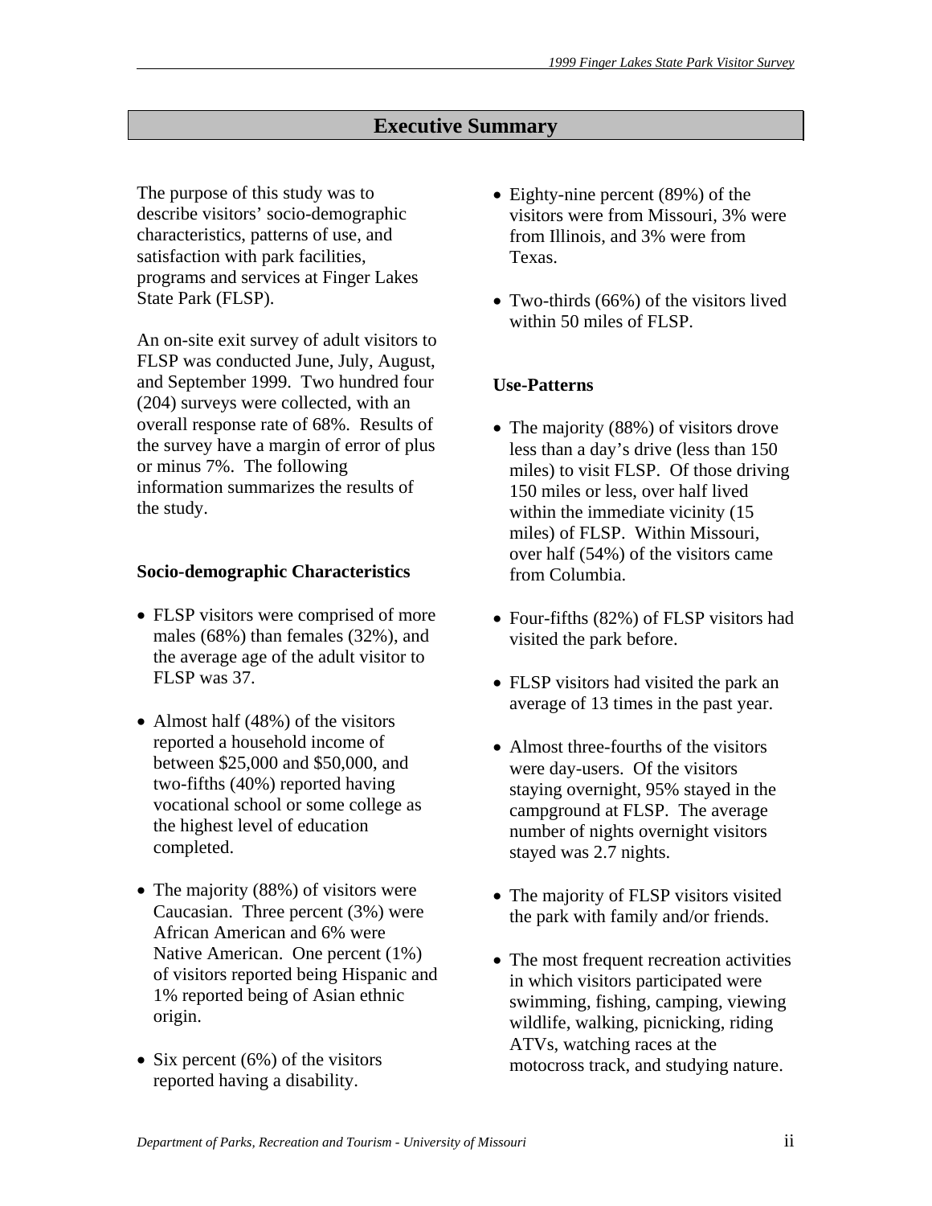## Executive Summary

The purpose of this study was to describe visitors' socio-demographic characteristics, patterns of use, and satisfaction with park facilities, programs and services at Finger Lakes State Park (FLSP).

An on-site exit survey of adult visitors to FLSP was conducted June, July, August, and September 1999. Two hundred four (204) surveys were collected, with an overall response rate of 68%. Results of the survey have a margin of error of plus or minus 7%. The following information summarizes the results of the study.

### Socio-demographic Characteristics

- FLSP visitors were comprised of more males (68%) than females (32%), and the average age of the adult visitor to FLSP was 37.
- Almost half (48%) of the visitors reported a household income of between $25,000 and $50,000, and two-fifths (40%) reported having vocational school or some college as the highest level of education completed.
- The majority (88%) of visitors were Caucasian. Three percent (3%) were African American and 6% were Native American. One percent (1%) of visitors reported being Hispanic and 1% reported being of Asian ethnic origin.
- Six percent (6%) of the visitors reported having a disability.
- Eighty-nine percent (89%) of the visitors were from Missouri, 3% were from Illinois, and 3% were from Texas.
- Two-thirds (66%) of the visitors lived within 50 miles of FLSP.

### Use-Patterns

- The majority (88%) of visitors drove less than a day's drive (less than 150 miles) to visit FLSP. Of those driving 150 miles or less, over half lived within the immediate vicinity (15 miles) of FLSP. Within Missouri, over half (54%) of the visitors came from Columbia.
- Four-fifths (82%) of FLSP visitors had visited the park before.
- FLSP visitors had visited the park an average of 13 times in the past year.
- Almost three-fourths of the visitors were day-users. Of the visitors staying overnight, 95% stayed in the campground at FLSP. The average number of nights overnight visitors stayed was 2.7 nights.
- The majority of FLSP visitors visited the park with family and/or friends.
- The most frequent recreation activities in which visitors participated were swimming, fishing, camping, viewing wildlife, walking, picnicking, riding ATVs, watching races at the motocross track, and studying nature.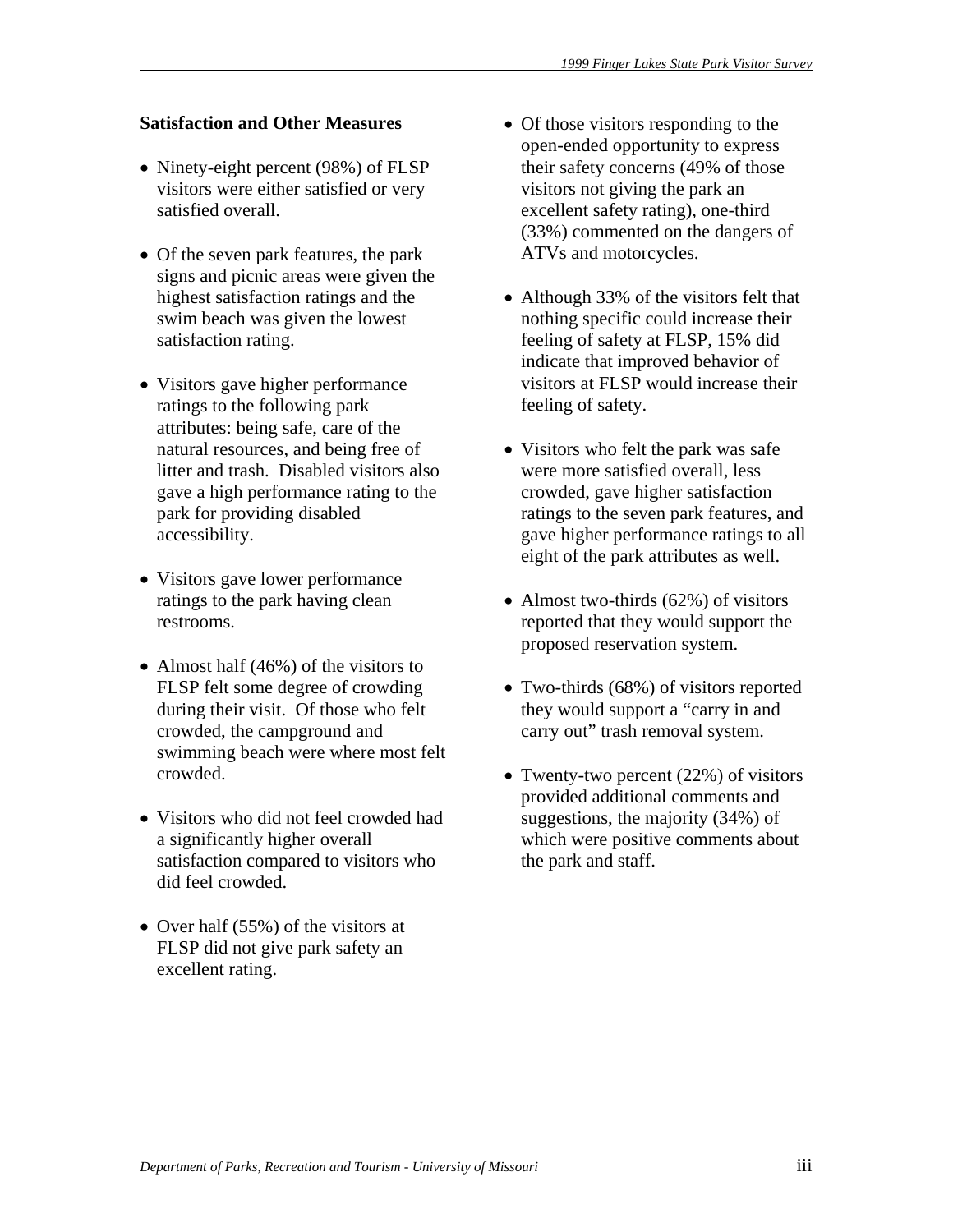**Satisfaction and Other Measures**

- Ninety-eight percent (98%) of FLSP visitors were either satisfied or very satisfied overall.

- Of the seven park features, the park signs and picnic areas were given the highest satisfaction ratings and the swim beach was given the lowest satisfaction rating.

- Visitors gave higher performance ratings to the following park attributes: being safe, care of the natural resources, and being free of litter and trash. Disabled visitors also gave a high performance rating to the park for providing disabled accessibility.

- Visitors gave lower performance ratings to the park having clean restrooms.

- Almost half (46%) of the visitors to FLSP felt some degree of crowding during their visit. Of those who felt crowded, the campground and swimming beach were where most felt crowded.

- Visitors who did not feel crowded had a significantly higher overall satisfaction compared to visitors who did feel crowded.

- Over half (55%) of the visitors at FLSP did not give park safety an excellent rating.

- Of those visitors responding to the open-ended opportunity to express their safety concerns (49% of those visitors not giving the park an excellent safety rating), one-third (33%) commented on the dangers of ATVs and motorcycles.

- Although 33% of the visitors felt that nothing specific could increase their feeling of safety at FLSP, 15% did indicate that improved behavior of visitors at FLSP would increase their feeling of safety.

- Visitors who felt the park was safe were more satisfied overall, less crowded, gave higher satisfaction ratings to the seven park features, and gave higher performance ratings to all eight of the park attributes as well.

- Almost two-thirds (62%) of visitors reported that they would support the proposed reservation system.

- Two-thirds (68%) of visitors reported they would support a "carry in and carry out" trash removal system.

- Twenty-two percent (22%) of visitors provided additional comments and suggestions, the majority (34%) of which were positive comments about the park and staff.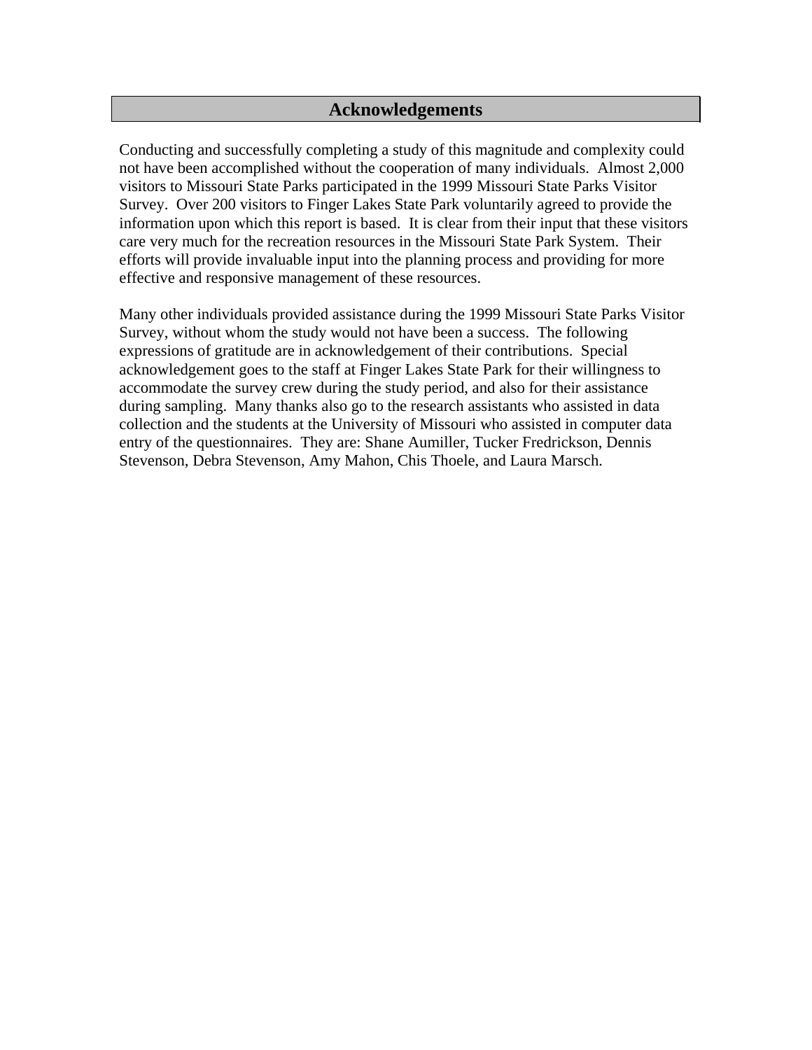# Acknowledgements

Conducting and successfully completing a study of this magnitude and complexity could not have been accomplished without the cooperation of many individuals. Almost 2,000 visitors to Missouri State Parks participated in the 1999 Missouri State Parks Visitor Survey. Over 200 visitors to Finger Lakes State Park voluntarily agreed to provide the information upon which this report is based. It is clear from their input that these visitors care very much for the recreation resources in the Missouri State Park System. Their efforts will provide invaluable input into the planning process and providing for more effective and responsive management of these resources.

Many other individuals provided assistance during the 1999 Missouri State Parks Visitor Survey, without whom the study would not have been a success. The following expressions of gratitude are in acknowledgement of their contributions. Special acknowledgement goes to the staff at Finger Lakes State Park for their willingness to accommodate the survey crew during the study period, and also for their assistance during sampling. Many thanks also go to the research assistants who assisted in data collection and the students at the University of Missouri who assisted in computer data entry of the questionnaires. They are: Shane Aumiller, Tucker Fredrickson, Dennis Stevenson, Debra Stevenson, Amy Mahon, Chis Thoele, and Laura Marsch.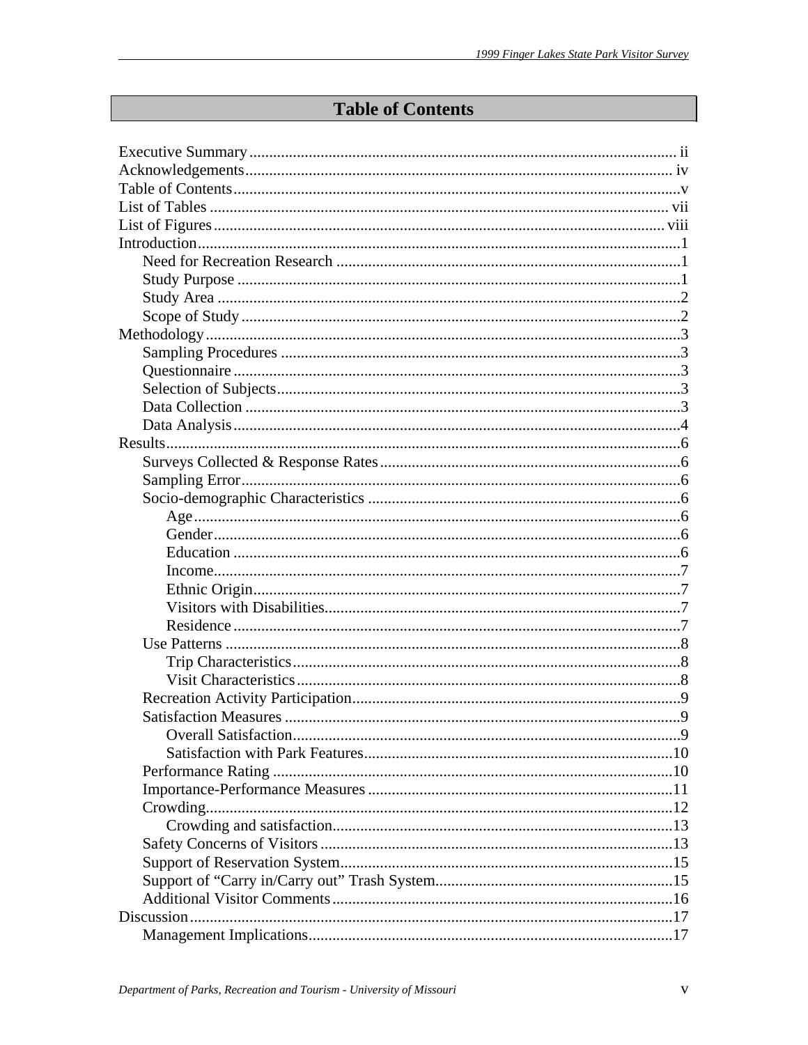# Table of Contents

Executive Summary ........ ii
Acknowledgements ........ iv
Table of Contents ........ v
List of Tables ........ vii
List of Figures ........ viii
Introduction ........ 1
- Need for Recreation Research ........ 1
- Study Purpose ........ 1
- Study Area ........ 2
- Scope of Study ........ 2

Methodology ........ 3
- Sampling Procedures ........ 3
- Questionnaire ........ 3
- Selection of Subjects ........ 3
- Data Collection ........ 3
- Data Analysis ........ 4

Results ........ 6
- Surveys Collected & Response Rates ........ 6
- Sampling Error ........ 6
- Socio-demographic Characteristics ........ 6
  - Age ........ 6
  - Gender ........ 6
  - Education ........ 6
  - Income ........ 7
  - Ethnic Origin ........ 7
  - Visitors with Disabilities ........ 7
  - Residence ........ 7
- Use Patterns ........ 8
  - Trip Characteristics ........ 8
  - Visit Characteristics ........ 8
- Recreation Activity Participation ........ 9
- Satisfaction Measures ........ 9
  - Overall Satisfaction ........ 9
  - Satisfaction with Park Features ........ 10
- Performance Rating ........ 10
- Importance-Performance Measures ........ 11
- Crowding ........ 12
  - Crowding and satisfaction ........ 13
- Safety Concerns of Visitors ........ 13
- Support of Reservation System ........ 15
- Support of “Carry in/Carry out” Trash System ........ 15
- Additional Visitor Comments ........ 16

Discussion ........ 17
- Management Implications ........ 17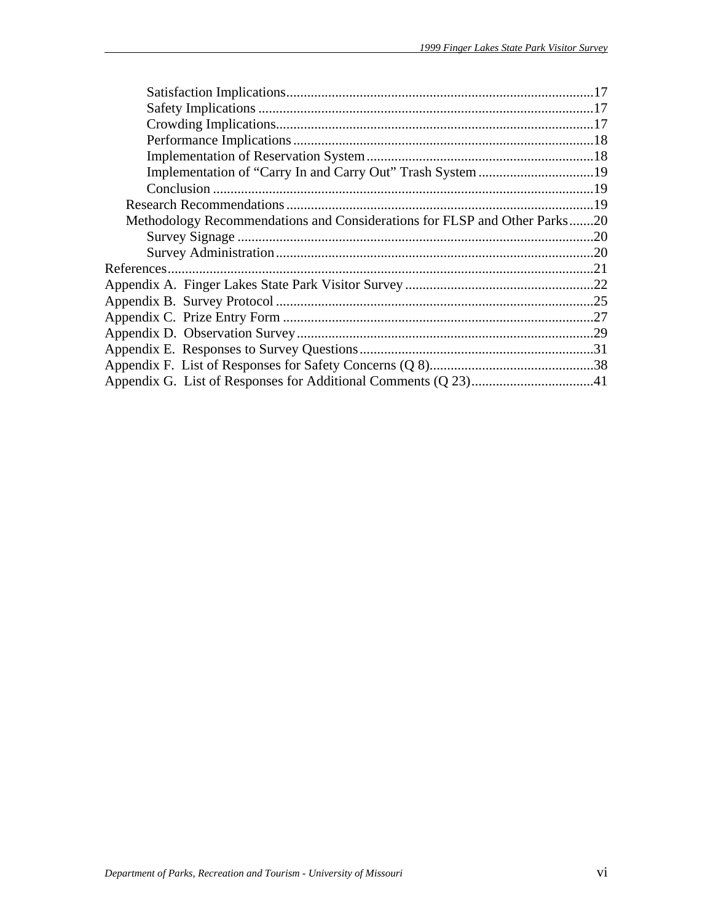Satisfaction Implications.......................................................................................17
Safety Implications ................................................................................................17
Crowding Implications...........................................................................................17
Performance Implications......................................................................................18
Implementation of Reservation System.................................................................18
Implementation of "Carry In and Carry Out" Trash System .................................19
Conclusion ............................................................................................................19
Research Recommendations.......................................................................................19
Methodology Recommendations and Considerations for FLSP and Other Parks.......20
Survey Signage .....................................................................................................20
Survey Administration...........................................................................................20
References...........................................................................................................................21
Appendix A. Finger Lakes State Park Visitor Survey ......................................................22
Appendix B. Survey Protocol ...........................................................................................25
Appendix C. Prize Entry Form .........................................................................................27
Appendix D. Observation Survey.....................................................................................29
Appendix E. Responses to Survey Questions...................................................................31
Appendix F. List of Responses for Safety Concerns (Q 8)...............................................38
Appendix G. List of Responses for Additional Comments (Q 23)...................................41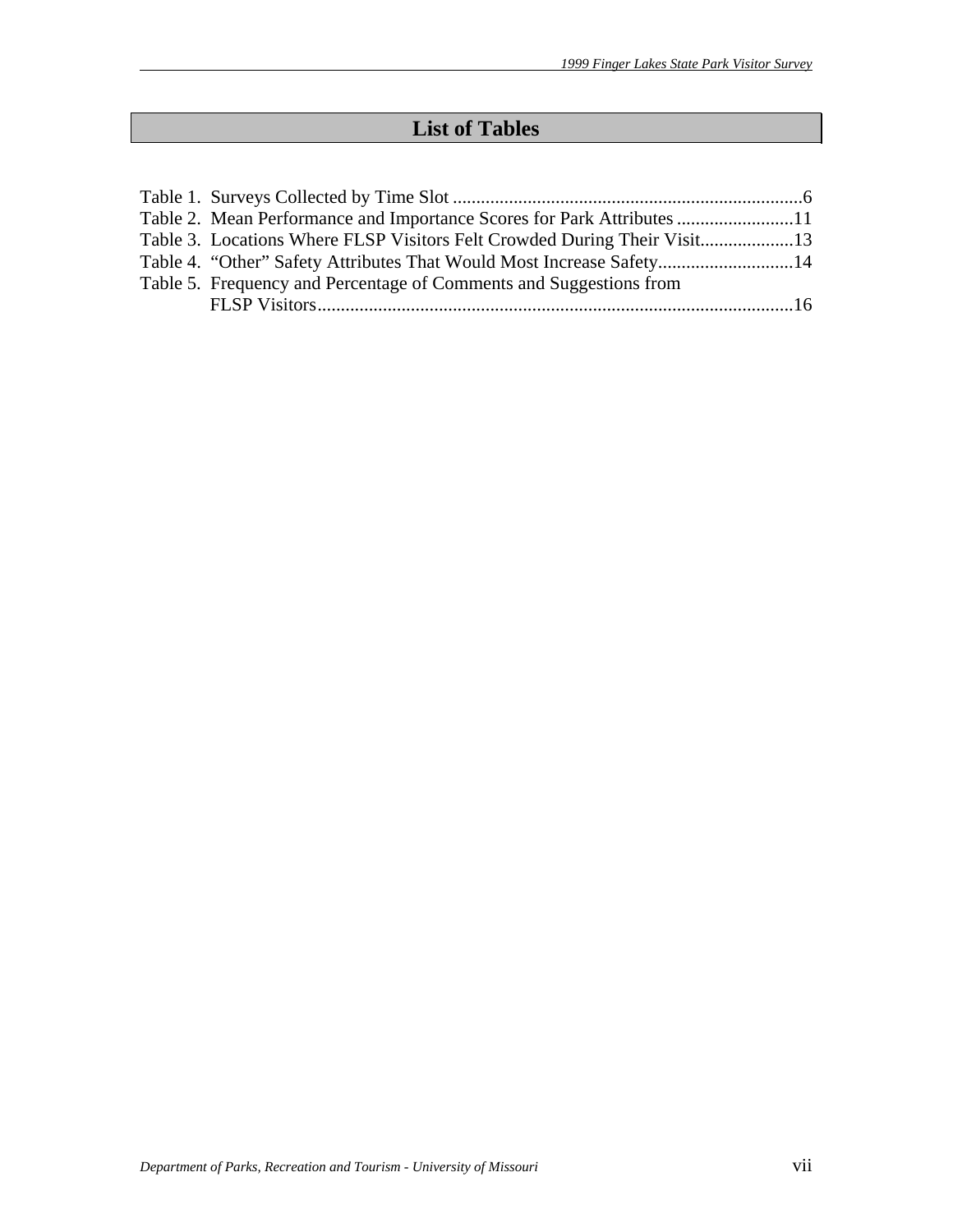# List of Tables

Table 1. Surveys Collected by Time Slot ........................................................................6

Table 2. Mean Performance and Importance Scores for Park Attributes .........................11

Table 3. Locations Where FLSP Visitors Felt Crowded During Their Visit....................13

Table 4. "Other" Safety Attributes That Would Most Increase Safety.............................14

Table 5. Frequency and Percentage of Comments and Suggestions from FLSP Visitors.....................................................................................................16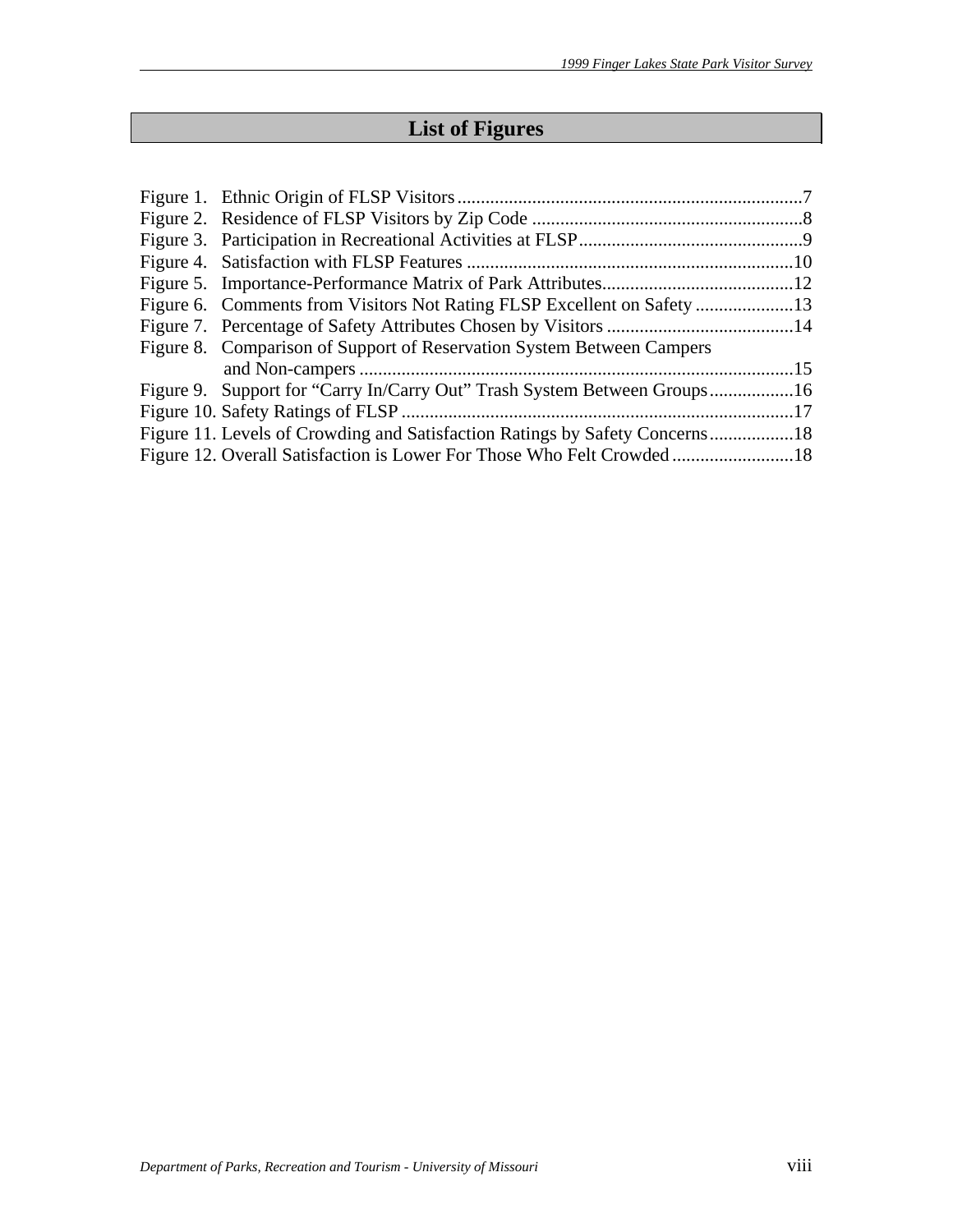# List of Figures

Figure 1. Ethnic Origin of FLSP Visitors .......................................................................7
Figure 2. Residence of FLSP Visitors by Zip Code ........................................................8
Figure 3. Participation in Recreational Activities at FLSP...............................................9
Figure 4. Satisfaction with FLSP Features .....................................................................10
Figure 5. Importance-Performance Matrix of Park Attributes.........................................12
Figure 6. Comments from Visitors Not Rating FLSP Excellent on Safety .....................13
Figure 7. Percentage of Safety Attributes Chosen by Visitors ........................................14
Figure 8. Comparison of Support of Reservation System Between Campers and Non-campers ............................................................................................15
Figure 9. Support for "Carry In/Carry Out" Trash System Between Groups..................16
Figure 10. Safety Ratings of FLSP ...................................................................................17
Figure 11. Levels of Crowding and Satisfaction Ratings by Safety Concerns..................18
Figure 12. Overall Satisfaction is Lower For Those Who Felt Crowded .........................18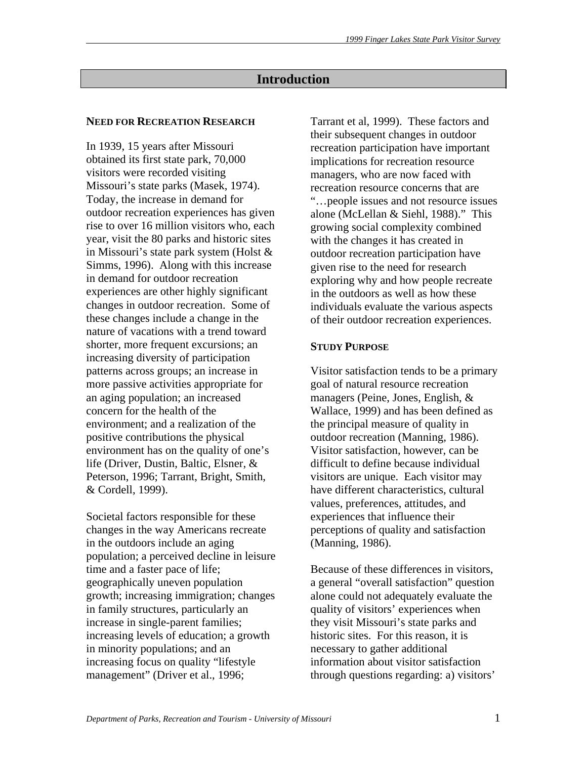# Introduction

### NEED FOR RECREATION RESEARCH

In 1939, 15 years after Missouri obtained its first state park, 70,000 visitors were recorded visiting Missouri's state parks (Masek, 1974). Today, the increase in demand for outdoor recreation experiences has given rise to over 16 million visitors who, each year, visit the 80 parks and historic sites in Missouri's state park system (Holst & Simms, 1996). Along with this increase in demand for outdoor recreation experiences are other highly significant changes in outdoor recreation. Some of these changes include a change in the nature of vacations with a trend toward shorter, more frequent excursions; an increasing diversity of participation patterns across groups; an increase in more passive activities appropriate for an aging population; an increased concern for the health of the environment; and a realization of the positive contributions the physical environment has on the quality of one's life (Driver, Dustin, Baltic, Elsner, & Peterson, 1996; Tarrant, Bright, Smith, & Cordell, 1999).

Societal factors responsible for these changes in the way Americans recreate in the outdoors include an aging population; a perceived decline in leisure time and a faster pace of life; geographically uneven population growth; increasing immigration; changes in family structures, particularly an increase in single-parent families; increasing levels of education; a growth in minority populations; and an increasing focus on quality "lifestyle management" (Driver et al., 1996; Tarrant et al, 1999). These factors and their subsequent changes in outdoor recreation participation have important implications for recreation resource managers, who are now faced with recreation resource concerns that are "…people issues and not resource issues alone (McLellan & Siehl, 1988)." This growing social complexity combined with the changes it has created in outdoor recreation participation have given rise to the need for research exploring why and how people recreate in the outdoors as well as how these individuals evaluate the various aspects of their outdoor recreation experiences.

### STUDY PURPOSE

Visitor satisfaction tends to be a primary goal of natural resource recreation managers (Peine, Jones, English, & Wallace, 1999) and has been defined as the principal measure of quality in outdoor recreation (Manning, 1986). Visitor satisfaction, however, can be difficult to define because individual visitors are unique. Each visitor may have different characteristics, cultural values, preferences, attitudes, and experiences that influence their perceptions of quality and satisfaction (Manning, 1986).

Because of these differences in visitors, a general "overall satisfaction" question alone could not adequately evaluate the quality of visitors' experiences when they visit Missouri's state parks and historic sites. For this reason, it is necessary to gather additional information about visitor satisfaction through questions regarding: a) visitors'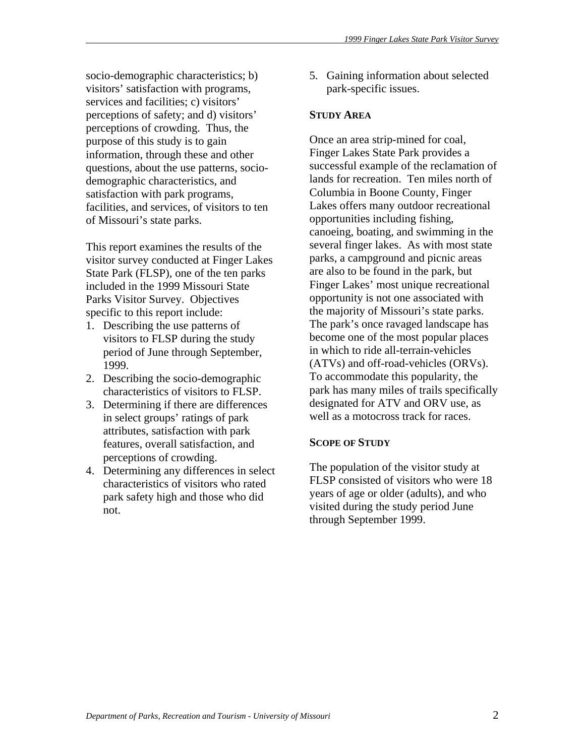socio-demographic characteristics; b) visitors' satisfaction with programs, services and facilities; c) visitors' perceptions of safety; and d) visitors' perceptions of crowding. Thus, the purpose of this study is to gain information, through these and other questions, about the use patterns, socio-demographic characteristics, and satisfaction with park programs, facilities, and services, of visitors to ten of Missouri's state parks.

This report examines the results of the visitor survey conducted at Finger Lakes State Park (FLSP), one of the ten parks included in the 1999 Missouri State Parks Visitor Survey. Objectives specific to this report include:

1. Describing the use patterns of visitors to FLSP during the study period of June through September, 1999.
2. Describing the socio-demographic characteristics of visitors to FLSP.
3. Determining if there are differences in select groups' ratings of park attributes, satisfaction with park features, overall satisfaction, and perceptions of crowding.
4. Determining any differences in select characteristics of visitors who rated park safety high and those who did not.
5. Gaining information about selected park-specific issues.

## STUDY AREA

Once an area strip-mined for coal, Finger Lakes State Park provides a successful example of the reclamation of lands for recreation. Ten miles north of Columbia in Boone County, Finger Lakes offers many outdoor recreational opportunities including fishing, canoeing, boating, and swimming in the several finger lakes. As with most state parks, a campground and picnic areas are also to be found in the park, but Finger Lakes' most unique recreational opportunity is not one associated with the majority of Missouri's state parks. The park's once ravaged landscape has become one of the most popular places in which to ride all-terrain-vehicles (ATVs) and off-road-vehicles (ORVs). To accommodate this popularity, the park has many miles of trails specifically designated for ATV and ORV use, as well as a motocross track for races.

## SCOPE OF STUDY

The population of the visitor study at FLSP consisted of visitors who were 18 years of age or older (adults), and who visited during the study period June through September 1999.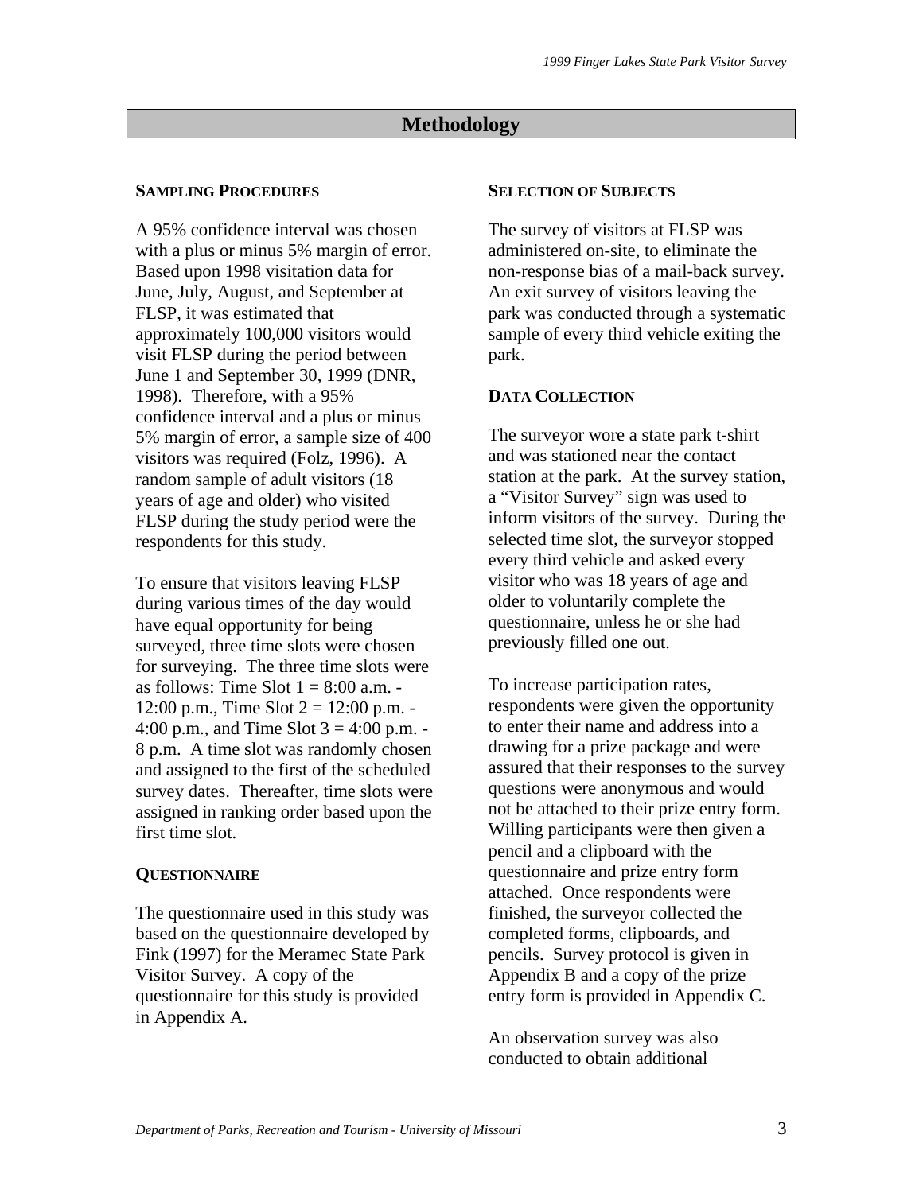# Methodology

### Sampling Procedures

A 95% confidence interval was chosen with a plus or minus 5% margin of error. Based upon 1998 visitation data for June, July, August, and September at FLSP, it was estimated that approximately 100,000 visitors would visit FLSP during the period between June 1 and September 30, 1999 (DNR, 1998). Therefore, with a 95% confidence interval and a plus or minus 5% margin of error, a sample size of 400 visitors was required (Folz, 1996). A random sample of adult visitors (18 years of age and older) who visited FLSP during the study period were the respondents for this study.

To ensure that visitors leaving FLSP during various times of the day would have equal opportunity for being surveyed, three time slots were chosen for surveying. The three time slots were as follows: Time Slot 1 = 8:00 a.m. - 12:00 p.m., Time Slot 2 = 12:00 p.m. - 4:00 p.m., and Time Slot 3 = 4:00 p.m. - 8 p.m. A time slot was randomly chosen and assigned to the first of the scheduled survey dates. Thereafter, time slots were assigned in ranking order based upon the first time slot.

### Questionnaire

The questionnaire used in this study was based on the questionnaire developed by Fink (1997) for the Meramec State Park Visitor Survey. A copy of the questionnaire for this study is provided in Appendix A.

### Selection of Subjects

The survey of visitors at FLSP was administered on-site, to eliminate the non-response bias of a mail-back survey. An exit survey of visitors leaving the park was conducted through a systematic sample of every third vehicle exiting the park.

### Data Collection

The surveyor wore a state park t-shirt and was stationed near the contact station at the park. At the survey station, a "Visitor Survey" sign was used to inform visitors of the survey. During the selected time slot, the surveyor stopped every third vehicle and asked every visitor who was 18 years of age and older to voluntarily complete the questionnaire, unless he or she had previously filled one out.

To increase participation rates, respondents were given the opportunity to enter their name and address into a drawing for a prize package and were assured that their responses to the survey questions were anonymous and would not be attached to their prize entry form. Willing participants were then given a pencil and a clipboard with the questionnaire and prize entry form attached. Once respondents were finished, the surveyor collected the completed forms, clipboards, and pencils. Survey protocol is given in Appendix B and a copy of the prize entry form is provided in Appendix C.

An observation survey was also conducted to obtain additional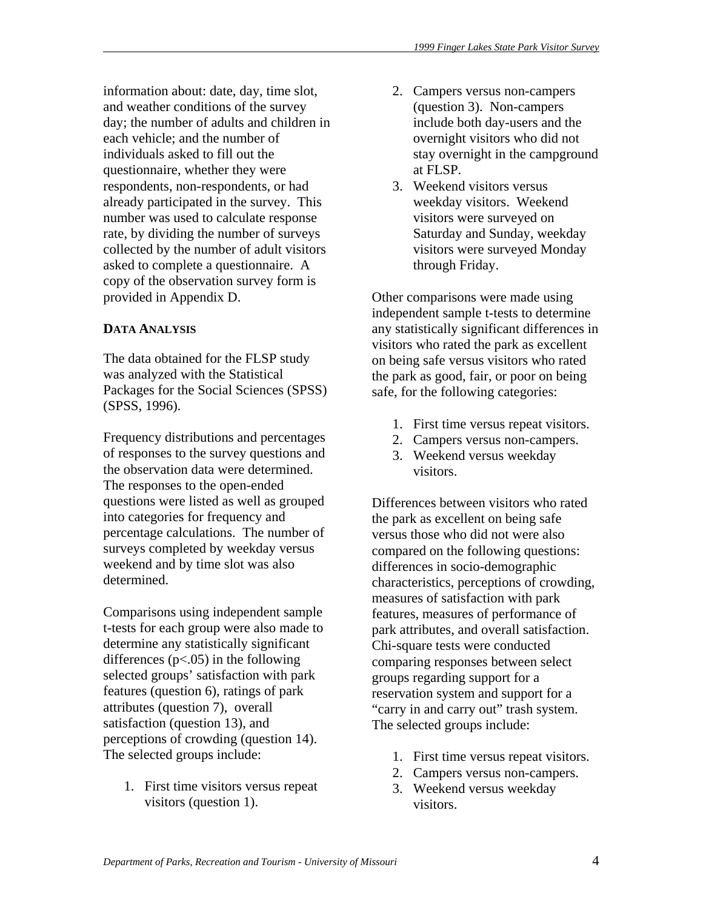information about: date, day, time slot, and weather conditions of the survey day; the number of adults and children in each vehicle; and the number of individuals asked to fill out the questionnaire, whether they were respondents, non-respondents, or had already participated in the survey. This number was used to calculate response rate, by dividing the number of surveys collected by the number of adult visitors asked to complete a questionnaire. A copy of the observation survey form is provided in Appendix D.

### DATA ANALYSIS

The data obtained for the FLSP study was analyzed with the Statistical Packages for the Social Sciences (SPSS) (SPSS, 1996).

Frequency distributions and percentages of responses to the survey questions and the observation data were determined. The responses to the open-ended questions were listed as well as grouped into categories for frequency and percentage calculations. The number of surveys completed by weekday versus weekend and by time slot was also determined.

Comparisons using independent sample t-tests for each group were also made to determine any statistically significant differences ($p<.05$) in the following selected groups' satisfaction with park features (question 6), ratings of park attributes (question 7), overall satisfaction (question 13), and perceptions of crowding (question 14). The selected groups include:

1. First time visitors versus repeat visitors (question 1).
2. Campers versus non-campers (question 3). Non-campers include both day-users and the overnight visitors who did not stay overnight in the campground at FLSP.
3. Weekend visitors versus weekday visitors. Weekend visitors were surveyed on Saturday and Sunday, weekday visitors were surveyed Monday through Friday.

Other comparisons were made using independent sample t-tests to determine any statistically significant differences in visitors who rated the park as excellent on being safe versus visitors who rated the park as good, fair, or poor on being safe, for the following categories:

1. First time versus repeat visitors.
2. Campers versus non-campers.
3. Weekend versus weekday visitors.

Differences between visitors who rated the park as excellent on being safe versus those who did not were also compared on the following questions: differences in socio-demographic characteristics, perceptions of crowding, measures of satisfaction with park features, measures of performance of park attributes, and overall satisfaction. Chi-square tests were conducted comparing responses between select groups regarding support for a reservation system and support for a "carry in and carry out" trash system. The selected groups include:

1. First time versus repeat visitors.
2. Campers versus non-campers.
3. Weekend versus weekday visitors.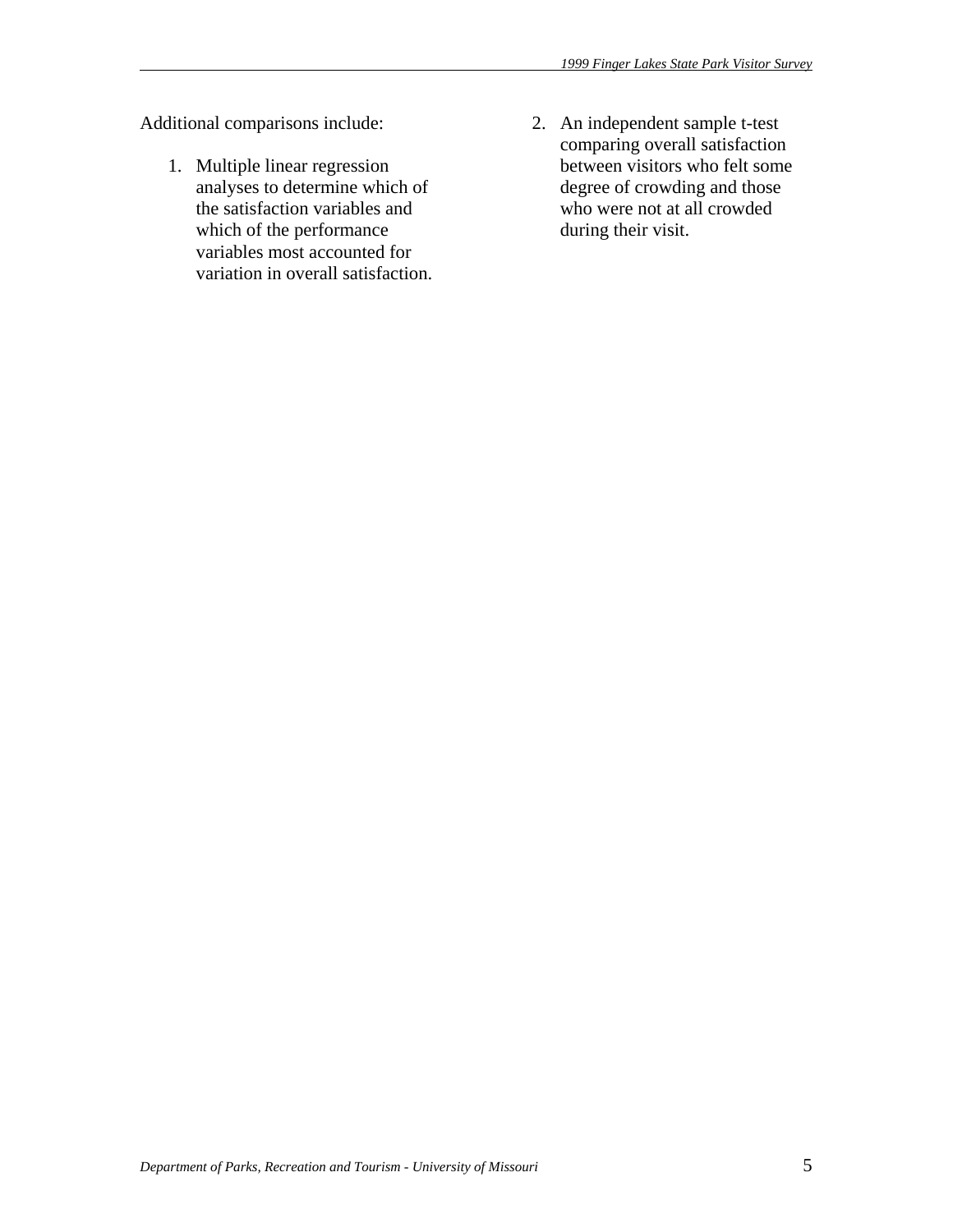Additional comparisons include:

1. Multiple linear regression analyses to determine which of the satisfaction variables and which of the performance variables most accounted for variation in overall satisfaction.
2. An independent sample t-test comparing overall satisfaction between visitors who felt some degree of crowding and those who were not at all crowded during their visit.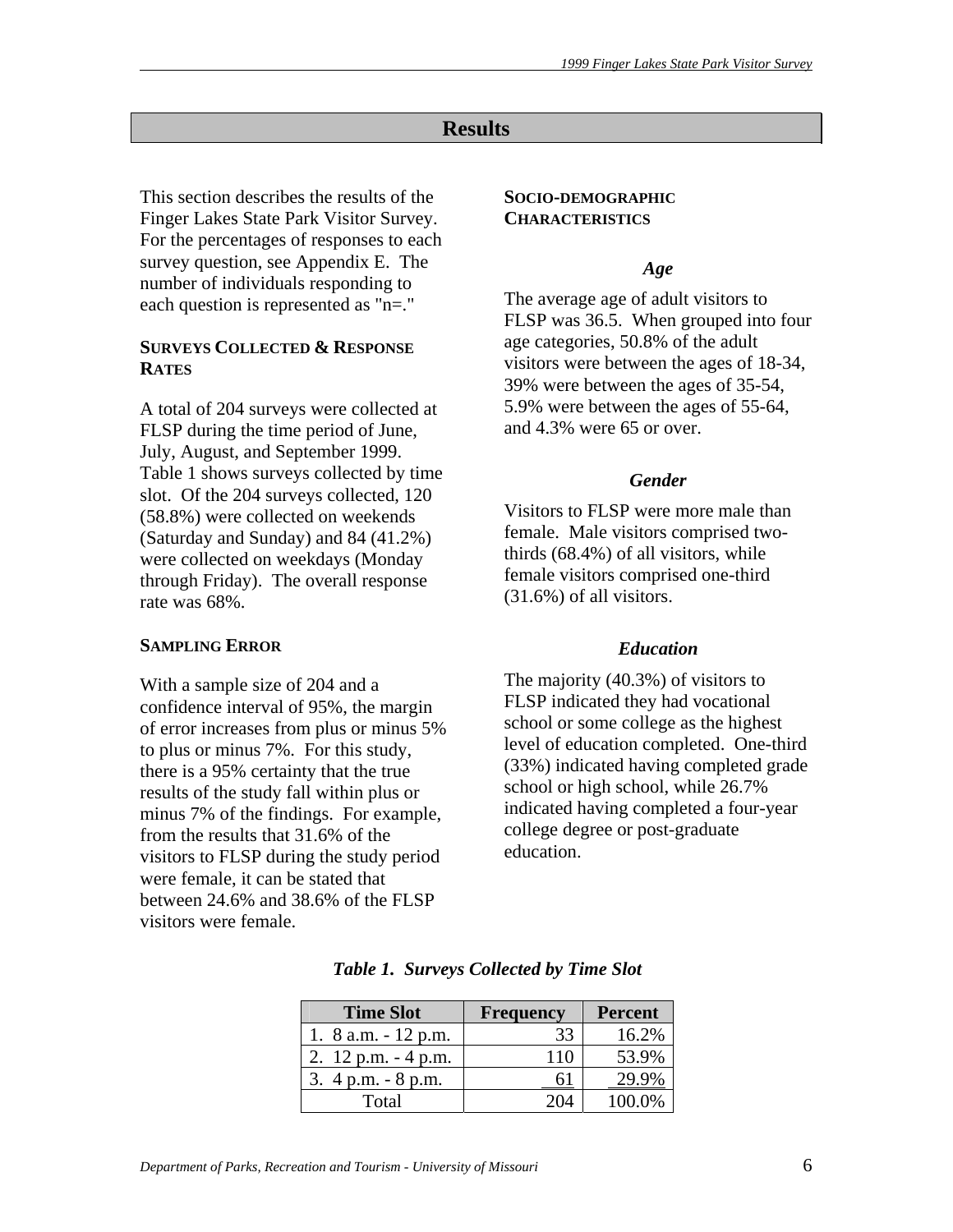# Results

This section describes the results of the Finger Lakes State Park Visitor Survey. For the percentages of responses to each survey question, see Appendix E. The number of individuals responding to each question is represented as "n=."

## SURVEYS COLLECTED & RESPONSE RATES

A total of 204 surveys were collected at FLSP during the time period of June, July, August, and September 1999. Table 1 shows surveys collected by time slot. Of the 204 surveys collected, 120 (58.8%) were collected on weekends (Saturday and Sunday) and 84 (41.2%) were collected on weekdays (Monday through Friday). The overall response rate was 68%.

## SAMPLING ERROR

With a sample size of 204 and a confidence interval of 95%, the margin of error increases from plus or minus 5% to plus or minus 7%. For this study, there is a 95% certainty that the true results of the study fall within plus or minus 7% of the findings. For example, from the results that 31.6% of the visitors to FLSP during the study period were female, it can be stated that between 24.6% and 38.6% of the FLSP visitors were female.

## SOCIO-DEMOGRAPHIC CHARACTERISTICS

### *Age*

The average age of adult visitors to FLSP was 36.5. When grouped into four age categories, 50.8% of the adult visitors were between the ages of 18-34, 39% were between the ages of 35-54, 5.9% were between the ages of 55-64, and 4.3% were 65 or over.

### *Gender*

Visitors to FLSP were more male than female. Male visitors comprised two-thirds (68.4%) of all visitors, while female visitors comprised one-third (31.6%) of all visitors.

### *Education*

The majority (40.3%) of visitors to FLSP indicated they had vocational school or some college as the highest level of education completed. One-third (33%) indicated having completed grade school or high school, while 26.7% indicated having completed a four-year college degree or post-graduate education.

***Table 1. Surveys Collected by Time Slot***

| Time Slot | Frequency | Percent |
|---|---|---|
| 1. 8 a.m. - 12 p.m. | 33 | 16.2% |
| 2. 12 p.m. - 4 p.m. | 110 | 53.9% |
| 3. 4 p.m. - 8 p.m. | 61 | 29.9% |
| Total | 204 | 100.0% |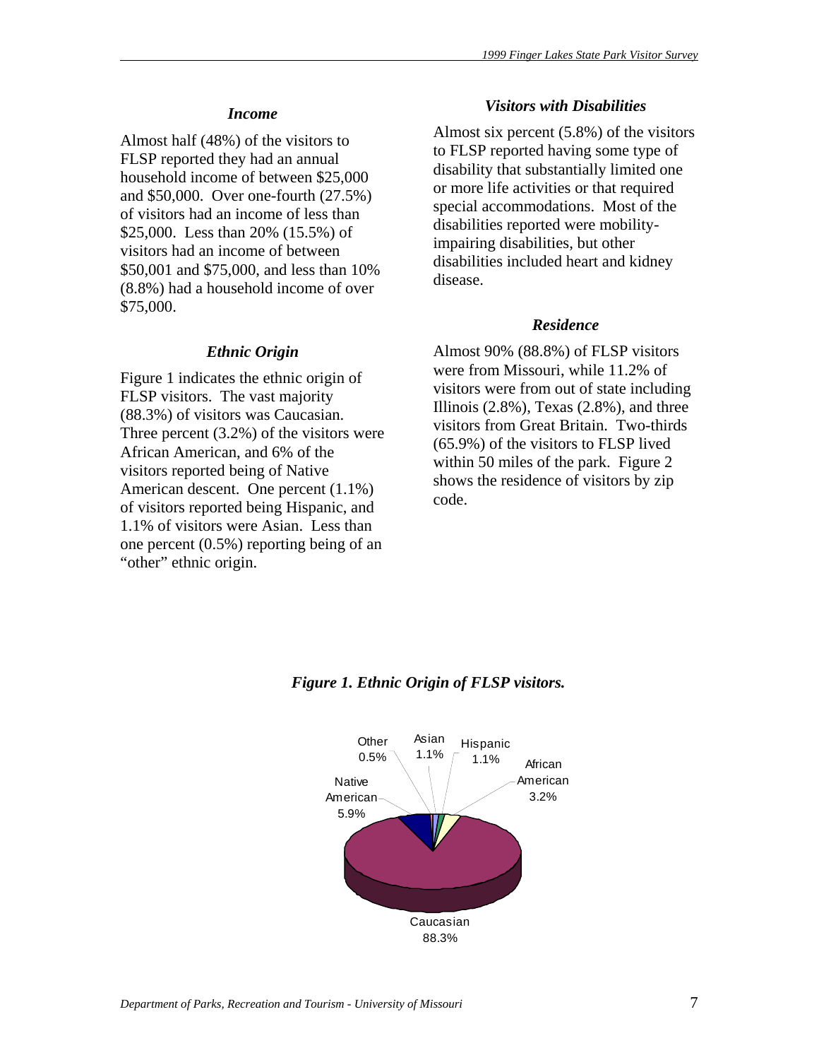### *Income*

Almost half (48%) of the visitors to FLSP reported they had an annual household income of between $25,000 and $50,000. Over one-fourth (27.5%) of visitors had an income of less than $25,000. Less than 20% (15.5%) of visitors had an income of between $50,001 and $75,000, and less than 10% (8.8%) had a household income of over $75,000.

### *Ethnic Origin*

Figure 1 indicates the ethnic origin of FLSP visitors. The vast majority (88.3%) of visitors was Caucasian. Three percent (3.2%) of the visitors were African American, and 6% of the visitors reported being of Native American descent. One percent (1.1%) of visitors reported being Hispanic, and 1.1% of visitors were Asian. Less than one percent (0.5%) reporting being of an "other" ethnic origin.

### *Visitors with Disabilities*

Almost six percent (5.8%) of the visitors to FLSP reported having some type of disability that substantially limited one or more life activities or that required special accommodations. Most of the disabilities reported were mobility-impairing disabilities, but other disabilities included heart and kidney disease.

### *Residence*

Almost 90% (88.8%) of FLSP visitors were from Missouri, while 11.2% of visitors were from out of state including Illinois (2.8%), Texas (2.8%), and three visitors from Great Britain. Two-thirds (65.9%) of the visitors to FLSP lived within 50 miles of the park. Figure 2 shows the residence of visitors by zip code.

***Figure 1. Ethnic Origin of FLSP visitors.***

Other 0.5%
Asian 1.1%
Hispanic 1.1%
African American 3.2%
Native American 5.9%
Caucasian 88.3%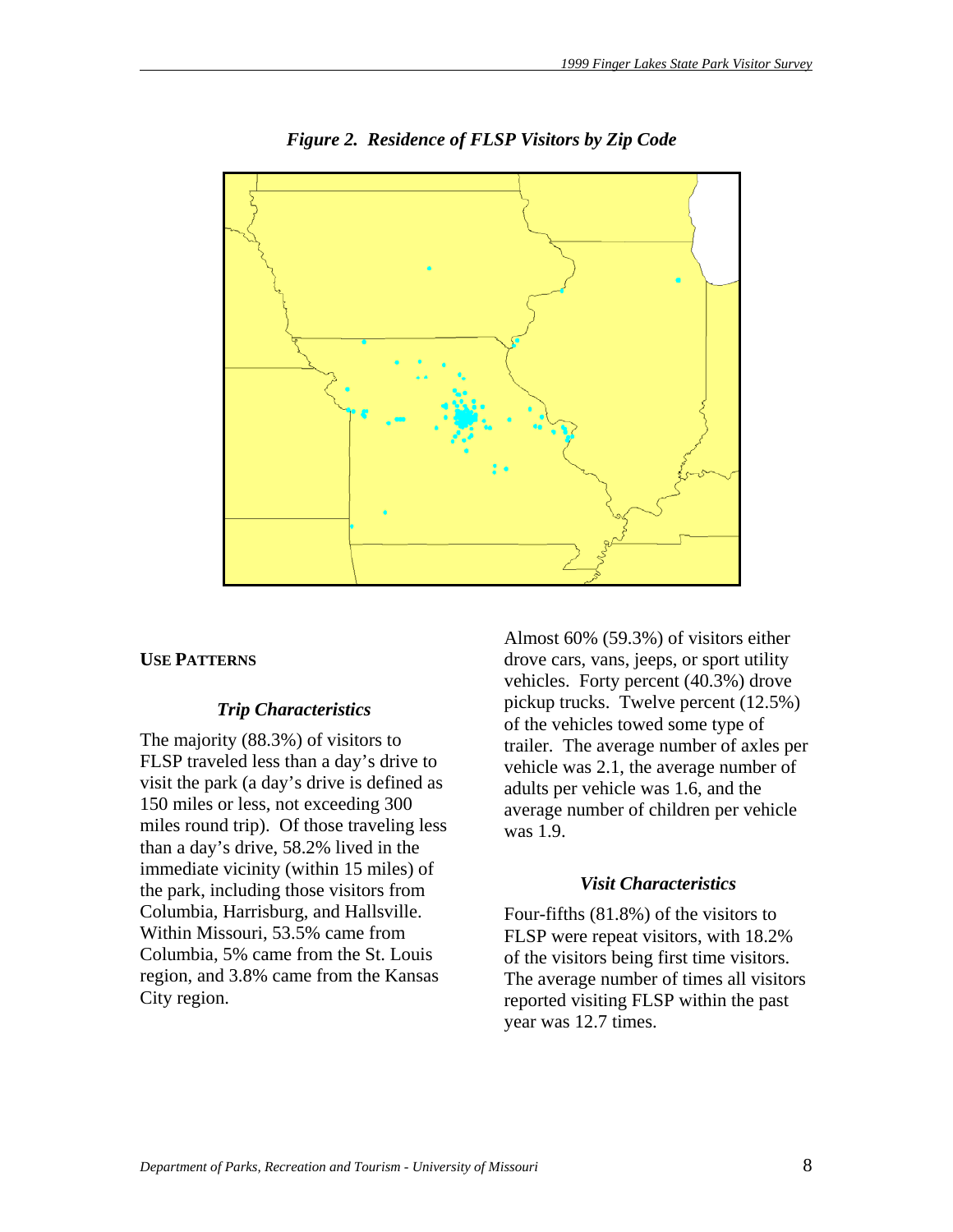*Figure 2. Residence of FLSP Visitors by Zip Code*

## USE PATTERNS

### *Trip Characteristics*

The majority (88.3%) of visitors to FLSP traveled less than a day's drive to visit the park (a day's drive is defined as 150 miles or less, not exceeding 300 miles round trip). Of those traveling less than a day's drive, 58.2% lived in the immediate vicinity (within 15 miles) of the park, including those visitors from Columbia, Harrisburg, and Hallsville. Within Missouri, 53.5% came from Columbia, 5% came from the St. Louis region, and 3.8% came from the Kansas City region.

Almost 60% (59.3%) of visitors either drove cars, vans, jeeps, or sport utility vehicles. Forty percent (40.3%) drove pickup trucks. Twelve percent (12.5%) of the vehicles towed some type of trailer. The average number of axles per vehicle was 2.1, the average number of adults per vehicle was 1.6, and the average number of children per vehicle was 1.9.

### *Visit Characteristics*

Four-fifths (81.8%) of the visitors to FLSP were repeat visitors, with 18.2% of the visitors being first time visitors. The average number of times all visitors reported visiting FLSP within the past year was 12.7 times.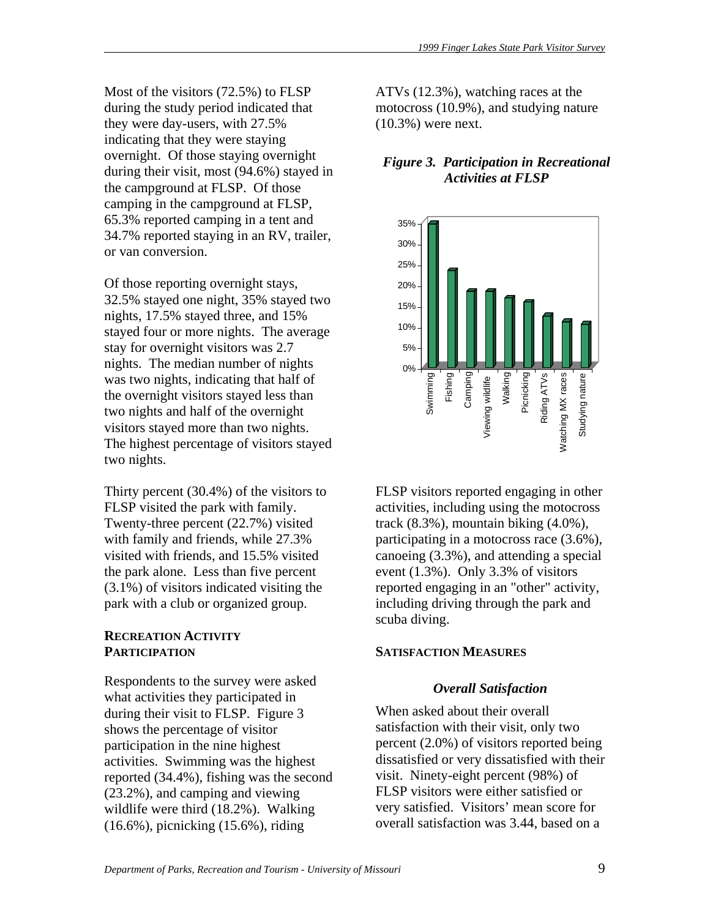Most of the visitors (72.5%) to FLSP during the study period indicated that they were day-users, with 27.5% indicating that they were staying overnight. Of those staying overnight during their visit, most (94.6%) stayed in the campground at FLSP. Of those camping in the campground at FLSP, 65.3% reported camping in a tent and 34.7% reported staying in an RV, trailer, or van conversion.

Of those reporting overnight stays, 32.5% stayed one night, 35% stayed two nights, 17.5% stayed three, and 15% stayed four or more nights. The average stay for overnight visitors was 2.7 nights. The median number of nights was two nights, indicating that half of the overnight visitors stayed less than two nights and half of the overnight visitors stayed more than two nights. The highest percentage of visitors stayed two nights.

Thirty percent (30.4%) of the visitors to FLSP visited the park with family. Twenty-three percent (22.7%) visited with family and friends, while 27.3% visited with friends, and 15.5% visited the park alone. Less than five percent (3.1%) of visitors indicated visiting the park with a club or organized group.

## RECREATION ACTIVITY PARTICIPATION

Respondents to the survey were asked what activities they participated in during their visit to FLSP. Figure 3 shows the percentage of visitor participation in the nine highest activities. Swimming was the highest reported (34.4%), fishing was the second (23.2%), and camping and viewing wildlife were third (18.2%). Walking (16.6%), picnicking (15.6%), riding ATVs (12.3%), watching races at the motocross (10.9%), and studying nature (10.3%) were next.

***Figure 3. Participation in Recreational Activities at FLSP***

FLSP visitors reported engaging in other activities, including using the motocross track (8.3%), mountain biking (4.0%), participating in a motocross race (3.6%), canoeing (3.3%), and attending a special event (1.3%). Only 3.3% of visitors reported engaging in an "other" activity, including driving through the park and scuba diving.

## SATISFACTION MEASURES

### *Overall Satisfaction*

When asked about their overall satisfaction with their visit, only two percent (2.0%) of visitors reported being dissatisfied or very dissatisfied with their visit. Ninety-eight percent (98%) of FLSP visitors were either satisfied or very satisfied. Visitors' mean score for overall satisfaction was 3.44, based on a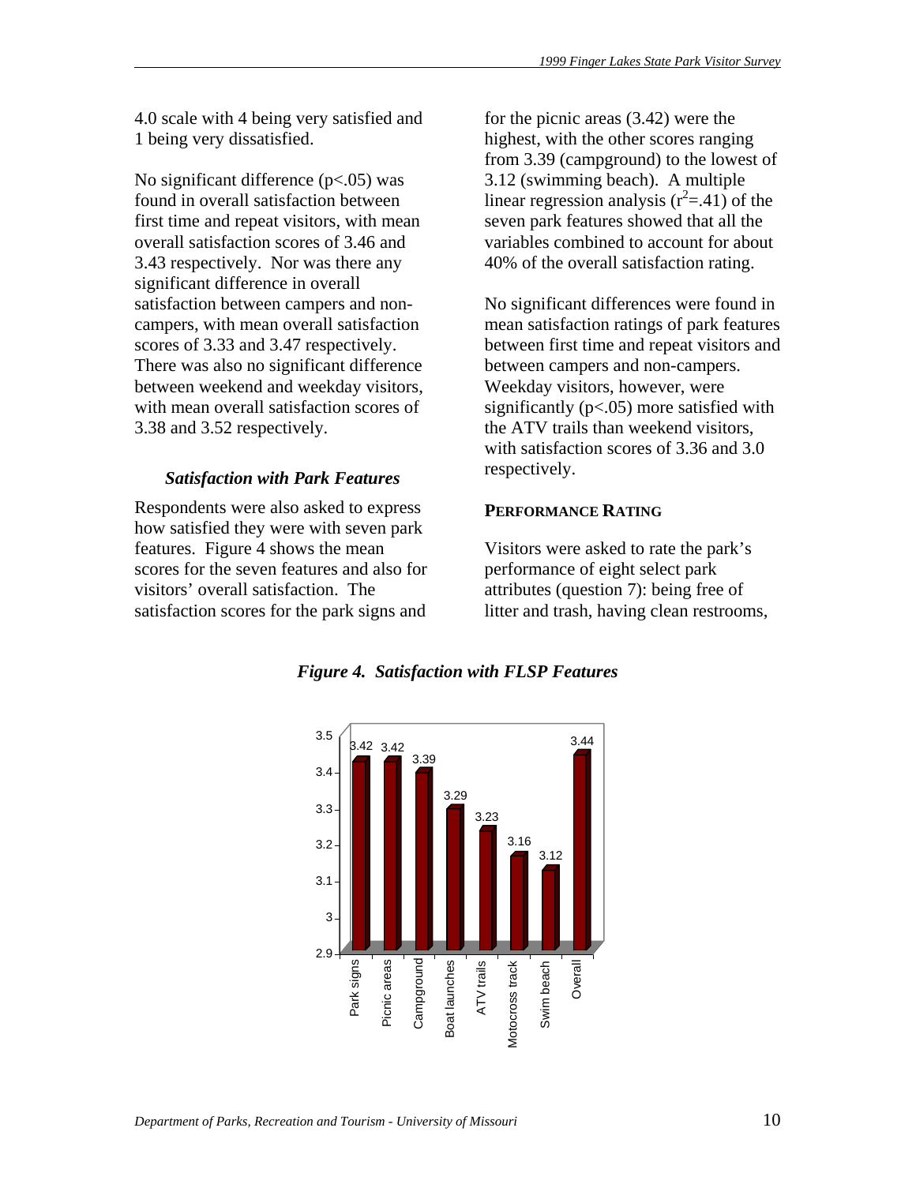4.0 scale with 4 being very satisfied and 1 being very dissatisfied.

No significant difference ($p<.05$) was found in overall satisfaction between first time and repeat visitors, with mean overall satisfaction scores of 3.46 and 3.43 respectively. Nor was there any significant difference in overall satisfaction between campers and non-campers, with mean overall satisfaction scores of 3.33 and 3.47 respectively. There was also no significant difference between weekend and weekday visitors, with mean overall satisfaction scores of 3.38 and 3.52 respectively.

### *Satisfaction with Park Features*

Respondents were also asked to express how satisfied they were with seven park features. Figure 4 shows the mean scores for the seven features and also for visitors' overall satisfaction. The satisfaction scores for the park signs and for the picnic areas (3.42) were the highest, with the other scores ranging from 3.39 (campground) to the lowest of 3.12 (swimming beach). A multiple linear regression analysis ($r^2=.41$) of the seven park features showed that all the variables combined to account for about 40% of the overall satisfaction rating.

No significant differences were found in mean satisfaction ratings of park features between first time and repeat visitors and between campers and non-campers. Weekday visitors, however, were significantly ($p<.05$) more satisfied with the ATV trails than weekend visitors, with satisfaction scores of 3.36 and 3.0 respectively.

## PERFORMANCE RATING

Visitors were asked to rate the park's performance of eight select park attributes (question 7): being free of litter and trash, having clean restrooms,

*Figure 4. Satisfaction with FLSP Features*

3.5
3.4
3.3
3.2
3.1
3
2.9

3.42
3.42
3.39
3.29
3.23
3.16
3.12
3.44

Park signs
Picnic areas
Campground
Boat launches
ATV trails
Motocross track
Swim beach
Overall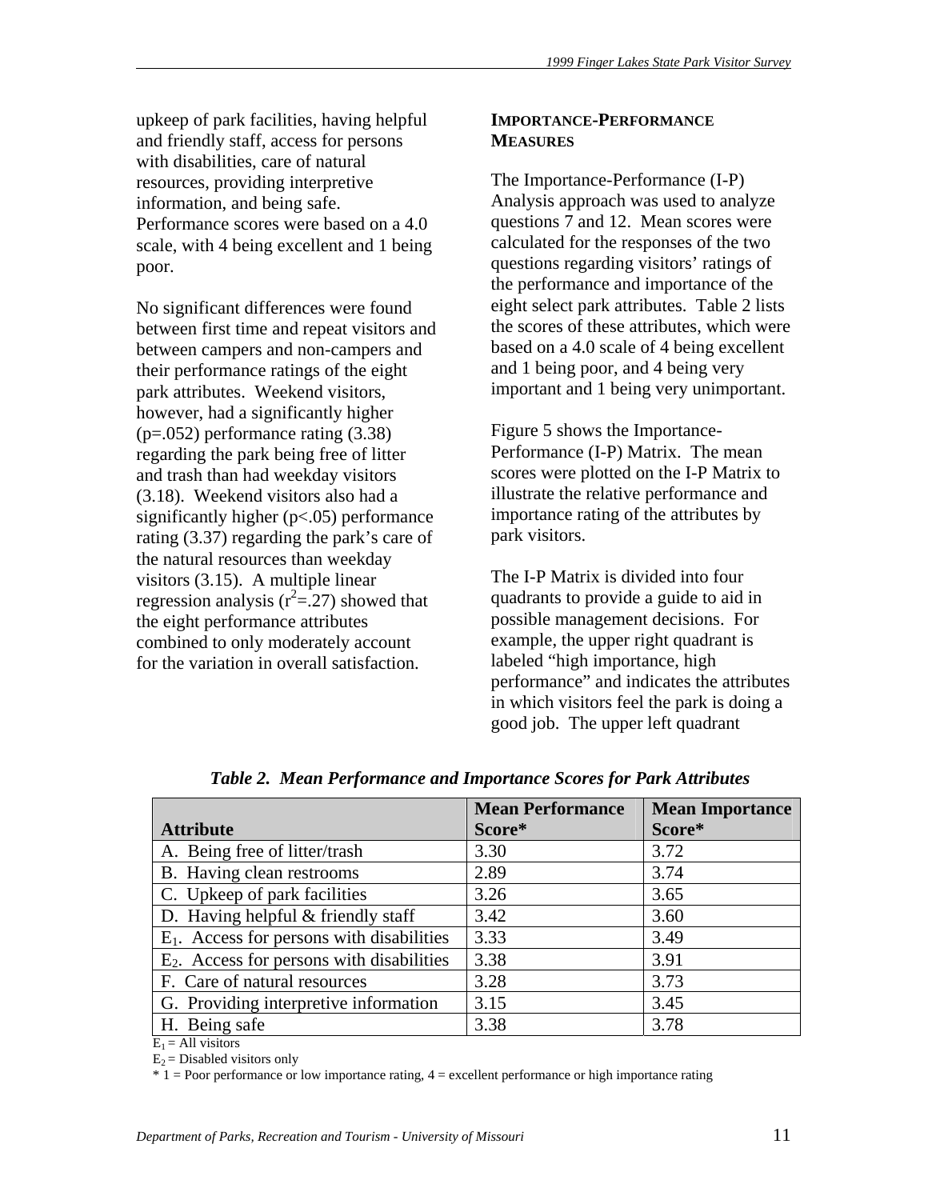upkeep of park facilities, having helpful and friendly staff, access for persons with disabilities, care of natural resources, providing interpretive information, and being safe. Performance scores were based on a 4.0 scale, with 4 being excellent and 1 being poor.

No significant differences were found between first time and repeat visitors and between campers and non-campers and their performance ratings of the eight park attributes. Weekend visitors, however, had a significantly higher ($p=.052$) performance rating (3.38) regarding the park being free of litter and trash than had weekday visitors (3.18). Weekend visitors also had a significantly higher ($p<.05$) performance rating (3.37) regarding the park's care of the natural resources than weekday visitors (3.15). A multiple linear regression analysis ($r^2=.27$) showed that the eight performance attributes combined to only moderately account for the variation in overall satisfaction.

### IMPORTANCE-PERFORMANCE MEASURES

The Importance-Performance (I-P) Analysis approach was used to analyze questions 7 and 12. Mean scores were calculated for the responses of the two questions regarding visitors' ratings of the performance and importance of the eight select park attributes. Table 2 lists the scores of these attributes, which were based on a 4.0 scale of 4 being excellent and 1 being poor, and 4 being very important and 1 being very unimportant.

Figure 5 shows the Importance-Performance (I-P) Matrix. The mean scores were plotted on the I-P Matrix to illustrate the relative performance and importance rating of the attributes by park visitors.

The I-P Matrix is divided into four quadrants to provide a guide to aid in possible management decisions. For example, the upper right quadrant is labeled "high importance, high performance" and indicates the attributes in which visitors feel the park is doing a good job. The upper left quadrant

***Table 2. Mean Performance and Importance Scores for Park Attributes***

| Attribute | Mean Performance Score* | Mean Importance Score* |
|---|---|---|
| A. Being free of litter/trash | 3.30 | 3.72 |
| B. Having clean restrooms | 2.89 | 3.74 |
| C. Upkeep of park facilities | 3.26 | 3.65 |
| D. Having helpful & friendly staff | 3.42 | 3.60 |
| $E_1$. Access for persons with disabilities | 3.33 | 3.49 |
| $E_2$. Access for persons with disabilities | 3.38 | 3.91 |
| F. Care of natural resources | 3.28 | 3.73 |
| G. Providing interpretive information | 3.15 | 3.45 |
| H. Being safe | 3.38 | 3.78 |

$E_1$ = All visitors

$E_2$ = Disabled visitors only

* 1 = Poor performance or low importance rating, 4 = excellent performance or high importance rating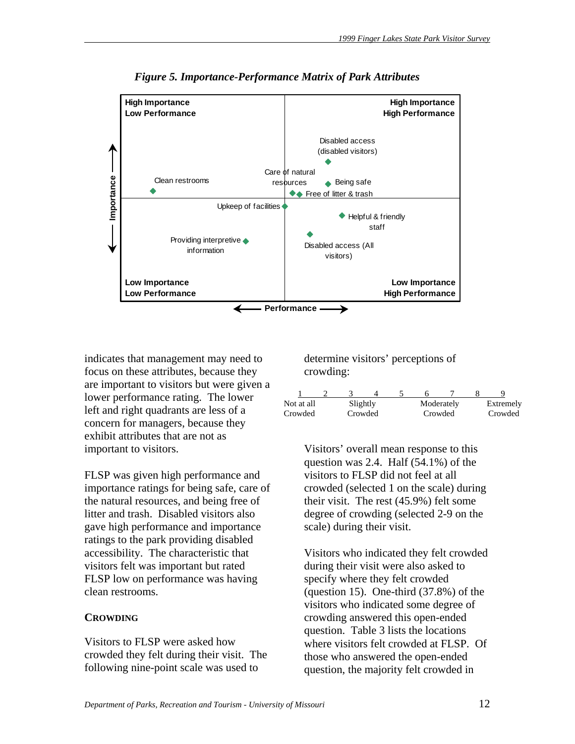*Figure 5. Importance-Performance Matrix of Park Attributes*

High Importance
Low Performance

High Importance
High Performance

Low Importance
Low Performance

Low Importance
High Performance

Importance

Performance

Disabled access (disabled visitors)

Clean restrooms

Care of natural resources

Being safe

Free of litter & trash

Upkeep of facilities

Helpful & friendly staff

Providing interpretive information

Disabled access (All visitors)

indicates that management may need to focus on these attributes, because they are important to visitors but were given a lower performance rating. The lower left and right quadrants are less of a concern for managers, because they exhibit attributes that are not as important to visitors.

FLSP was given high performance and importance ratings for being safe, care of the natural resources, and being free of litter and trash. Disabled visitors also gave high performance and importance ratings to the park providing disabled accessibility. The characteristic that visitors felt was important but rated FLSP low on performance was having clean restrooms.

## Crowding

Visitors to FLSP were asked how crowded they felt during their visit. The following nine-point scale was used to determine visitors' perceptions of crowding:

| 1 | 2 | 3 | 4 | 5 | 6 | 7 | 8 | 9 |
|---|---|---|---|---|---|---|---|---|
| Not at all Crowded | | Slightly Crowded | | | Moderately Crowded | | | Extremely Crowded |

Visitors' overall mean response to this question was 2.4. Half (54.1%) of the visitors to FLSP did not feel at all crowded (selected 1 on the scale) during their visit. The rest (45.9%) felt some degree of crowding (selected 2-9 on the scale) during their visit.

Visitors who indicated they felt crowded during their visit were also asked to specify where they felt crowded (question 15). One-third (37.8%) of the visitors who indicated some degree of crowding answered this open-ended question. Table 3 lists the locations where visitors felt crowded at FLSP. Of those who answered the open-ended question, the majority felt crowded in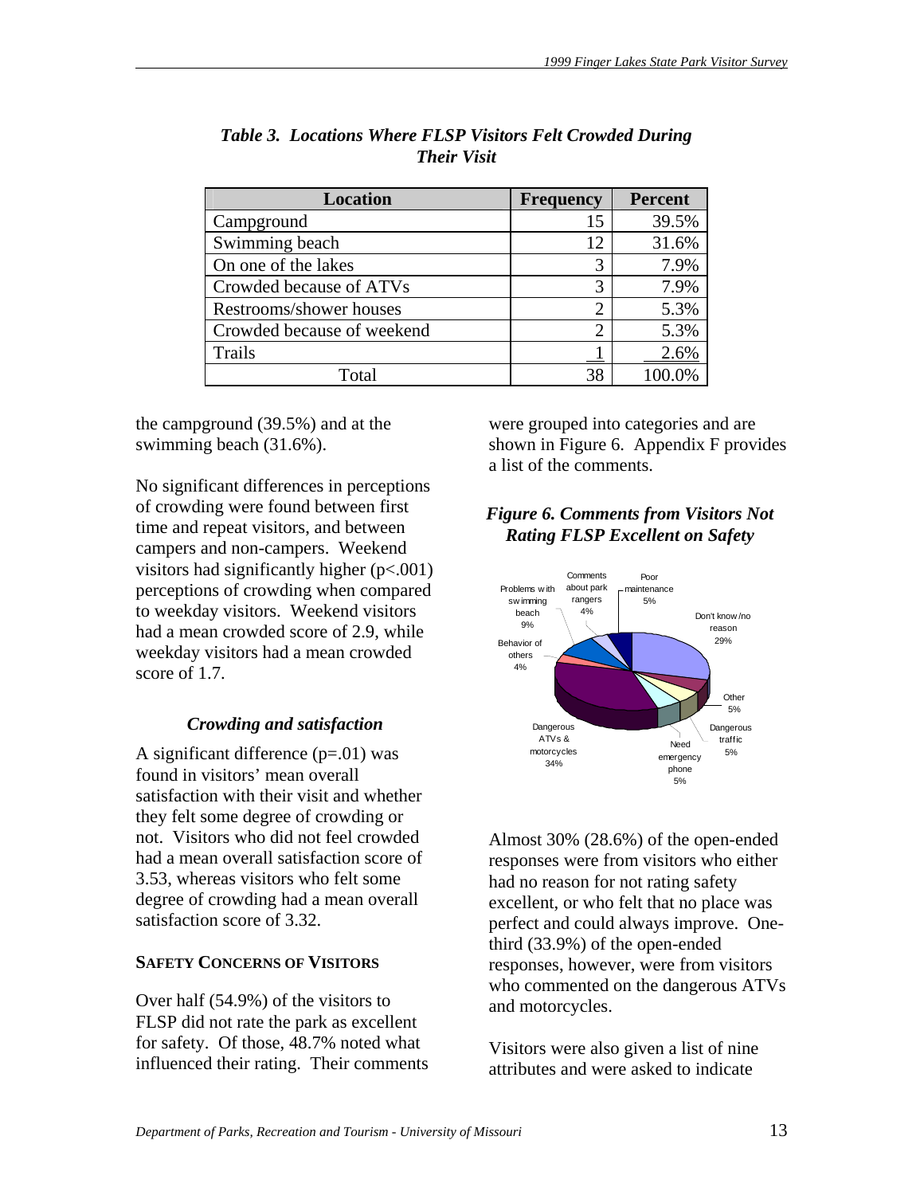*Table 3. Locations Where FLSP Visitors Felt Crowded During Their Visit*

| Location | Frequency | Percent |
|---|---|---|
| Campground | 15 | 39.5% |
| Swimming beach | 12 | 31.6% |
| On one of the lakes | 3 | 7.9% |
| Crowded because of ATVs | 3 | 7.9% |
| Restrooms/shower houses | 2 | 5.3% |
| Crowded because of weekend | 2 | 5.3% |
| Trails | 1 | 2.6% |
| Total | 38 | 100.0% |

the campground (39.5%) and at the swimming beach (31.6%).

No significant differences in perceptions of crowding were found between first time and repeat visitors, and between campers and non-campers. Weekend visitors had significantly higher ($p<.001$) perceptions of crowding when compared to weekday visitors. Weekend visitors had a mean crowded score of 2.9, while weekday visitors had a mean crowded score of 1.7.

### *Crowding and satisfaction*

A significant difference ($p=.01$) was found in visitors' mean overall satisfaction with their visit and whether they felt some degree of crowding or not. Visitors who did not feel crowded had a mean overall satisfaction score of 3.53, whereas visitors who felt some degree of crowding had a mean overall satisfaction score of 3.32.

## SAFETY CONCERNS OF VISITORS

Over half (54.9%) of the visitors to FLSP did not rate the park as excellent for safety. Of those, 48.7% noted what influenced their rating. Their comments were grouped into categories and are shown in Figure 6. Appendix F provides a list of the comments.

***Figure 6. Comments from Visitors Not Rating FLSP Excellent on Safety***

Comments about park rangers 4%
Poor maintenance 5%
Problems with swimming beach 9%
Don't know/no reason 29%
Behavior of others 4%
Other 5%
Dangerous traffic 5%
Dangerous ATVs & motorcycles 34%
Need emergency phone 5%

Almost 30% (28.6%) of the open-ended responses were from visitors who either had no reason for not rating safety excellent, or who felt that no place was perfect and could always improve. One-third (33.9%) of the open-ended responses, however, were from visitors who commented on the dangerous ATVs and motorcycles.

Visitors were also given a list of nine attributes and were asked to indicate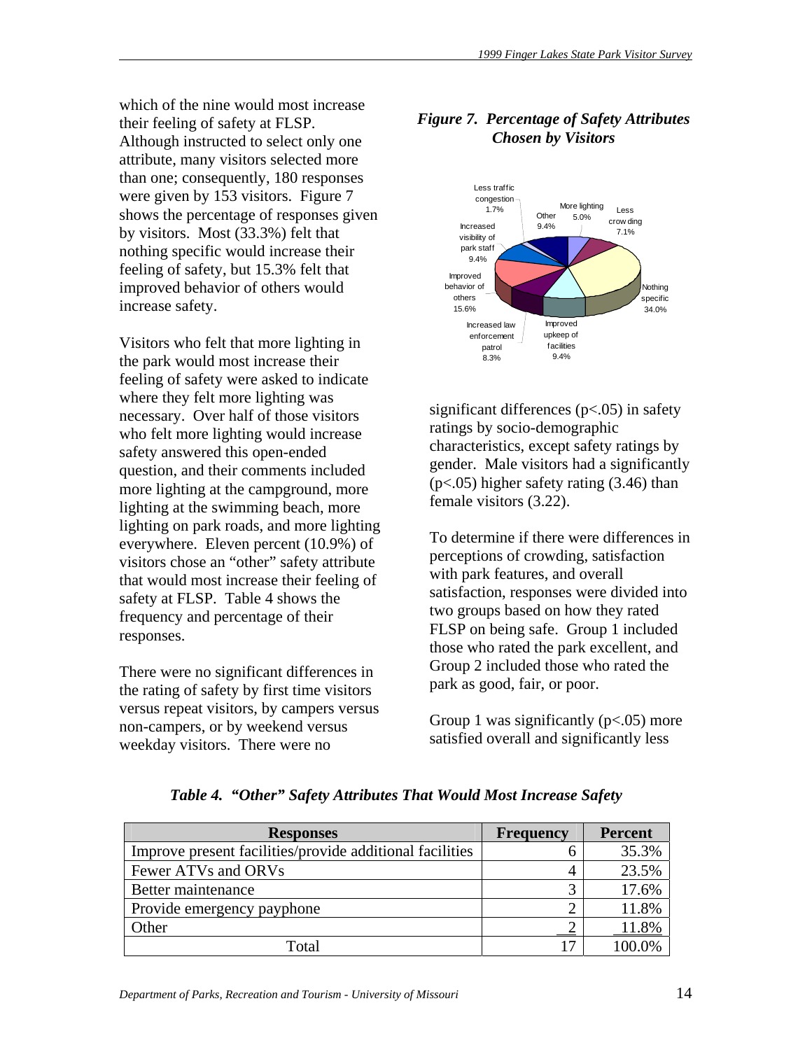which of the nine would most increase their feeling of safety at FLSP. Although instructed to select only one attribute, many visitors selected more than one; consequently, 180 responses were given by 153 visitors. Figure 7 shows the percentage of responses given by visitors. Most (33.3%) felt that nothing specific would increase their feeling of safety, but 15.3% felt that improved behavior of others would increase safety.

Visitors who felt that more lighting in the park would most increase their feeling of safety were asked to indicate where they felt more lighting was necessary. Over half of those visitors who felt more lighting would increase safety answered this open-ended question, and their comments included more lighting at the campground, more lighting at the swimming beach, more lighting on park roads, and more lighting everywhere. Eleven percent (10.9%) of visitors chose an "other" safety attribute that would most increase their feeling of safety at FLSP. Table 4 shows the frequency and percentage of their responses.

There were no significant differences in the rating of safety by first time visitors versus repeat visitors, by campers versus non-campers, or by weekend versus weekday visitors. There were no significant differences ($p<.05$) in safety ratings by socio-demographic characteristics, except safety ratings by gender. Male visitors had a significantly ($p<.05$) higher safety rating (3.46) than female visitors (3.22).

***Figure 7. Percentage of Safety Attributes Chosen by Visitors***

Less traffic congestion 1.7%
Other 9.4%
More lighting 5.0%
Less crowding 7.1%
Increased visibility of park staff 9.4%
Improved behavior of others 15.6%
Nothing specific 34.0%
Increased law enforcement patrol 8.3%
Improved upkeep of facilities 9.4%

To determine if there were differences in perceptions of crowding, satisfaction with park features, and overall satisfaction, responses were divided into two groups based on how they rated FLSP on being safe. Group 1 included those who rated the park excellent, and Group 2 included those who rated the park as good, fair, or poor.

Group 1 was significantly ($p<.05$) more satisfied overall and significantly less

***Table 4. "Other" Safety Attributes That Would Most Increase Safety***

| Responses | Frequency | Percent |
|---|---|---|
| Improve present facilities/provide additional facilities | 6 | 35.3% |
| Fewer ATVs and ORVs | 4 | 23.5% |
| Better maintenance | 3 | 17.6% |
| Provide emergency payphone | 2 | 11.8% |
| Other | 2 | 11.8% |
| Total | 17 | 100.0% |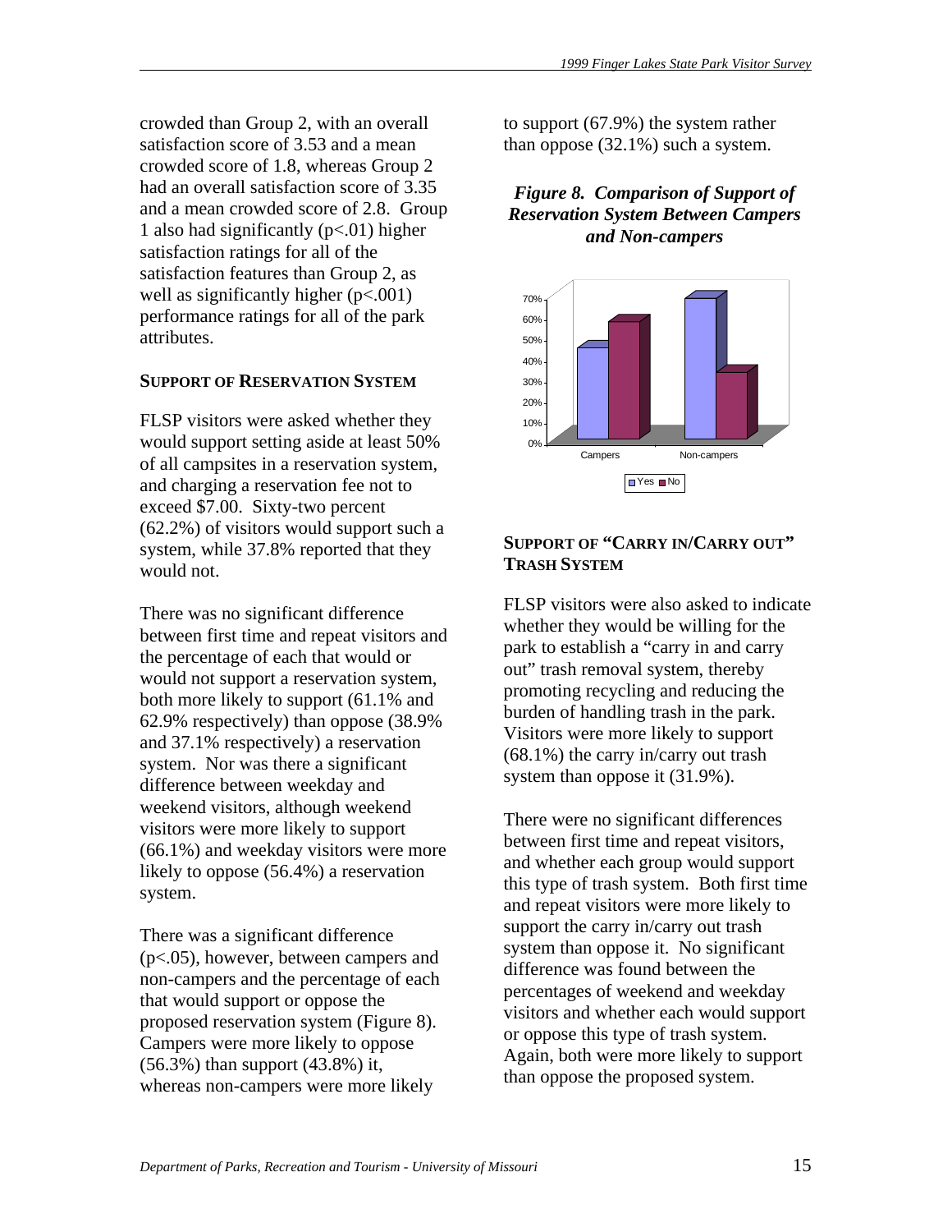crowded than Group 2, with an overall satisfaction score of 3.53 and a mean crowded score of 1.8, whereas Group 2 had an overall satisfaction score of 3.35 and a mean crowded score of 2.8. Group 1 also had significantly ($p<.01$) higher satisfaction ratings for all of the satisfaction features than Group 2, as well as significantly higher ($p<.001$) performance ratings for all of the park attributes.

### SUPPORT OF RESERVATION SYSTEM

FLSP visitors were asked whether they would support setting aside at least 50% of all campsites in a reservation system, and charging a reservation fee not to exceed $7.00. Sixty-two percent (62.2%) of visitors would support such a system, while 37.8% reported that they would not.

There was no significant difference between first time and repeat visitors and the percentage of each that would or would not support a reservation system, both more likely to support (61.1% and 62.9% respectively) than oppose (38.9% and 37.1% respectively) a reservation system. Nor was there a significant difference between weekday and weekend visitors, although weekend visitors were more likely to support (66.1%) and weekday visitors were more likely to oppose (56.4%) a reservation system.

There was a significant difference ($p<.05$), however, between campers and non-campers and the percentage of each that would support or oppose the proposed reservation system (Figure 8). Campers were more likely to oppose (56.3%) than support (43.8%) it, whereas non-campers were more likely to support (67.9%) the system rather than oppose (32.1%) such a system.

***Figure 8. Comparison of Support of Reservation System Between Campers and Non-campers***

70%
60%
50%
40%
30%
20%
10%
0%
Campers
Non-campers
Yes
No

### SUPPORT OF "CARRY IN/CARRY OUT" TRASH SYSTEM

FLSP visitors were also asked to indicate whether they would be willing for the park to establish a "carry in and carry out" trash removal system, thereby promoting recycling and reducing the burden of handling trash in the park. Visitors were more likely to support (68.1%) the carry in/carry out trash system than oppose it (31.9%).

There were no significant differences between first time and repeat visitors, and whether each group would support this type of trash system. Both first time and repeat visitors were more likely to support the carry in/carry out trash system than oppose it. No significant difference was found between the percentages of weekend and weekday visitors and whether each would support or oppose this type of trash system. Again, both were more likely to support than oppose the proposed system.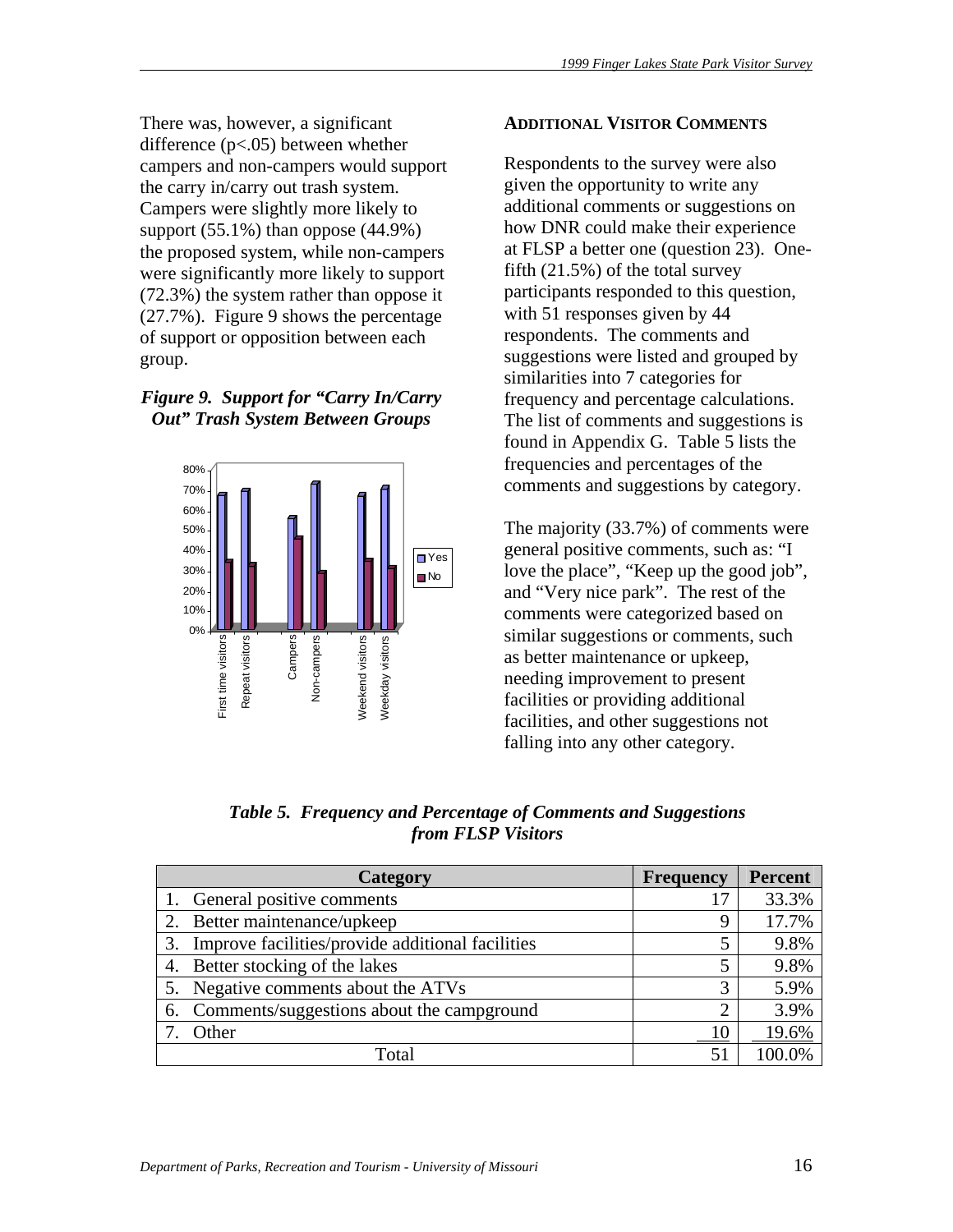There was, however, a significant difference ($p<.05$) between whether campers and non-campers would support the carry in/carry out trash system. Campers were slightly more likely to support (55.1%) than oppose (44.9%) the proposed system, while non-campers were significantly more likely to support (72.3%) the system rather than oppose it (27.7%). Figure 9 shows the percentage of support or opposition between each group.

***Figure 9. Support for "Carry In/Carry Out" Trash System Between Groups***

### ADDITIONAL VISITOR COMMENTS

Respondents to the survey were also given the opportunity to write any additional comments or suggestions on how DNR could make their experience at FLSP a better one (question 23). One-fifth (21.5%) of the total survey participants responded to this question, with 51 responses given by 44 respondents. The comments and suggestions were listed and grouped by similarities into 7 categories for frequency and percentage calculations. The list of comments and suggestions is found in Appendix G. Table 5 lists the frequencies and percentages of the comments and suggestions by category.

The majority (33.7%) of comments were general positive comments, such as: "I love the place", "Keep up the good job", and "Very nice park". The rest of the comments were categorized based on similar suggestions or comments, such as better maintenance or upkeep, needing improvement to present facilities or providing additional facilities, and other suggestions not falling into any other category.

***Table 5. Frequency and Percentage of Comments and Suggestions from FLSP Visitors***

| Category | Frequency | Percent |
|---|---|---|
| 1. General positive comments | 17 | 33.3% |
| 2. Better maintenance/upkeep | 9 | 17.7% |
| 3. Improve facilities/provide additional facilities | 5 | 9.8% |
| 4. Better stocking of the lakes | 5 | 9.8% |
| 5. Negative comments about the ATVs | 3 | 5.9% |
| 6. Comments/suggestions about the campground | 2 | 3.9% |
| 7. Other | 10 | 19.6% |
| Total | 51 | 100.0% |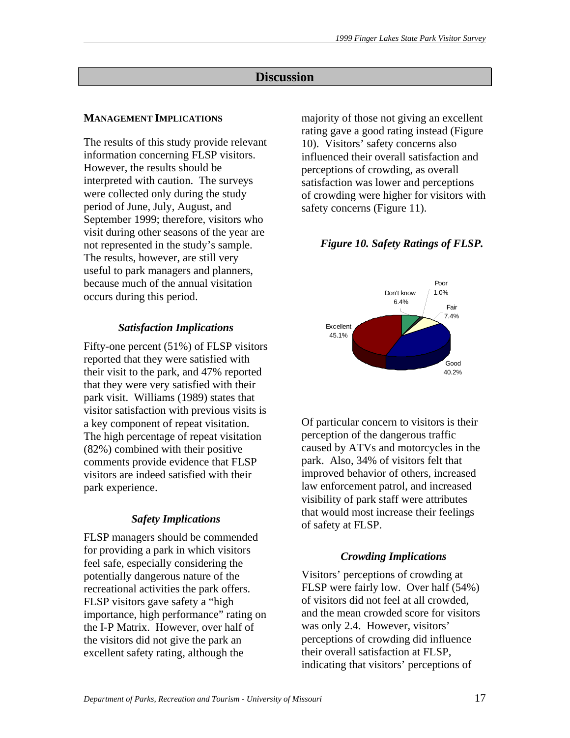## Discussion

### MANAGEMENT IMPLICATIONS

The results of this study provide relevant information concerning FLSP visitors. However, the results should be interpreted with caution. The surveys were collected only during the study period of June, July, August, and September 1999; therefore, visitors who visit during other seasons of the year are not represented in the study's sample. The results, however, are still very useful to park managers and planners, because much of the annual visitation occurs during this period.

#### *Satisfaction Implications*

Fifty-one percent (51%) of FLSP visitors reported that they were satisfied with their visit to the park, and 47% reported that they were very satisfied with their park visit. Williams (1989) states that visitor satisfaction with previous visits is a key component of repeat visitation. The high percentage of repeat visitation (82%) combined with their positive comments provide evidence that FLSP visitors are indeed satisfied with their park experience.

#### *Safety Implications*

FLSP managers should be commended for providing a park in which visitors feel safe, especially considering the potentially dangerous nature of the recreational activities the park offers. FLSP visitors gave safety a "high importance, high performance" rating on the I-P Matrix. However, over half of the visitors did not give the park an excellent safety rating, although the majority of those not giving an excellent rating gave a good rating instead (Figure 10). Visitors' safety concerns also influenced their overall satisfaction and perceptions of crowding, as overall satisfaction was lower and perceptions of crowding were higher for visitors with safety concerns (Figure 11).

***Figure 10. Safety Ratings of FLSP.***

Poor
1.0%
Don't know
6.4%
Fair
7.4%
Excellent
45.1%
Good
40.2%

Of particular concern to visitors is their perception of the dangerous traffic caused by ATVs and motorcycles in the park. Also, 34% of visitors felt that improved behavior of others, increased law enforcement patrol, and increased visibility of park staff were attributes that would most increase their feelings of safety at FLSP.

#### *Crowding Implications*

Visitors' perceptions of crowding at FLSP were fairly low. Over half (54%) of visitors did not feel at all crowded, and the mean crowded score for visitors was only 2.4. However, visitors' perceptions of crowding did influence their overall satisfaction at FLSP, indicating that visitors' perceptions of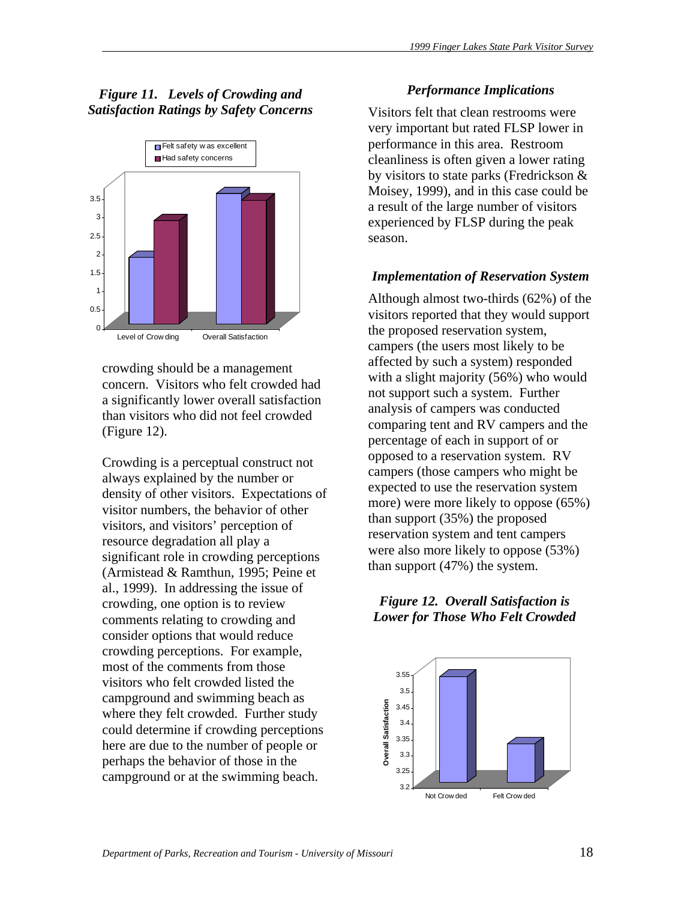*Figure 11. Levels of Crowding and Satisfaction Ratings by Safety Concerns*

Felt safety was excellent
Had safety concerns

3.5
3
2.5
2
1.5
1
0.5
0

Level of Crowding
Overall Satisfaction

crowding should be a management concern. Visitors who felt crowded had a significantly lower overall satisfaction than visitors who did not feel crowded (Figure 12).

Crowding is a perceptual construct not always explained by the number or density of other visitors. Expectations of visitor numbers, the behavior of other visitors, and visitors' perception of resource degradation all play a significant role in crowding perceptions (Armistead & Ramthun, 1995; Peine et al., 1999). In addressing the issue of crowding, one option is to review comments relating to crowding and consider options that would reduce crowding perceptions. For example, most of the comments from those visitors who felt crowded listed the campground and swimming beach as where they felt crowded. Further study could determine if crowding perceptions here are due to the number of people or perhaps the behavior of those in the campground or at the swimming beach.

### *Performance Implications*

Visitors felt that clean restrooms were very important but rated FLSP lower in performance in this area. Restroom cleanliness is often given a lower rating by visitors to state parks (Fredrickson & Moisey, 1999), and in this case could be a result of the large number of visitors experienced by FLSP during the peak season.

### *Implementation of Reservation System*

Although almost two-thirds (62%) of the visitors reported that they would support the proposed reservation system, campers (the users most likely to be affected by such a system) responded with a slight majority (56%) who would not support such a system. Further analysis of campers was conducted comparing tent and RV campers and the percentage of each in support of or opposed to a reservation system. RV campers (those campers who might be expected to use the reservation system more) were more likely to oppose (65%) than support (35%) the proposed reservation system and tent campers were also more likely to oppose (53%) than support (47%) the system.

*Figure 12. Overall Satisfaction is Lower for Those Who Felt Crowded*

Overall Satisfaction

3.55
3.5
3.45
3.4
3.35
3.3
3.25
3.2

Not Crowded
Felt Crowded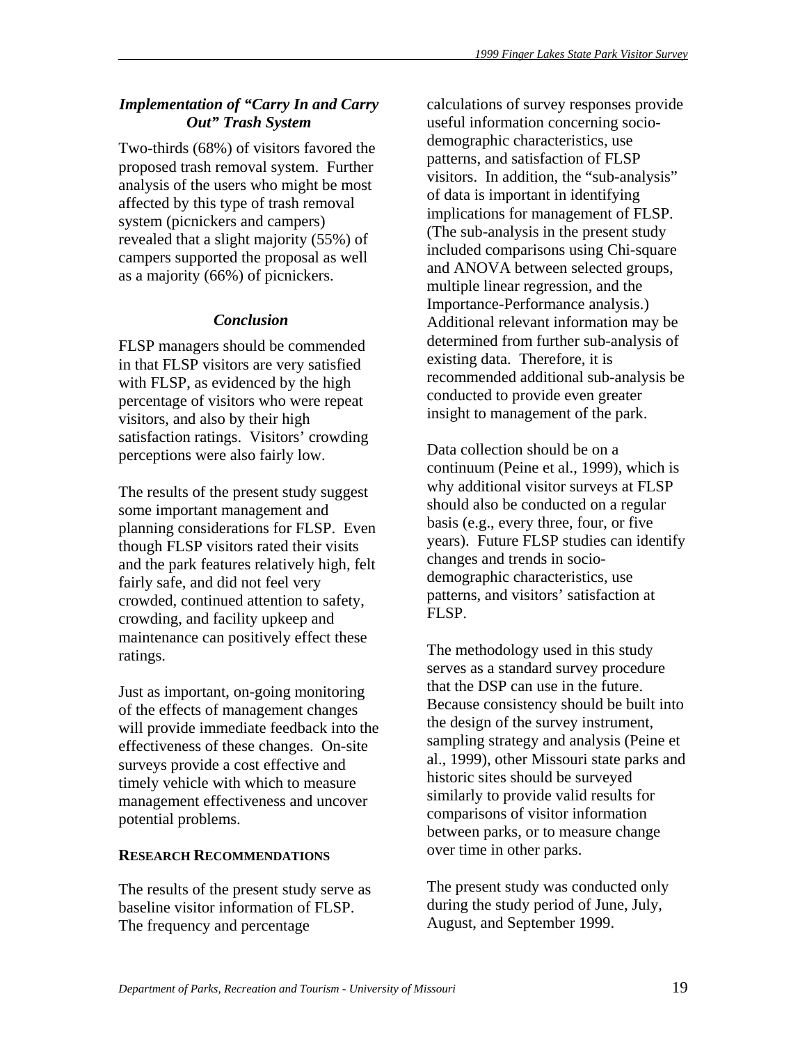### *Implementation of "Carry In and Carry Out" Trash System*

Two-thirds (68%) of visitors favored the proposed trash removal system. Further analysis of the users who might be most affected by this type of trash removal system (picnickers and campers) revealed that a slight majority (55%) of campers supported the proposal as well as a majority (66%) of picnickers.

### *Conclusion*

FLSP managers should be commended in that FLSP visitors are very satisfied with FLSP, as evidenced by the high percentage of visitors who were repeat visitors, and also by their high satisfaction ratings. Visitors' crowding perceptions were also fairly low.

The results of the present study suggest some important management and planning considerations for FLSP. Even though FLSP visitors rated their visits and the park features relatively high, felt fairly safe, and did not feel very crowded, continued attention to safety, crowding, and facility upkeep and maintenance can positively effect these ratings.

Just as important, on-going monitoring of the effects of management changes will provide immediate feedback into the effectiveness of these changes. On-site surveys provide a cost effective and timely vehicle with which to measure management effectiveness and uncover potential problems.

## RESEARCH RECOMMENDATIONS

The results of the present study serve as baseline visitor information of FLSP. The frequency and percentage calculations of survey responses provide useful information concerning socio-demographic characteristics, use patterns, and satisfaction of FLSP visitors. In addition, the "sub-analysis" of data is important in identifying implications for management of FLSP. (The sub-analysis in the present study included comparisons using Chi-square and ANOVA between selected groups, multiple linear regression, and the Importance-Performance analysis.) Additional relevant information may be determined from further sub-analysis of existing data. Therefore, it is recommended additional sub-analysis be conducted to provide even greater insight to management of the park.

Data collection should be on a continuum (Peine et al., 1999), which is why additional visitor surveys at FLSP should also be conducted on a regular basis (e.g., every three, four, or five years). Future FLSP studies can identify changes and trends in socio-demographic characteristics, use patterns, and visitors' satisfaction at FLSP.

The methodology used in this study serves as a standard survey procedure that the DSP can use in the future. Because consistency should be built into the design of the survey instrument, sampling strategy and analysis (Peine et al., 1999), other Missouri state parks and historic sites should be surveyed similarly to provide valid results for comparisons of visitor information between parks, or to measure change over time in other parks.

The present study was conducted only during the study period of June, July, August, and September 1999.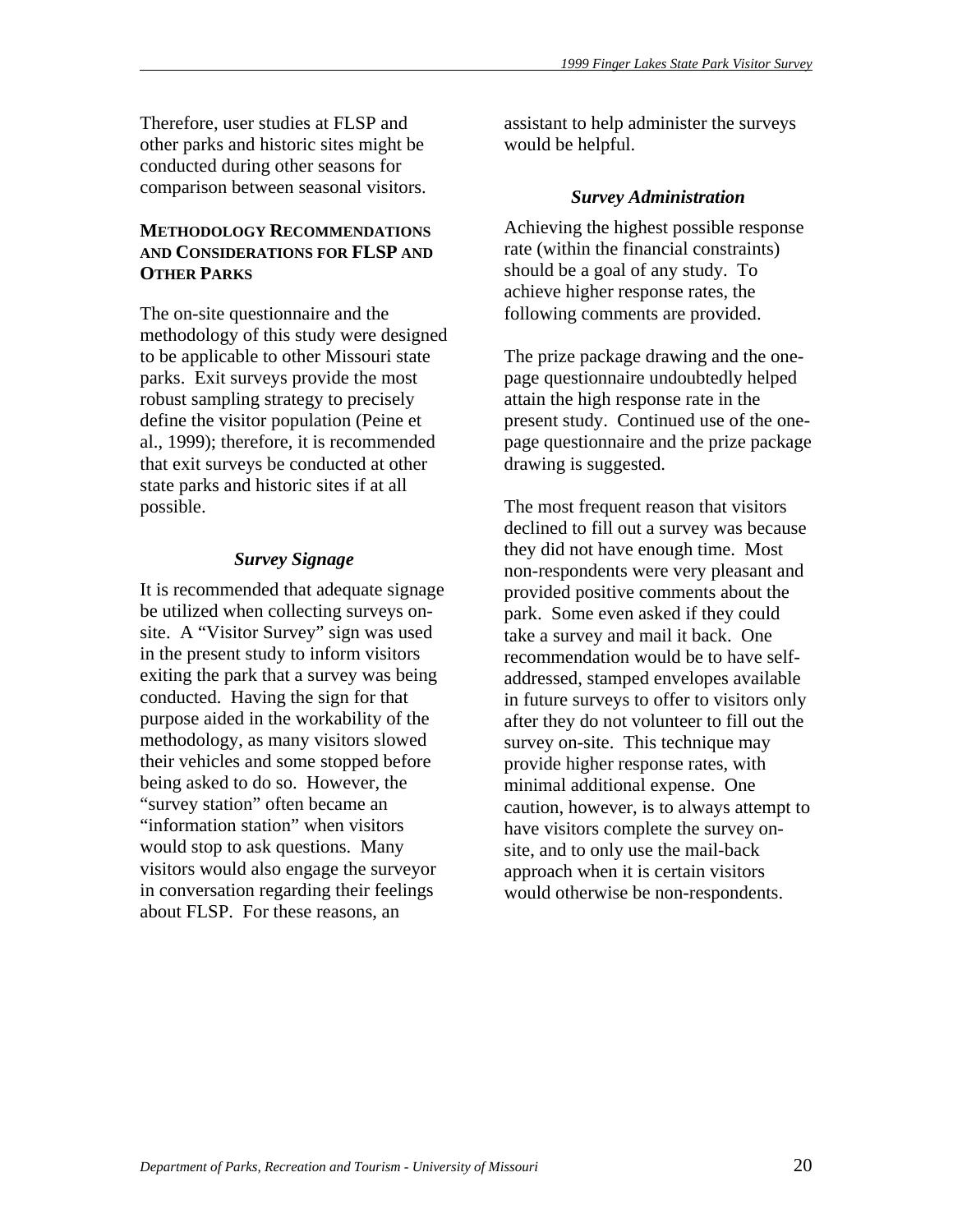Therefore, user studies at FLSP and other parks and historic sites might be conducted during other seasons for comparison between seasonal visitors.

## METHODOLOGY RECOMMENDATIONS AND CONSIDERATIONS FOR FLSP AND OTHER PARKS

The on-site questionnaire and the methodology of this study were designed to be applicable to other Missouri state parks. Exit surveys provide the most robust sampling strategy to precisely define the visitor population (Peine et al., 1999); therefore, it is recommended that exit surveys be conducted at other state parks and historic sites if at all possible.

### *Survey Signage*

It is recommended that adequate signage be utilized when collecting surveys on-site. A "Visitor Survey" sign was used in the present study to inform visitors exiting the park that a survey was being conducted. Having the sign for that purpose aided in the workability of the methodology, as many visitors slowed their vehicles and some stopped before being asked to do so. However, the "survey station" often became an "information station" when visitors would stop to ask questions. Many visitors would also engage the surveyor in conversation regarding their feelings about FLSP. For these reasons, an assistant to help administer the surveys would be helpful.

### *Survey Administration*

Achieving the highest possible response rate (within the financial constraints) should be a goal of any study. To achieve higher response rates, the following comments are provided.

The prize package drawing and the one-page questionnaire undoubtedly helped attain the high response rate in the present study. Continued use of the one-page questionnaire and the prize package drawing is suggested.

The most frequent reason that visitors declined to fill out a survey was because they did not have enough time. Most non-respondents were very pleasant and provided positive comments about the park. Some even asked if they could take a survey and mail it back. One recommendation would be to have self-addressed, stamped envelopes available in future surveys to offer to visitors only after they do not volunteer to fill out the survey on-site. This technique may provide higher response rates, with minimal additional expense. One caution, however, is to always attempt to have visitors complete the survey on-site, and to only use the mail-back approach when it is certain visitors would otherwise be non-respondents.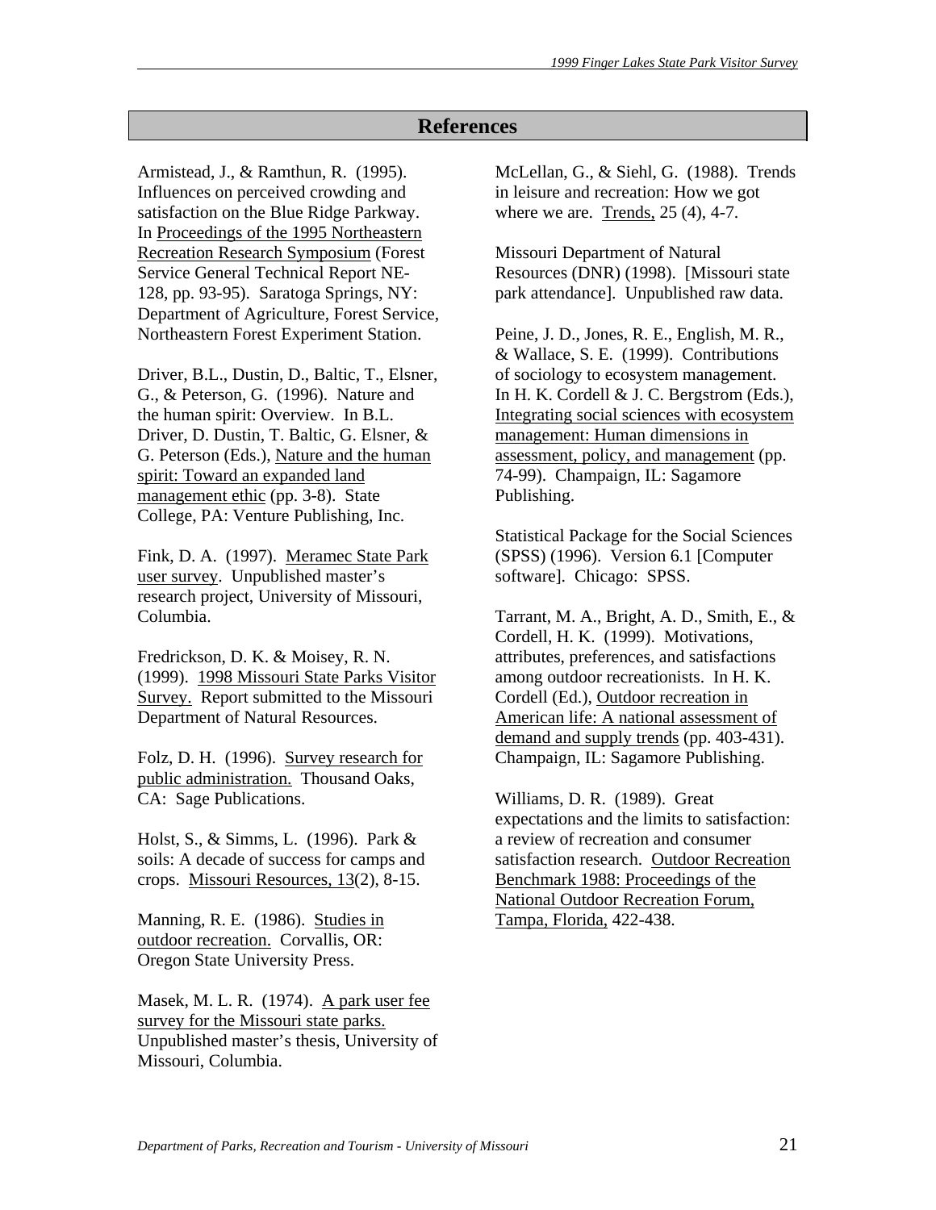## References

Armistead, J., & Ramthun, R. (1995). Influences on perceived crowding and satisfaction on the Blue Ridge Parkway. In Proceedings of the 1995 Northeastern Recreation Research Symposium (Forest Service General Technical Report NE-128, pp. 93-95). Saratoga Springs, NY: Department of Agriculture, Forest Service, Northeastern Forest Experiment Station.

Driver, B.L., Dustin, D., Baltic, T., Elsner, G., & Peterson, G. (1996). Nature and the human spirit: Overview. In B.L. Driver, D. Dustin, T. Baltic, G. Elsner, & G. Peterson (Eds.), Nature and the human spirit: Toward an expanded land management ethic (pp. 3-8). State College, PA: Venture Publishing, Inc.

Fink, D. A. (1997). Meramec State Park user survey. Unpublished master's research project, University of Missouri, Columbia.

Fredrickson, D. K. & Moisey, R. N. (1999). 1998 Missouri State Parks Visitor Survey. Report submitted to the Missouri Department of Natural Resources.

Folz, D. H. (1996). Survey research for public administration. Thousand Oaks, CA: Sage Publications.

Holst, S., & Simms, L. (1996). Park & soils: A decade of success for camps and crops. Missouri Resources, 13(2), 8-15.

Manning, R. E. (1986). Studies in outdoor recreation. Corvallis, OR: Oregon State University Press.

Masek, M. L. R. (1974). A park user fee survey for the Missouri state parks. Unpublished master's thesis, University of Missouri, Columbia.

McLellan, G., & Siehl, G. (1988). Trends in leisure and recreation: How we got where we are. Trends, 25 (4), 4-7.

Missouri Department of Natural Resources (DNR) (1998). [Missouri state park attendance]. Unpublished raw data.

Peine, J. D., Jones, R. E., English, M. R., & Wallace, S. E. (1999). Contributions of sociology to ecosystem management. In H. K. Cordell & J. C. Bergstrom (Eds.), Integrating social sciences with ecosystem management: Human dimensions in assessment, policy, and management (pp. 74-99). Champaign, IL: Sagamore Publishing.

Statistical Package for the Social Sciences (SPSS) (1996). Version 6.1 [Computer software]. Chicago: SPSS.

Tarrant, M. A., Bright, A. D., Smith, E., & Cordell, H. K. (1999). Motivations, attributes, preferences, and satisfactions among outdoor recreationists. In H. K. Cordell (Ed.), Outdoor recreation in American life: A national assessment of demand and supply trends (pp. 403-431). Champaign, IL: Sagamore Publishing.

Williams, D. R. (1989). Great expectations and the limits to satisfaction: a review of recreation and consumer satisfaction research. Outdoor Recreation Benchmark 1988: Proceedings of the National Outdoor Recreation Forum, Tampa, Florida, 422-438.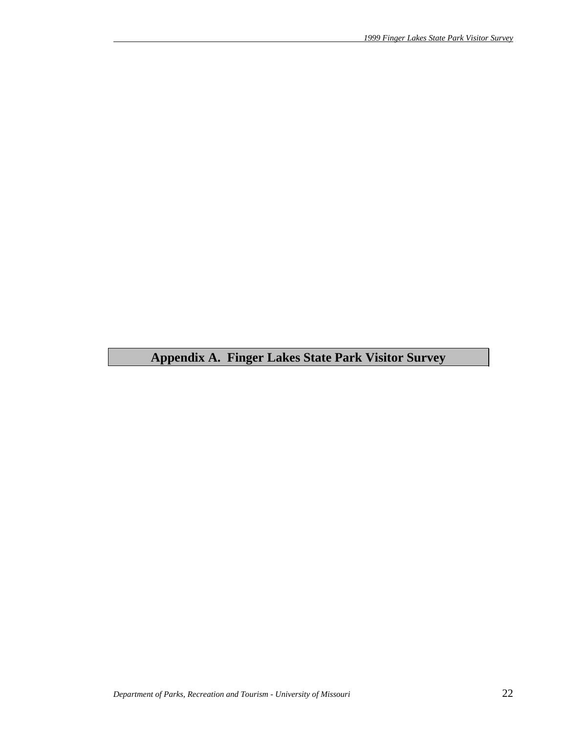# Appendix A. Finger Lakes State Park Visitor Survey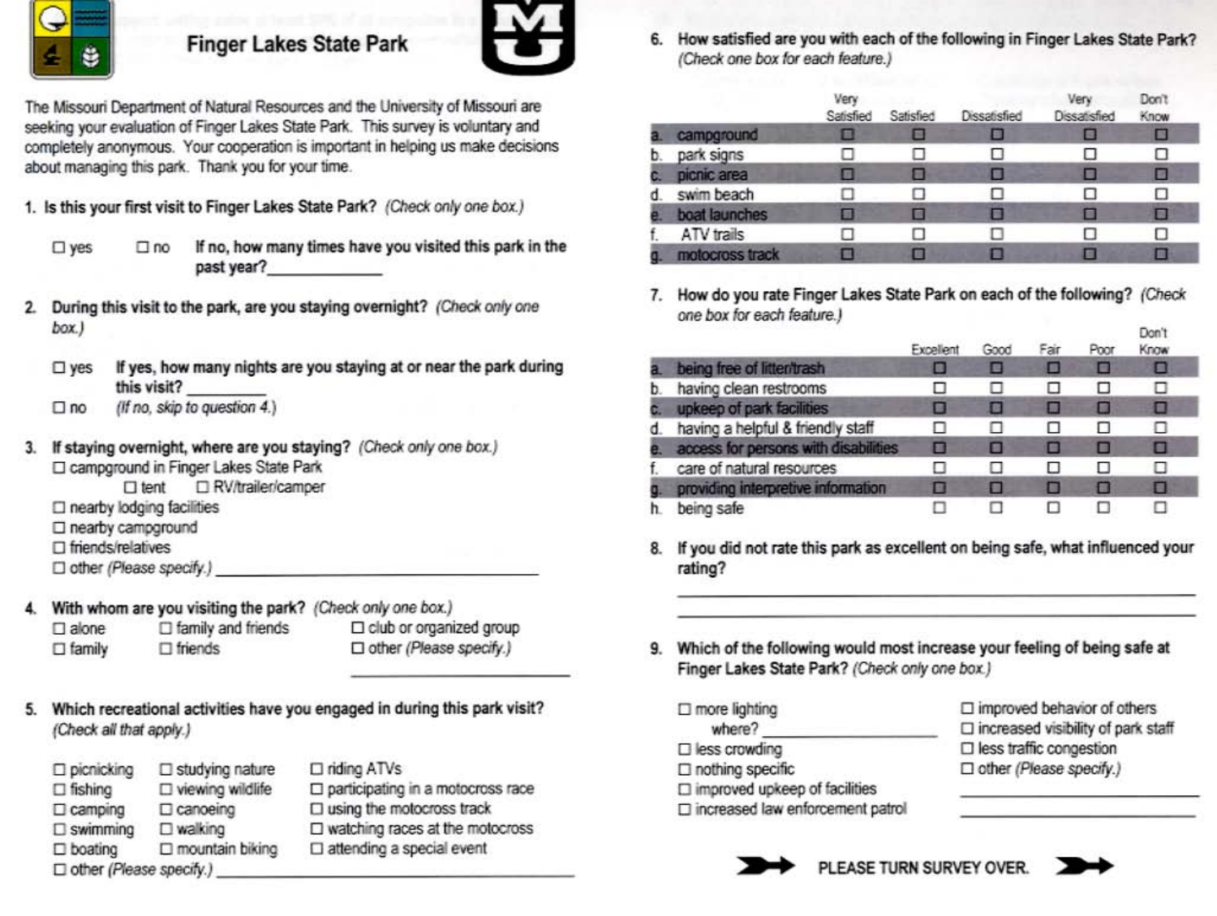# Finger Lakes State Park

The Missouri Department of Natural Resources and the University of Missouri are seeking your evaluation of Finger Lakes State Park. This survey is voluntary and completely anonymous. Your cooperation is important in helping us make decisions about managing this park. Thank you for your time.

**1. Is this your first visit to Finger Lakes State Park?** *(Check only one box.)*

☐ yes ☐ no **If no, how many times have you visited this park in the past year?**\_\_\_\_\_\_\_\_\_\_\_\_

**2. During this visit to the park, are you staying overnight?** *(Check only one box.)*

☐ yes **If yes, how many nights are you staying at or near the park during this visit?** \_\_\_\_\_\_\_\_\_\_

☐ no *(If no, skip to question 4.)*

**3. If staying overnight, where are you staying?** *(Check only one box.)*

☐ campground in Finger Lakes State Park
  ☐ tent ☐ RV/trailer/camper
☐ nearby lodging facilities
☐ nearby campground
☐ friends/relatives
☐ other *(Please specify.)* \_\_\_\_\_\_\_\_\_\_\_\_\_\_\_\_\_\_\_\_

**4. With whom are you visiting the park?** *(Check only one box.)*

☐ alone ☐ family and friends ☐ club or organized group
☐ family ☐ friends ☐ other *(Please specify.)* \_\_\_\_\_\_\_\_\_\_\_\_

**5. Which recreational activities have you engaged in during this park visit?** *(Check all that apply.)*

| | | |
|---|---|---|
| ☐ picnicking | ☐ studying nature | ☐ riding ATVs |
| ☐ fishing | ☐ viewing wildlife | ☐ participating in a motocross race |
| ☐ camping | ☐ canoeing | ☐ using the motocross track |
| ☐ swimming | ☐ walking | ☐ watching races at the motocross |
| ☐ boating | ☐ mountain biking | ☐ attending a special event |

☐ other *(Please specify.)* \_\_\_\_\_\_\_\_\_\_\_\_\_\_\_\_\_\_\_\_

**6. How satisfied are you with each of the following in Finger Lakes State Park?** *(Check one box for each feature.)*

| | Very Satisfied | Satisfied | Dissatisfied | Very Dissatisfied | Don't Know |
|---|---|---|---|---|---|
| a. campground | ☐ | ☐ | ☐ | ☐ | ☐ |
| b. park signs | ☐ | ☐ | ☐ | ☐ | ☐ |
| c. picnic area | ☐ | ☐ | ☐ | ☐ | ☐ |
| d. swim beach | ☐ | ☐ | ☐ | ☐ | ☐ |
| e. boat launches | ☐ | ☐ | ☐ | ☐ | ☐ |
| f. ATV trails | ☐ | ☐ | ☐ | ☐ | ☐ |
| g. motocross track | ☐ | ☐ | ☐ | ☐ | ☐ |

**7. How do you rate Finger Lakes State Park on each of the following?** *(Check one box for each feature.)*

| | Excellent | Good | Fair | Poor | Don't Know |
|---|---|---|---|---|---|
| a. being free of litter/trash | ☐ | ☐ | ☐ | ☐ | ☐ |
| b. having clean restrooms | ☐ | ☐ | ☐ | ☐ | ☐ |
| c. upkeep of park facilities | ☐ | ☐ | ☐ | ☐ | ☐ |
| d. having a helpful & friendly staff | ☐ | ☐ | ☐ | ☐ | ☐ |
| e. access for persons with disabilities | ☐ | ☐ | ☐ | ☐ | ☐ |
| f. care of natural resources | ☐ | ☐ | ☐ | ☐ | ☐ |
| g. providing interpretive information | ☐ | ☐ | ☐ | ☐ | ☐ |
| h. being safe | ☐ | ☐ | ☐ | ☐ | ☐ |

**8. If you did not rate this park as excellent on being safe, what influenced your rating?**

\_\_\_\_\_\_\_\_\_\_\_\_\_\_\_\_\_\_\_\_\_\_\_\_\_\_\_\_\_\_\_\_\_\_\_\_\_\_\_\_

\_\_\_\_\_\_\_\_\_\_\_\_\_\_\_\_\_\_\_\_\_\_\_\_\_\_\_\_\_\_\_\_\_\_\_\_\_\_\_\_

**9. Which of the following would most increase your feeling of being safe at Finger Lakes State Park?** *(Check only one box.)*

☐ more lighting
  where? \_\_\_\_\_\_\_\_\_\_\_\_\_\_
☐ less crowding
☐ nothing specific
☐ improved upkeep of facilities
☐ increased law enforcement patrol
☐ improved behavior of others
☐ increased visibility of park staff
☐ less traffic congestion
☐ other *(Please specify.)*
\_\_\_\_\_\_\_\_\_\_\_\_\_\_\_\_\_\_\_\_

\_\_\_\_\_\_\_\_\_\_\_\_\_\_\_\_\_\_\_\_

PLEASE TURN SURVEY OVER.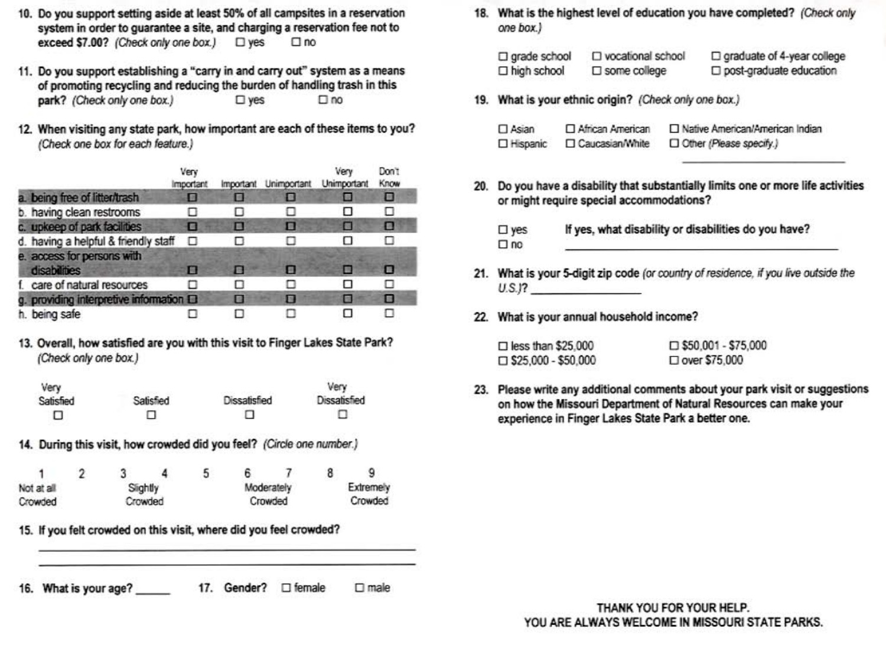10. **Do you support setting aside at least 50% of all campsites in a reservation system in order to guarantee a site, and charging a reservation fee not to exceed $7.00?** *(Check only one box.)* ☐ yes ☐ no

11. **Do you support establishing a "carry in and carry out" system as a means of promoting recycling and reducing the burden of handling trash in this park?** *(Check only one box.)* ☐ yes ☐ no

12. **When visiting any state park, how important are each of these items to you?** *(Check one box for each feature.)*

| | Very Important | Important | Unimportant | Very Unimportant | Don't Know |
|---|---|---|---|---|---|
| a. being free of litter/trash | ☐ | ☐ | ☐ | ☐ | ☐ |
| b. having clean restrooms | ☐ | ☐ | ☐ | ☐ | ☐ |
| c. upkeep of park facilities | ☐ | ☐ | ☐ | ☐ | ☐ |
| d. having a helpful & friendly staff | ☐ | ☐ | ☐ | ☐ | ☐ |
| e. access for persons with disabilities | ☐ | ☐ | ☐ | ☐ | ☐ |
| f. care of natural resources | ☐ | ☐ | ☐ | ☐ | ☐ |
| g. providing interpretive information | ☐ | ☐ | ☐ | ☐ | ☐ |
| h. being safe | ☐ | ☐ | ☐ | ☐ | ☐ |

13. **Overall, how satisfied are you with this visit to Finger Lakes State Park?** *(Check only one box.)*

| Very Satisfied | Satisfied | Dissatisfied | Very Dissatisfied |
|---|---|---|---|
| ☐ | ☐ | ☐ | ☐ |

14. **During this visit, how crowded did you feel?** *(Circle one number.)*

| 1 | 2 | 3 | 4 | 5 | 6 | 7 | 8 | 9 |
|---|---|---|---|---|---|---|---|---|
| Not at all Crowded | | Slightly Crowded | | | Moderately Crowded | | | Extremely Crowded |

15. **If you felt crowded on this visit, where did you feel crowded?**

\_\_\_\_\_\_\_\_\_\_\_\_\_\_\_\_\_\_\_\_\_\_\_\_\_\_\_\_\_\_\_\_\_\_\_\_\_\_\_\_

\_\_\_\_\_\_\_\_\_\_\_\_\_\_\_\_\_\_\_\_\_\_\_\_\_\_\_\_\_\_\_\_\_\_\_\_\_\_\_\_

16. **What is your age?** \_\_\_\_\_\_

17. **Gender?** ☐ female ☐ male

18. **What is the highest level of education you have completed?** *(Check only one box.)*

☐ grade school ☐ vocational school ☐ graduate of 4-year college
☐ high school ☐ some college ☐ post-graduate education

19. **What is your ethnic origin?** *(Check only one box.)*

☐ Asian ☐ African American ☐ Native American/American Indian
☐ Hispanic ☐ Caucasian/White ☐ Other *(Please specify.)* \_\_\_\_\_\_\_\_\_\_\_\_\_\_\_\_

20. **Do you have a disability that substantially limits one or more life activities or might require special accommodations?**

☐ yes **If yes, what disability or disabilities do you have?**
☐ no \_\_\_\_\_\_\_\_\_\_\_\_\_\_\_\_\_\_\_\_\_\_\_\_\_\_\_\_\_\_\_\_

21. **What is your 5-digit zip code** *(or country of residence, if you live outside the U.S.)*? \_\_\_\_\_\_\_\_\_\_\_\_\_\_

22. **What is your annual household income?**

☐ less than $25,000 ☐ $50,001 - $75,000
☐ $25,000 - $50,000 ☐ over $75,000

23. **Please write any additional comments about your park visit or suggestions on how the Missouri Department of Natural Resources can make your experience in Finger Lakes State Park a better one.**

THANK YOU FOR YOUR HELP.
YOU ARE ALWAYS WELCOME IN MISSOURI STATE PARKS.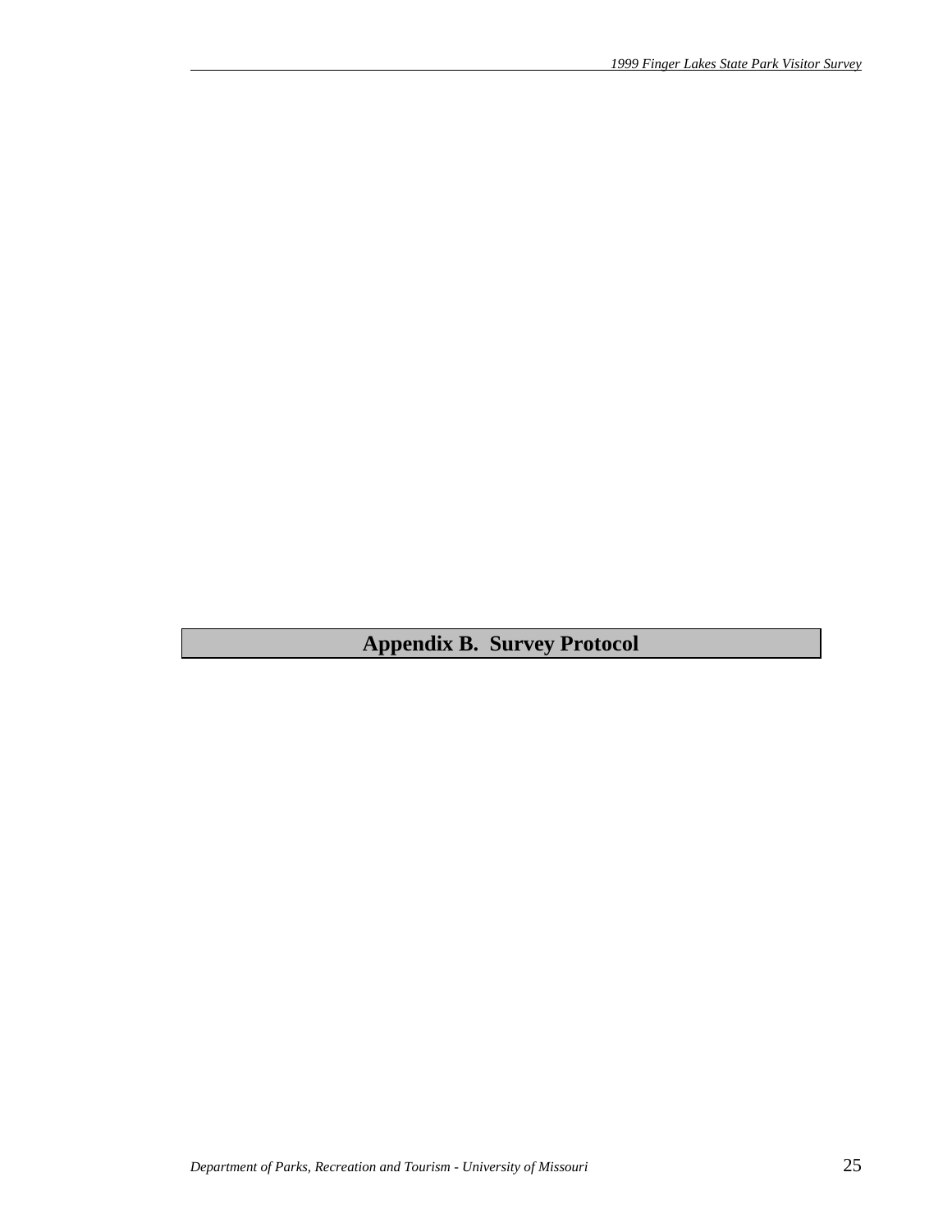# Appendix B. Survey Protocol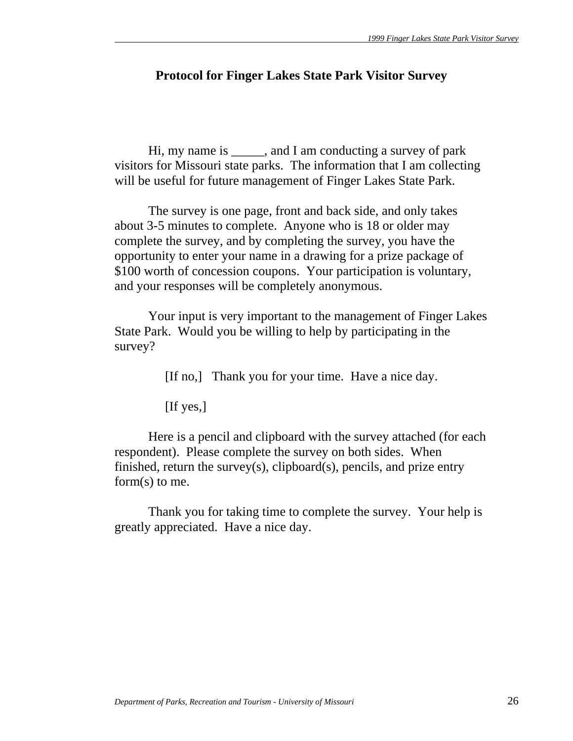## Protocol for Finger Lakes State Park Visitor Survey

Hi, my name is _____, and I am conducting a survey of park visitors for Missouri state parks. The information that I am collecting will be useful for future management of Finger Lakes State Park.

The survey is one page, front and back side, and only takes about 3-5 minutes to complete. Anyone who is 18 or older may complete the survey, and by completing the survey, you have the opportunity to enter your name in a drawing for a prize package of $100 worth of concession coupons. Your participation is voluntary, and your responses will be completely anonymous.

Your input is very important to the management of Finger Lakes State Park. Would you be willing to help by participating in the survey?

[If no,] Thank you for your time. Have a nice day.

[If yes,]

Here is a pencil and clipboard with the survey attached (for each respondent). Please complete the survey on both sides. When finished, return the survey(s), clipboard(s), pencils, and prize entry form(s) to me.

Thank you for taking time to complete the survey. Your help is greatly appreciated. Have a nice day.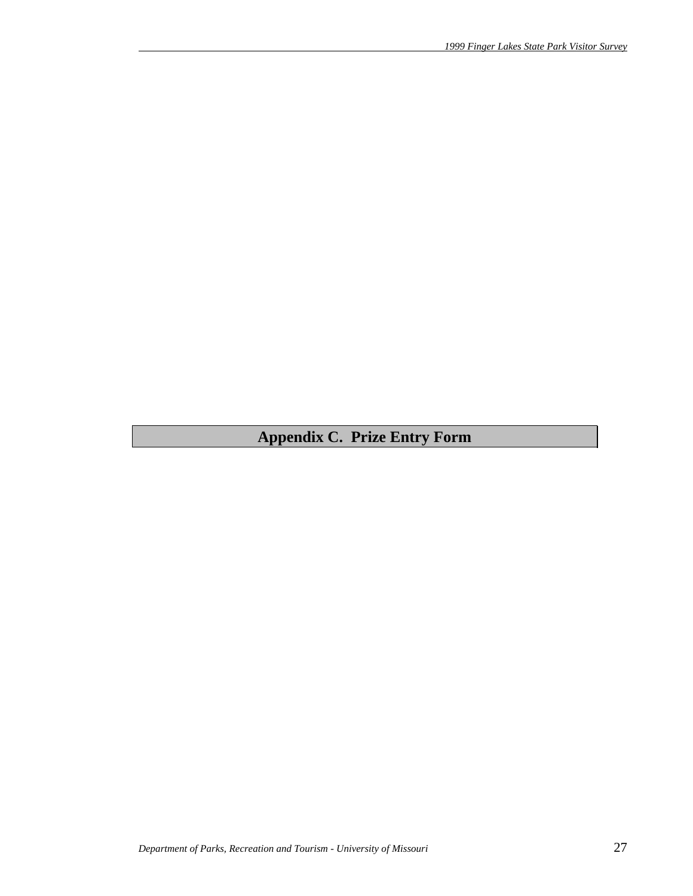# Appendix C. Prize Entry Form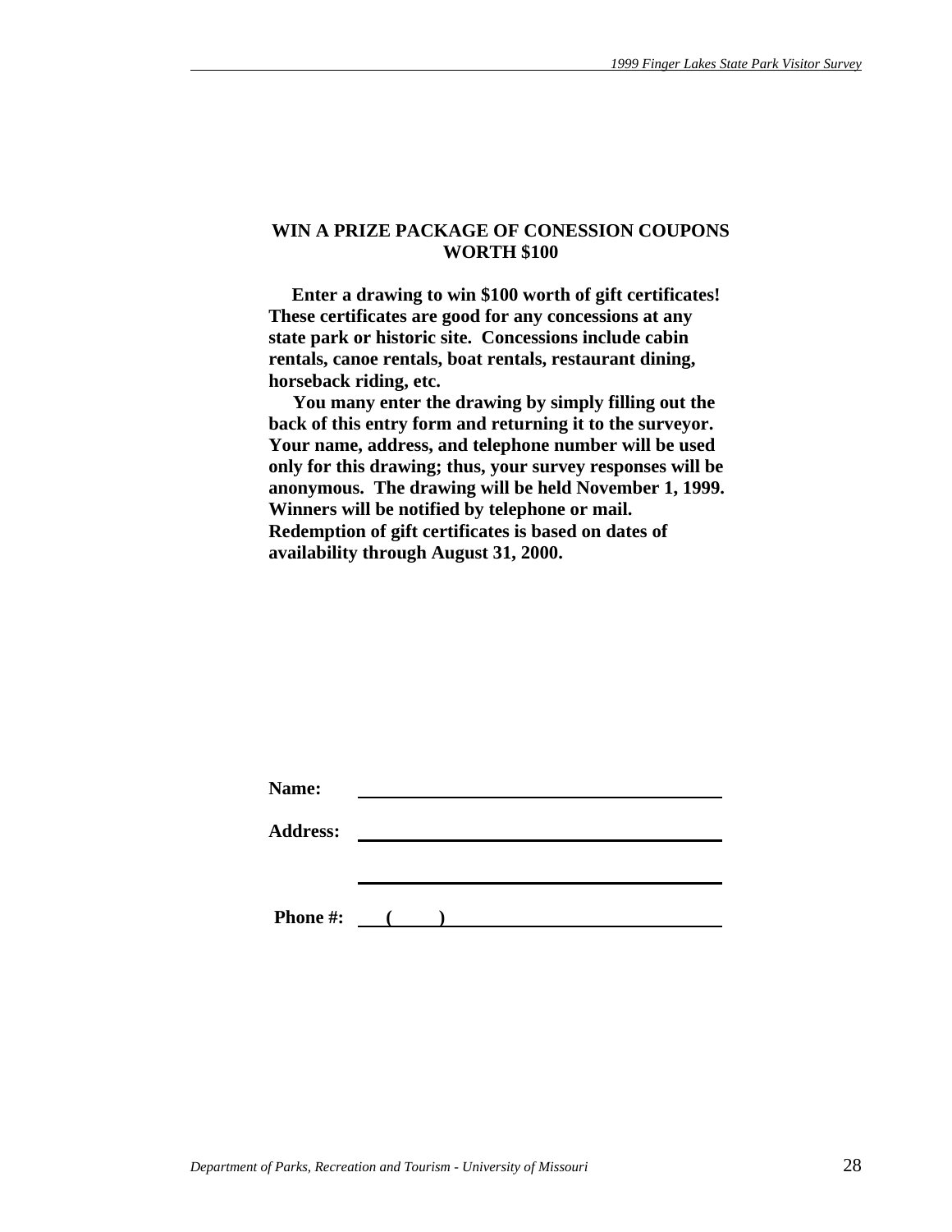## WIN A PRIZE PACKAGE OF CONESSION COUPONS WORTH $100

**Enter a drawing to win $100 worth of gift certificates! These certificates are good for any concessions at any state park or historic site. Concessions include cabin rentals, canoe rentals, boat rentals, restaurant dining, horseback riding, etc.**

**You many enter the drawing by simply filling out the back of this entry form and returning it to the surveyor. Your name, address, and telephone number will be used only for this drawing; thus, your survey responses will be anonymous. The drawing will be held November 1, 1999. Winners will be notified by telephone or mail. Redemption of gift certificates is based on dates of availability through August 31, 2000.**

**Name:** ________________________________________

**Address:** ________________________________________

________________________________________

**Phone #:** (      ) ______________________________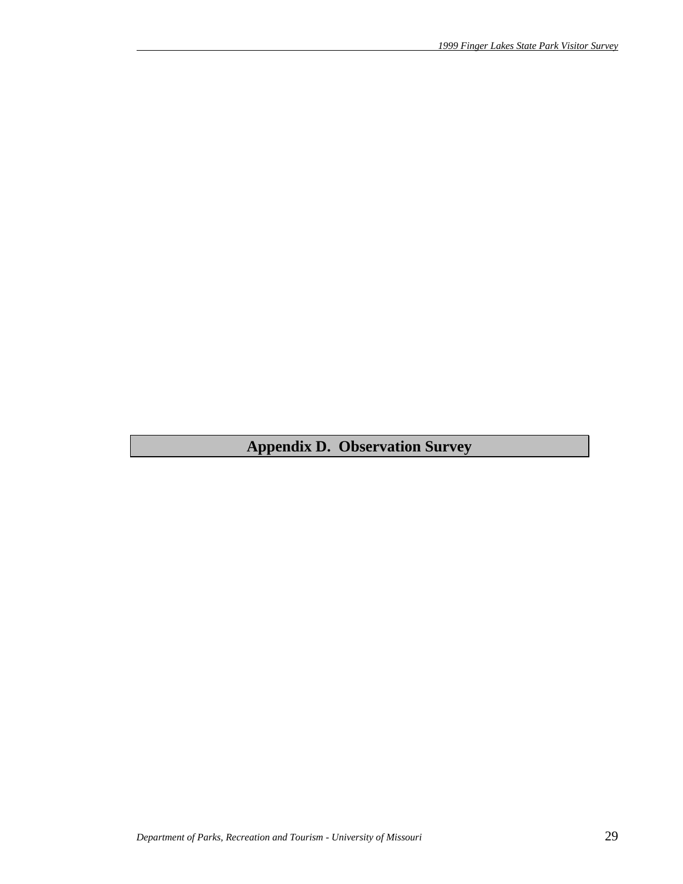# Appendix D. Observation Survey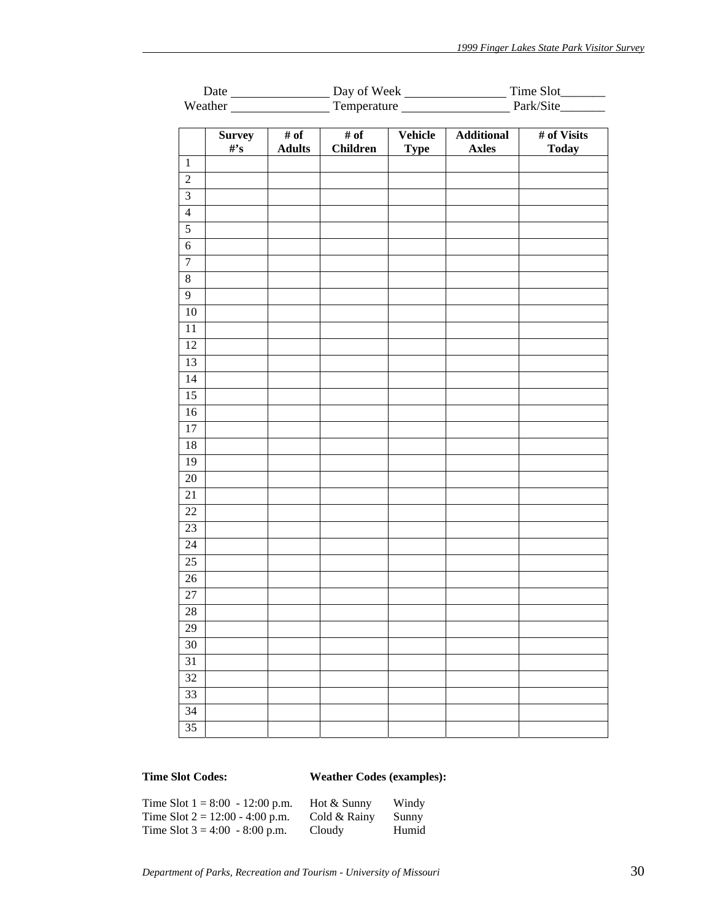Date ________________ Day of Week ________________ Time Slot_______
Weather ________________ Temperature _________________ Park/Site_______

| | Survey #'s | # of Adults | # of Children | Vehicle Type | Additional Axles | # of Visits Today |
|---|---|---|---|---|---|---|
| 1 | | | | | | |
| 2 | | | | | | |
| 3 | | | | | | |
| 4 | | | | | | |
| 5 | | | | | | |
| 6 | | | | | | |
| 7 | | | | | | |
| 8 | | | | | | |
| 9 | | | | | | |
| 10 | | | | | | |
| 11 | | | | | | |
| 12 | | | | | | |
| 13 | | | | | | |
| 14 | | | | | | |
| 15 | | | | | | |
| 16 | | | | | | |
| 17 | | | | | | |
| 18 | | | | | | |
| 19 | | | | | | |
| 20 | | | | | | |
| 21 | | | | | | |
| 22 | | | | | | |
| 23 | | | | | | |
| 24 | | | | | | |
| 25 | | | | | | |
| 26 | | | | | | |
| 27 | | | | | | |
| 28 | | | | | | |
| 29 | | | | | | |
| 30 | | | | | | |
| 31 | | | | | | |
| 32 | | | | | | |
| 33 | | | | | | |
| 34 | | | | | | |
| 35 | | | | | | |

**Time Slot Codes:**

Time Slot 1 = 8:00 - 12:00 p.m.
Time Slot 2 = 12:00 - 4:00 p.m.
Time Slot 3 = 4:00 - 8:00 p.m.

**Weather Codes (examples):**

Hot & Sunny | Windy
Cold & Rainy | Sunny
Cloudy | Humid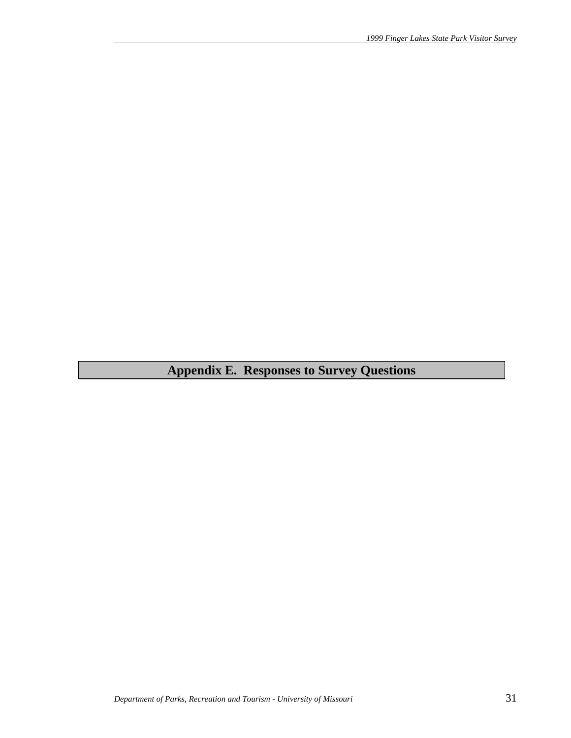# Appendix E. Responses to Survey Questions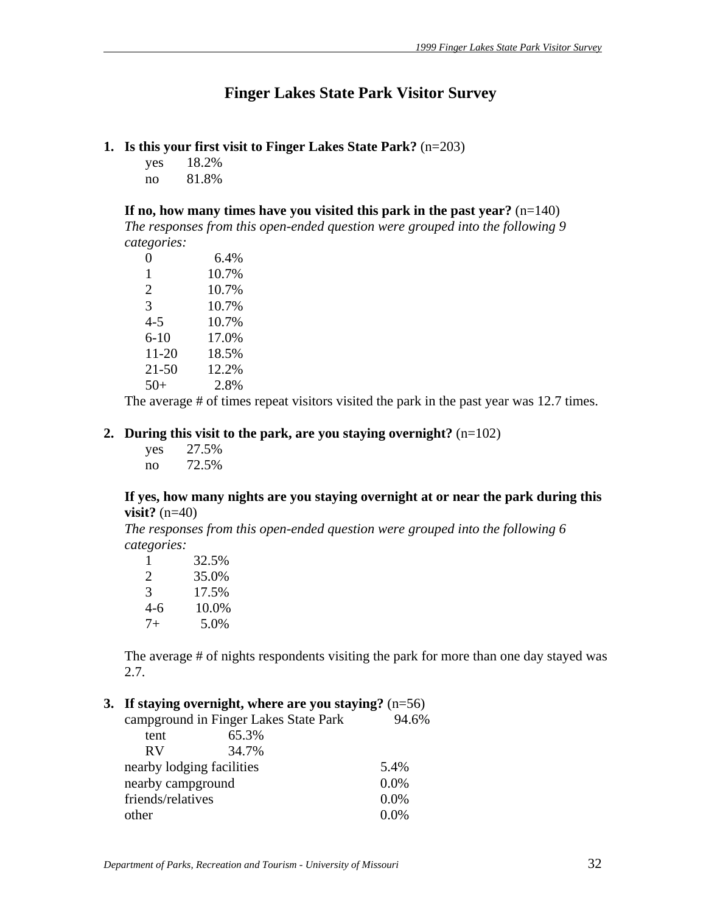# Finger Lakes State Park Visitor Survey

1. **Is this your first visit to Finger Lakes State Park?** (n=203)

| | |
|---|---|
| yes | 18.2% |
| no | 81.8% |

**If no, how many times have you visited this park in the past year?** (n=140)
*The responses from this open-ended question were grouped into the following 9 categories:*

| | |
|---|---|
| 0 | 6.4% |
| 1 | 10.7% |
| 2 | 10.7% |
| 3 | 10.7% |
| 4-5 | 10.7% |
| 6-10 | 17.0% |
| 11-20 | 18.5% |
| 21-50 | 12.2% |
| 50+ | 2.8% |

The average # of times repeat visitors visited the park in the past year was 12.7 times.

2. **During this visit to the park, are you staying overnight?** (n=102)

| | |
|---|---|
| yes | 27.5% |
| no | 72.5% |

**If yes, how many nights are you staying overnight at or near the park during this visit?** (n=40)
*The responses from this open-ended question were grouped into the following 6 categories:*

| | |
|---|---|
| 1 | 32.5% |
| 2 | 35.0% |
| 3 | 17.5% |
| 4-6 | 10.0% |
| 7+ | 5.0% |

The average # of nights respondents visiting the park for more than one day stayed was 2.7.

3. **If staying overnight, where are you staying?** (n=56)

| | | |
|---|---|---|
| campground in Finger Lakes State Park | | 94.6% |
| tent | 65.3% | |
| RV | 34.7% | |
| nearby lodging facilities | | 5.4% |
| nearby campground | | 0.0% |
| friends/relatives | | 0.0% |
| other | | 0.0% |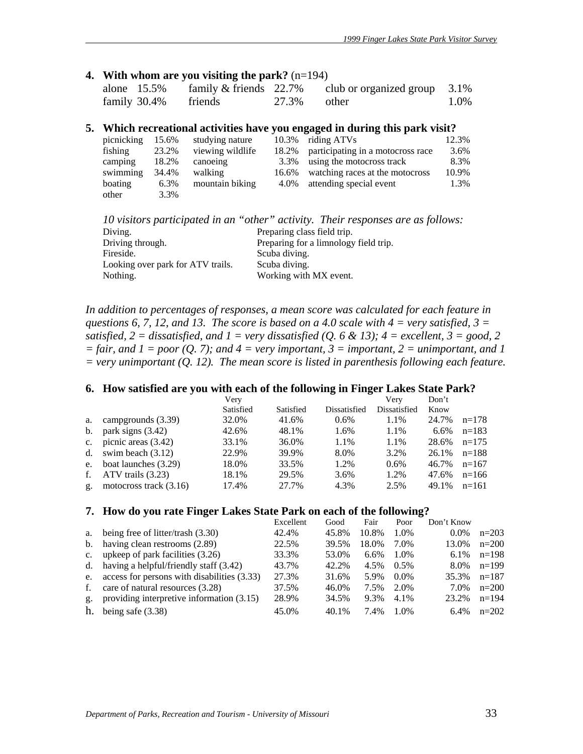**4. With whom are you visiting the park?** (n=194)

| | | | | | |
|---|---|---|---|---|---|
| alone | 15.5% | family & friends | 22.7% | club or organized group | 3.1% |
| family | 30.4% | friends | 27.3% | other | 1.0% |

**5. Which recreational activities have you engaged in during this park visit?**

| | | | | | |
|---|---|---|---|---|---|
| picnicking | 15.6% | studying nature | 10.3% | riding ATVs | 12.3% |
| fishing | 23.2% | viewing wildlife | 18.2% | participating in a motocross race | 3.6% |
| camping | 18.2% | canoeing | 3.3% | using the motocross track | 8.3% |
| swimming | 34.4% | walking | 16.6% | watching races at the motocross | 10.9% |
| boating | 6.3% | mountain biking | 4.0% | attending special event | 1.3% |
| other | 3.3% | | | | |

*10 visitors participated in an "other" activity. Their responses are as follows:*

Diving.
Driving through.
Fireside.
Looking over park for ATV trails.
Nothing.
Preparing class field trip.
Preparing for a limnology field trip.
Scuba diving.
Scuba diving.
Working with MX event.

*In addition to percentages of responses, a mean score was calculated for each feature in questions 6, 7, 12, and 13. The score is based on a 4.0 scale with 4 = very satisfied, 3 = satisfied, 2 = dissatisfied, and 1 = very dissatisfied (Q. 6 & 13); 4 = excellent, 3 = good, 2 = fair, and 1 = poor (Q. 7); and 4 = very important, 3 = important, 2 = unimportant, and 1 = very unimportant (Q. 12). The mean score is listed in parenthesis following each feature.*

**6. How satisfied are you with each of the following in Finger Lakes State Park?**

| | | Very Satisfied | Satisfied | Dissatisfied | Very Dissatisfied | Don't Know | |
|---|---|---|---|---|---|---|---|
| a. | campgrounds (3.39) | 32.0% | 41.6% | 0.6% | 1.1% | 24.7% | n=178 |
| b. | park signs (3.42) | 42.6% | 48.1% | 1.6% | 1.1% | 6.6% | n=183 |
| c. | picnic areas (3.42) | 33.1% | 36.0% | 1.1% | 1.1% | 28.6% | n=175 |
| d. | swim beach (3.12) | 22.9% | 39.9% | 8.0% | 3.2% | 26.1% | n=188 |
| e. | boat launches (3.29) | 18.0% | 33.5% | 1.2% | 0.6% | 46.7% | n=167 |
| f. | ATV trails (3.23) | 18.1% | 29.5% | 3.6% | 1.2% | 47.6% | n=166 |
| g. | motocross track (3.16) | 17.4% | 27.7% | 4.3% | 2.5% | 49.1% | n=161 |

**7. How do you rate Finger Lakes State Park on each of the following?**

| | | Excellent | Good | Fair | Poor | Don't Know | |
|---|---|---|---|---|---|---|---|
| a. | being free of litter/trash (3.30) | 42.4% | 45.8% | 10.8% | 1.0% | 0.0% | n=203 |
| b. | having clean restrooms (2.89) | 22.5% | 39.5% | 18.0% | 7.0% | 13.0% | n=200 |
| c. | upkeep of park facilities (3.26) | 33.3% | 53.0% | 6.6% | 1.0% | 6.1% | n=198 |
| d. | having a helpful/friendly staff (3.42) | 43.7% | 42.2% | 4.5% | 0.5% | 8.0% | n=199 |
| e. | access for persons with disabilities (3.33) | 27.3% | 31.6% | 5.9% | 0.0% | 35.3% | n=187 |
| f. | care of natural resources (3.28) | 37.5% | 46.0% | 7.5% | 2.0% | 7.0% | n=200 |
| g. | providing interpretive information (3.15) | 28.9% | 34.5% | 9.3% | 4.1% | 23.2% | n=194 |
| h. | being safe (3.38) | 45.0% | 40.1% | 7.4% | 1.0% | 6.4% | n=202 |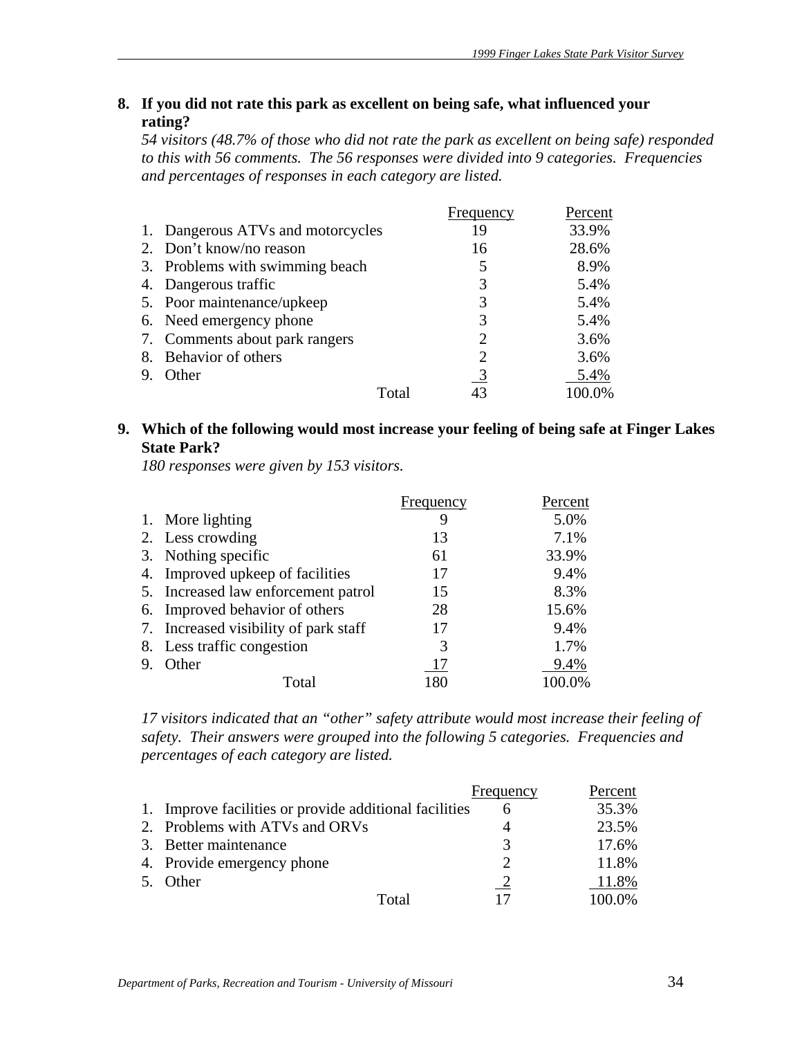**8. If you did not rate this park as excellent on being safe, what influenced your rating?**

*54 visitors (48.7% of those who did not rate the park as excellent on being safe) responded to this with 56 comments. The 56 responses were divided into 9 categories. Frequencies and percentages of responses in each category are listed.*

| | Frequency | Percent |
|---|---|---|
| 1. Dangerous ATVs and motorcycles | 19 | 33.9% |
| 2. Don't know/no reason | 16 | 28.6% |
| 3. Problems with swimming beach | 5 | 8.9% |
| 4. Dangerous traffic | 3 | 5.4% |
| 5. Poor maintenance/upkeep | 3 | 5.4% |
| 6. Need emergency phone | 3 | 5.4% |
| 7. Comments about park rangers | 2 | 3.6% |
| 8. Behavior of others | 2 | 3.6% |
| 9. Other | 3 | 5.4% |
| Total | 43 | 100.0% |

**9. Which of the following would most increase your feeling of being safe at Finger Lakes State Park?**

*180 responses were given by 153 visitors.*

| | Frequency | Percent |
|---|---|---|
| 1. More lighting | 9 | 5.0% |
| 2. Less crowding | 13 | 7.1% |
| 3. Nothing specific | 61 | 33.9% |
| 4. Improved upkeep of facilities | 17 | 9.4% |
| 5. Increased law enforcement patrol | 15 | 8.3% |
| 6. Improved behavior of others | 28 | 15.6% |
| 7. Increased visibility of park staff | 17 | 9.4% |
| 8. Less traffic congestion | 3 | 1.7% |
| 9. Other | 17 | 9.4% |
| Total | 180 | 100.0% |

*17 visitors indicated that an "other" safety attribute would most increase their feeling of safety. Their answers were grouped into the following 5 categories. Frequencies and percentages of each category are listed.*

| | Frequency | Percent |
|---|---|---|
| 1. Improve facilities or provide additional facilities | 6 | 35.3% |
| 2. Problems with ATVs and ORVs | 4 | 23.5% |
| 3. Better maintenance | 3 | 17.6% |
| 4. Provide emergency phone | 2 | 11.8% |
| 5. Other | 2 | 11.8% |
| Total | 17 | 100.0% |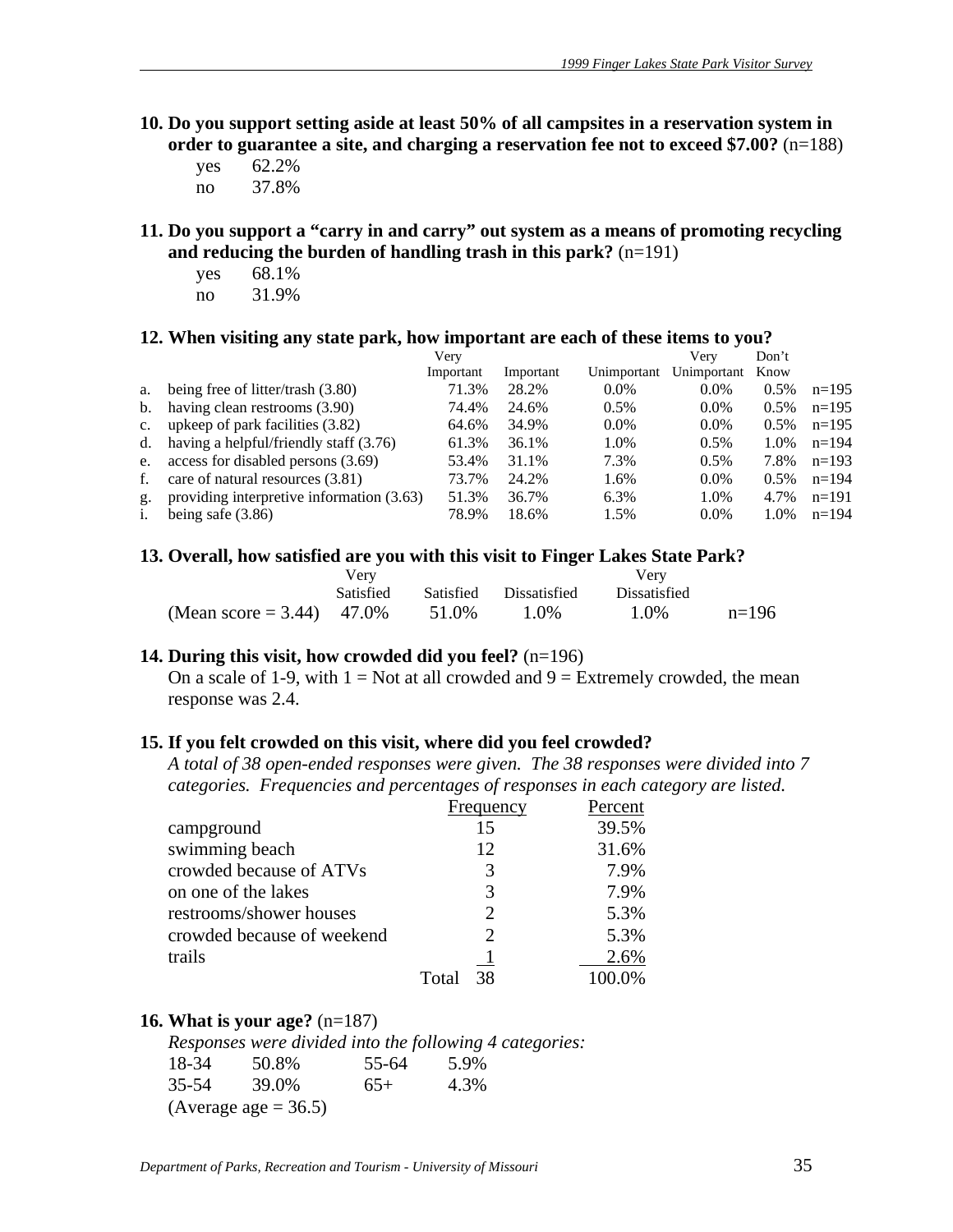**10. Do you support setting aside at least 50% of all campsites in a reservation system in order to guarantee a site, and charging a reservation fee not to exceed $7.00?** (n=188)

yes 62.2%
no 37.8%

**11. Do you support a "carry in and carry" out system as a means of promoting recycling and reducing the burden of handling trash in this park?** (n=191)

yes 68.1%
no 31.9%

**12. When visiting any state park, how important are each of these items to you?**

| | | Very Important | Important | Unimportant | Very Unimportant | Don't Know | |
|---|---|---|---|---|---|---|---|
| a. | being free of litter/trash (3.80) | 71.3% | 28.2% | 0.0% | 0.0% | 0.5% | n=195 |
| b. | having clean restrooms (3.90) | 74.4% | 24.6% | 0.5% | 0.0% | 0.5% | n=195 |
| c. | upkeep of park facilities (3.82) | 64.6% | 34.9% | 0.0% | 0.0% | 0.5% | n=195 |
| d. | having a helpful/friendly staff (3.76) | 61.3% | 36.1% | 1.0% | 0.5% | 1.0% | n=194 |
| e. | access for disabled persons (3.69) | 53.4% | 31.1% | 7.3% | 0.5% | 7.8% | n=193 |
| f. | care of natural resources (3.81) | 73.7% | 24.2% | 1.6% | 0.0% | 0.5% | n=194 |
| g. | providing interpretive information (3.63) | 51.3% | 36.7% | 6.3% | 1.0% | 4.7% | n=191 |
| i. | being safe (3.86) | 78.9% | 18.6% | 1.5% | 0.0% | 1.0% | n=194 |

**13. Overall, how satisfied are you with this visit to Finger Lakes State Park?**

| | Very Satisfied | Satisfied | Dissatisfied | Very Dissatisfied | |
|---|---|---|---|---|---|
| (Mean score = 3.44) | 47.0% | 51.0% | 1.0% | 1.0% | n=196 |

**14. During this visit, how crowded did you feel?** (n=196)

On a scale of 1-9, with 1 = Not at all crowded and 9 = Extremely crowded, the mean response was 2.4.

**15. If you felt crowded on this visit, where did you feel crowded?**

*A total of 38 open-ended responses were given. The 38 responses were divided into 7 categories. Frequencies and percentages of responses in each category are listed.*

| | Frequency | Percent |
|---|---|---|
| campground | 15 | 39.5% |
| swimming beach | 12 | 31.6% |
| crowded because of ATVs | 3 | 7.9% |
| on one of the lakes | 3 | 7.9% |
| restrooms/shower houses | 2 | 5.3% |
| crowded because of weekend | 2 | 5.3% |
| trails | 1 | 2.6% |
| Total | 38 | 100.0% |

**16. What is your age?** (n=187)

*Responses were divided into the following 4 categories:*

| | | | |
|---|---|---|---|
| 18-34 | 50.8% | 55-64 | 5.9% |
| 35-54 | 39.0% | 65+ | 4.3% |

(Average age = 36.5)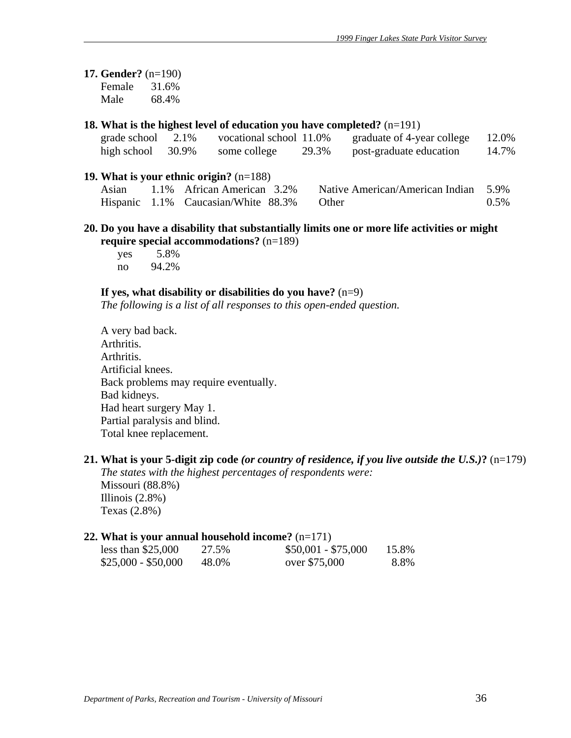**17. Gender?** (n=190)

| | |
|---|---|
| Female | 31.6% |
| Male | 68.4% |

**18. What is the highest level of education you have completed?** (n=191)

| | | | | | |
|---|---|---|---|---|---|
| grade school | 2.1% | vocational school | 11.0% | graduate of 4-year college | 12.0% |
| high school | 30.9% | some college | 29.3% | post-graduate education | 14.7% |

**19. What is your ethnic origin?** (n=188)

| | | | | | |
|---|---|---|---|---|---|
| Asian | 1.1% | African American | 3.2% | Native American/American Indian | 5.9% |
| Hispanic | 1.1% | Caucasian/White | 88.3% | Other | 0.5% |

**20. Do you have a disability that substantially limits one or more life activities or might require special accommodations?** (n=189)

| | |
|---|---|
| yes | 5.8% |
| no | 94.2% |

**If yes, what disability or disabilities do you have?** (n=9)
*The following is a list of all responses to this open-ended question.*

A very bad back.
Arthritis.
Arthritis.
Artificial knees.
Back problems may require eventually.
Bad kidneys.
Had heart surgery May 1.
Partial paralysis and blind.
Total knee replacement.

**21. What is your 5-digit zip code *(or country of residence, if you live outside the U.S.)*?** (n=179)
*The states with the highest percentages of respondents were:*
Missouri (88.8%)
Illinois (2.8%)
Texas (2.8%)

**22. What is your annual household income?** (n=171)

| | | | |
|---|---|---|---|
| less than $25,000 | 27.5% | $50,001 - $75,000 | 15.8% |
| $25,000 - $50,000 | 48.0% | over $75,000 | 8.8% |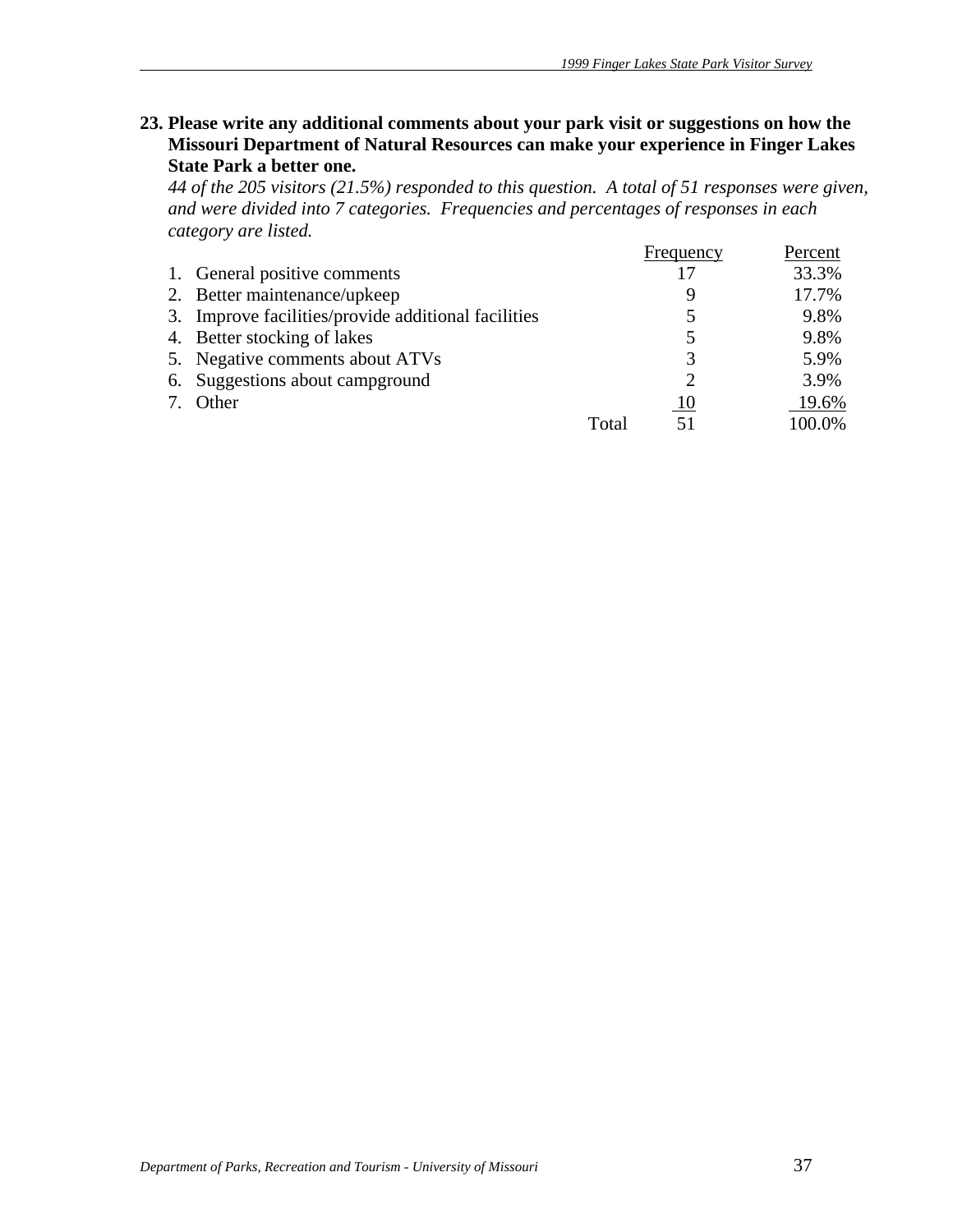**23. Please write any additional comments about your park visit or suggestions on how the Missouri Department of Natural Resources can make your experience in Finger Lakes State Park a better one.**

*44 of the 205 visitors (21.5%) responded to this question. A total of 51 responses were given, and were divided into 7 categories. Frequencies and percentages of responses in each category are listed.*

| | Frequency | Percent |
|---|---|---|
| 1. General positive comments | 17 | 33.3% |
| 2. Better maintenance/upkeep | 9 | 17.7% |
| 3. Improve facilities/provide additional facilities | 5 | 9.8% |
| 4. Better stocking of lakes | 5 | 9.8% |
| 5. Negative comments about ATVs | 3 | 5.9% |
| 6. Suggestions about campground | 2 | 3.9% |
| 7. Other | 10 | 19.6% |
| Total | 51 | 100.0% |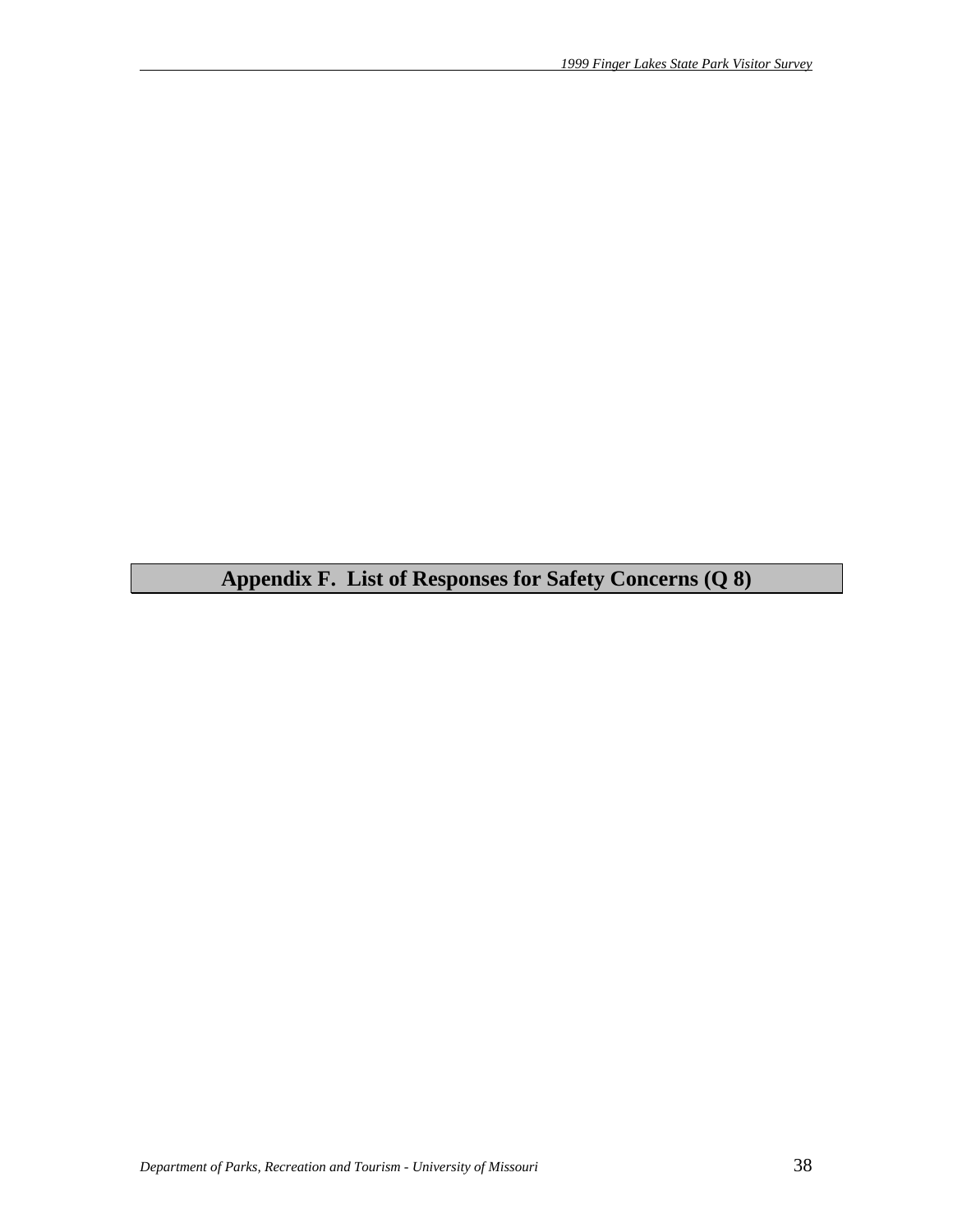# Appendix F. List of Responses for Safety Concerns (Q 8)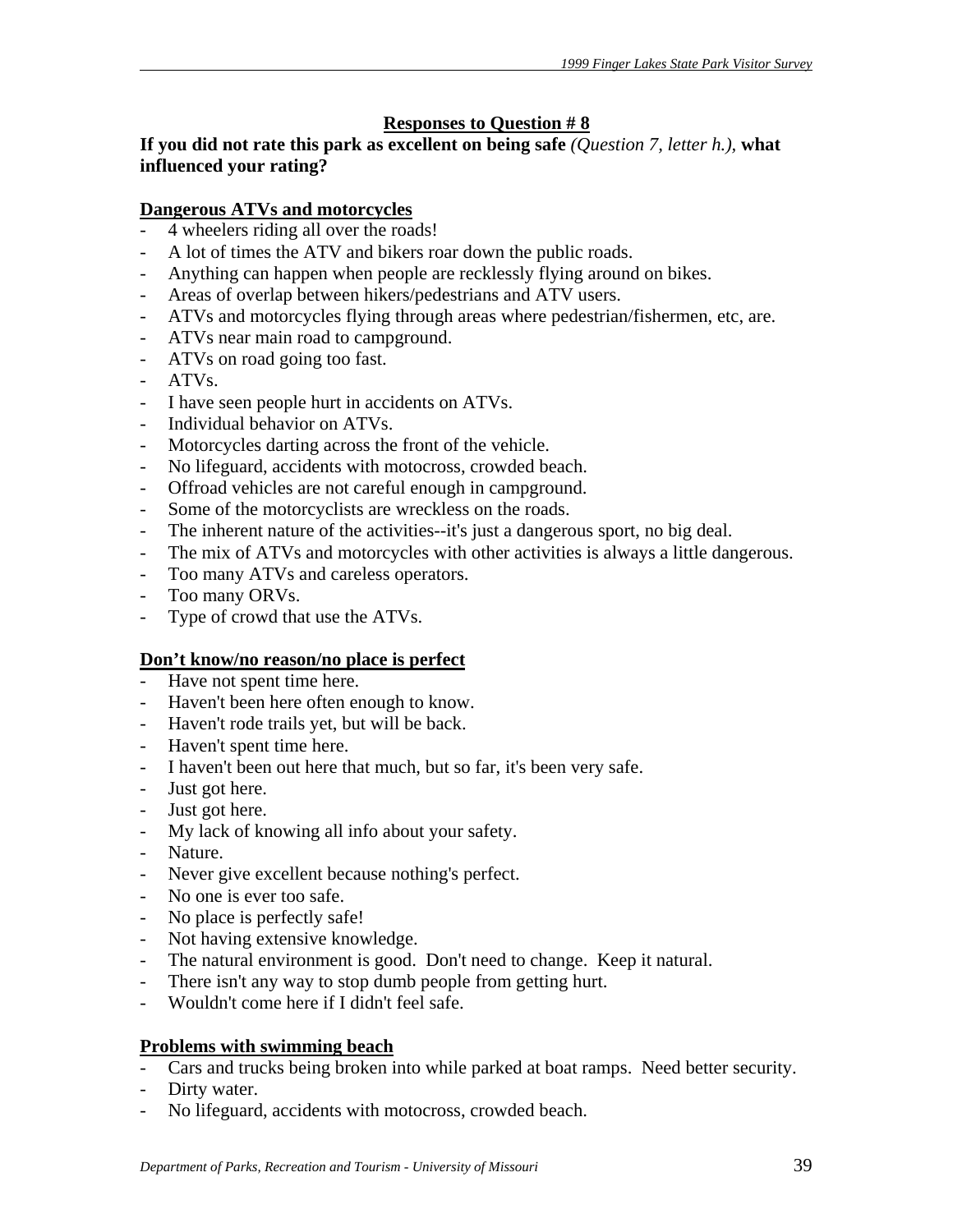## Responses to Question # 8

**If you did not rate this park as excellent on being safe** *(Question 7, letter h.),* **what influenced your rating?**

### Dangerous ATVs and motorcycles

- 4 wheelers riding all over the roads!
- A lot of times the ATV and bikers roar down the public roads.
- Anything can happen when people are recklessly flying around on bikes.
- Areas of overlap between hikers/pedestrians and ATV users.
- ATVs and motorcycles flying through areas where pedestrian/fishermen, etc, are.
- ATVs near main road to campground.
- ATVs on road going too fast.
- ATVs.
- I have seen people hurt in accidents on ATVs.
- Individual behavior on ATVs.
- Motorcycles darting across the front of the vehicle.
- No lifeguard, accidents with motocross, crowded beach.
- Offroad vehicles are not careful enough in campground.
- Some of the motorcyclists are wreckless on the roads.
- The inherent nature of the activities--it's just a dangerous sport, no big deal.
- The mix of ATVs and motorcycles with other activities is always a little dangerous.
- Too many ATVs and careless operators.
- Too many ORVs.
- Type of crowd that use the ATVs.

### Don't know/no reason/no place is perfect

- Have not spent time here.
- Haven't been here often enough to know.
- Haven't rode trails yet, but will be back.
- Haven't spent time here.
- I haven't been out here that much, but so far, it's been very safe.
- Just got here.
- Just got here.
- My lack of knowing all info about your safety.
- Nature.
- Never give excellent because nothing's perfect.
- No one is ever too safe.
- No place is perfectly safe!
- Not having extensive knowledge.
- The natural environment is good. Don't need to change. Keep it natural.
- There isn't any way to stop dumb people from getting hurt.
- Wouldn't come here if I didn't feel safe.

### Problems with swimming beach

- Cars and trucks being broken into while parked at boat ramps. Need better security.
- Dirty water.
- No lifeguard, accidents with motocross, crowded beach.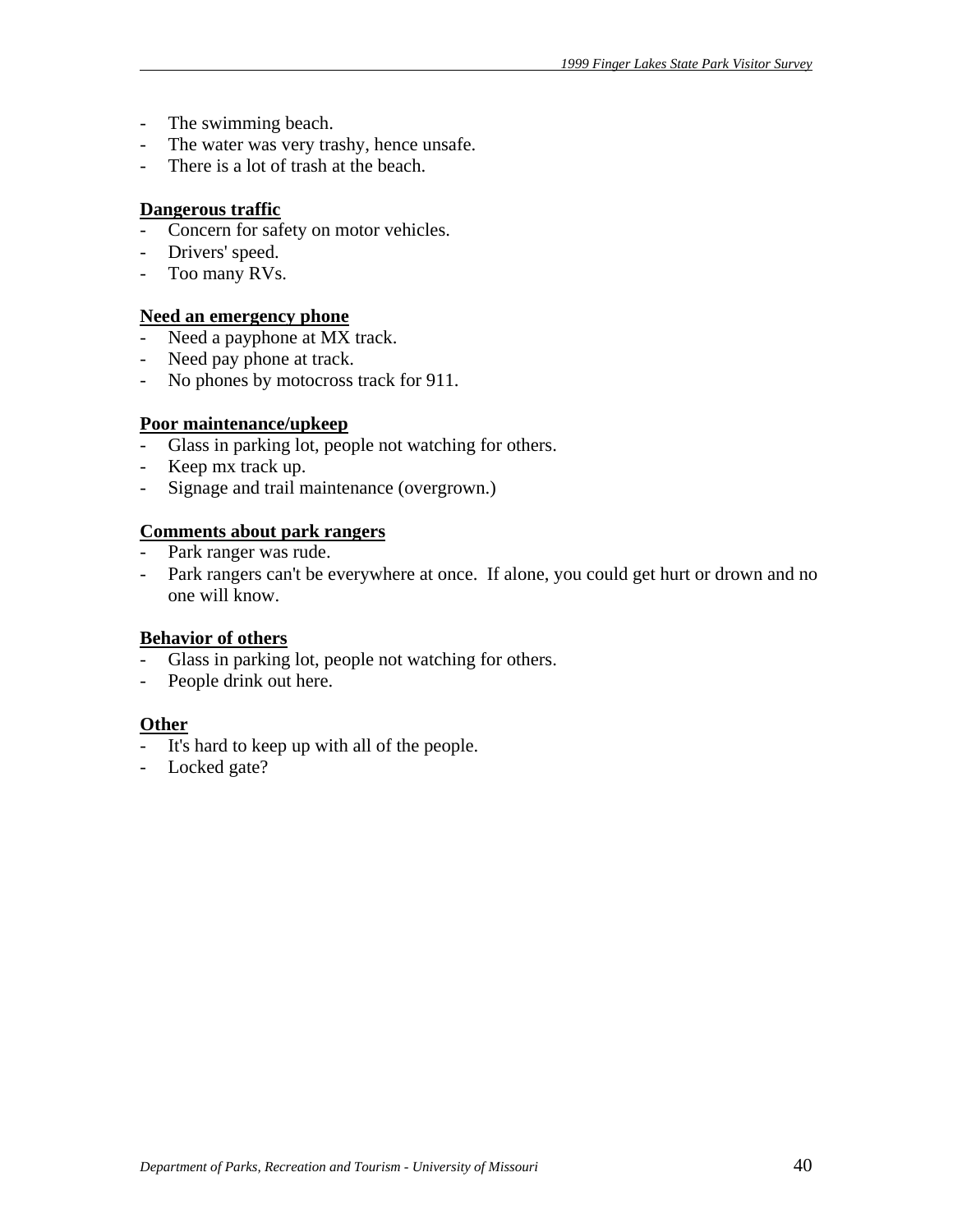- The swimming beach.
- The water was very trashy, hence unsafe.
- There is a lot of trash at the beach.

**Dangerous traffic**
- Concern for safety on motor vehicles.
- Drivers' speed.
- Too many RVs.

**Need an emergency phone**
- Need a payphone at MX track.
- Need pay phone at track.
- No phones by motocross track for 911.

**Poor maintenance/upkeep**
- Glass in parking lot, people not watching for others.
- Keep mx track up.
- Signage and trail maintenance (overgrown.)

**Comments about park rangers**
- Park ranger was rude.
- Park rangers can't be everywhere at once. If alone, you could get hurt or drown and no one will know.

**Behavior of others**
- Glass in parking lot, people not watching for others.
- People drink out here.

**Other**
- It's hard to keep up with all of the people.
- Locked gate?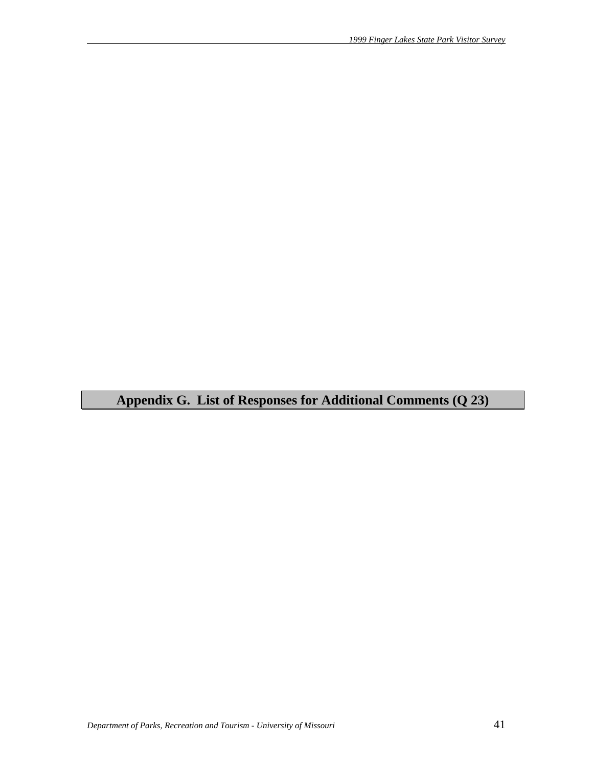# Appendix G. List of Responses for Additional Comments (Q 23)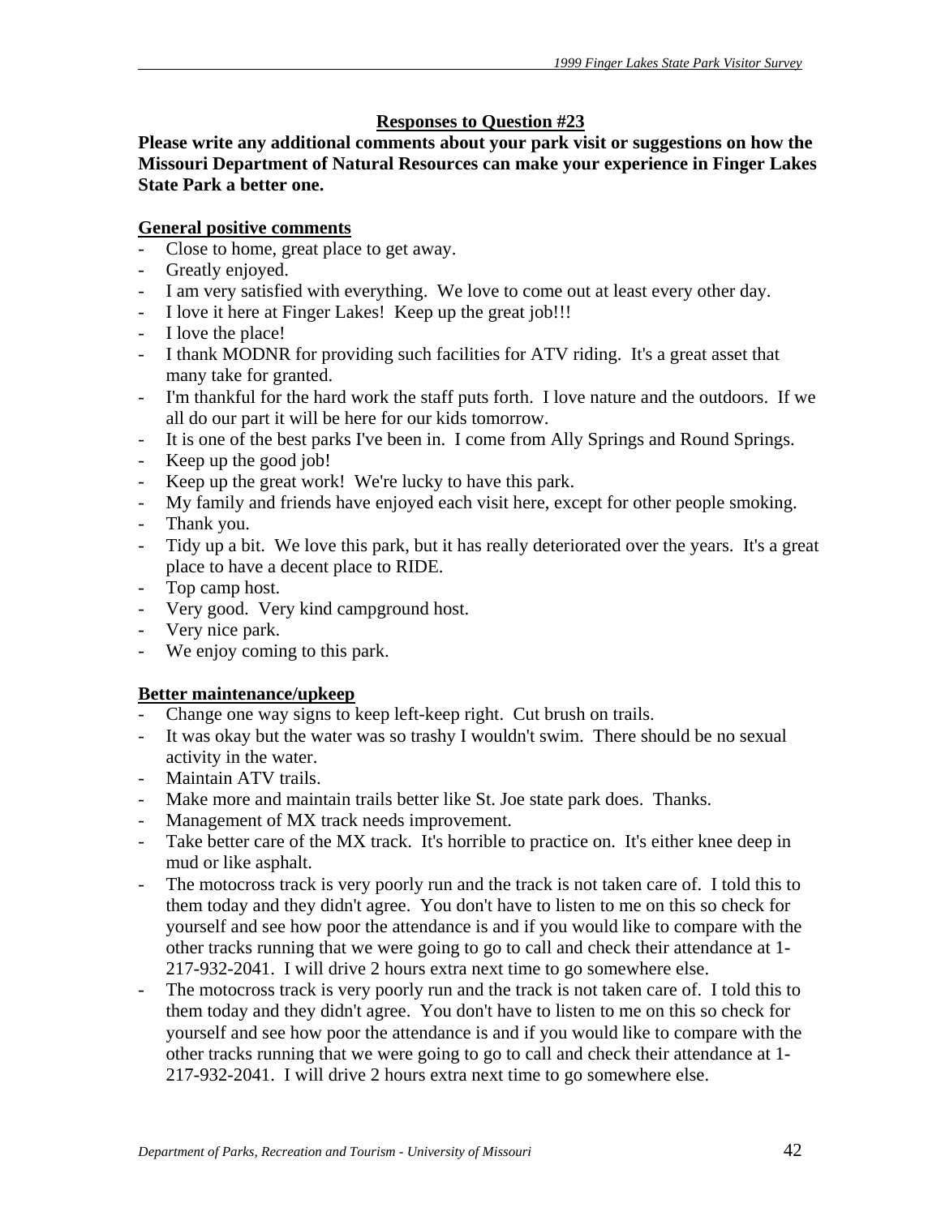## Responses to Question #23

**Please write any additional comments about your park visit or suggestions on how the Missouri Department of Natural Resources can make your experience in Finger Lakes State Park a better one.**

### General positive comments

- Close to home, great place to get away.
- Greatly enjoyed.
- I am very satisfied with everything. We love to come out at least every other day.
- I love it here at Finger Lakes! Keep up the great job!!!
- I love the place!
- I thank MODNR for providing such facilities for ATV riding. It's a great asset that many take for granted.
- I'm thankful for the hard work the staff puts forth. I love nature and the outdoors. If we all do our part it will be here for our kids tomorrow.
- It is one of the best parks I've been in. I come from Ally Springs and Round Springs.
- Keep up the good job!
- Keep up the great work! We're lucky to have this park.
- My family and friends have enjoyed each visit here, except for other people smoking.
- Thank you.
- Tidy up a bit. We love this park, but it has really deteriorated over the years. It's a great place to have a decent place to RIDE.
- Top camp host.
- Very good. Very kind campground host.
- Very nice park.
- We enjoy coming to this park.

### Better maintenance/upkeep

- Change one way signs to keep left-keep right. Cut brush on trails.
- It was okay but the water was so trashy I wouldn't swim. There should be no sexual activity in the water.
- Maintain ATV trails.
- Make more and maintain trails better like St. Joe state park does. Thanks.
- Management of MX track needs improvement.
- Take better care of the MX track. It's horrible to practice on. It's either knee deep in mud or like asphalt.
- The motocross track is very poorly run and the track is not taken care of. I told this to them today and they didn't agree. You don't have to listen to me on this so check for yourself and see how poor the attendance is and if you would like to compare with the other tracks running that we were going to go to call and check their attendance at 1-217-932-2041. I will drive 2 hours extra next time to go somewhere else.
- The motocross track is very poorly run and the track is not taken care of. I told this to them today and they didn't agree. You don't have to listen to me on this so check for yourself and see how poor the attendance is and if you would like to compare with the other tracks running that we were going to go to call and check their attendance at 1-217-932-2041. I will drive 2 hours extra next time to go somewhere else.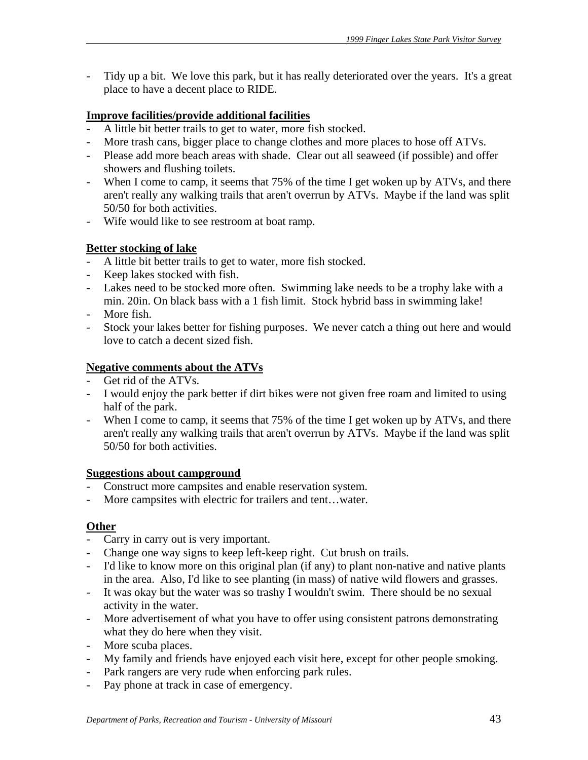- Tidy up a bit. We love this park, but it has really deteriorated over the years. It's a great place to have a decent place to RIDE.

**Improve facilities/provide additional facilities**

- A little bit better trails to get to water, more fish stocked.
- More trash cans, bigger place to change clothes and more places to hose off ATVs.
- Please add more beach areas with shade. Clear out all seaweed (if possible) and offer showers and flushing toilets.
- When I come to camp, it seems that 75% of the time I get woken up by ATVs, and there aren't really any walking trails that aren't overrun by ATVs. Maybe if the land was split 50/50 for both activities.
- Wife would like to see restroom at boat ramp.

**Better stocking of lake**

- A little bit better trails to get to water, more fish stocked.
- Keep lakes stocked with fish.
- Lakes need to be stocked more often. Swimming lake needs to be a trophy lake with a min. 20in. On black bass with a 1 fish limit. Stock hybrid bass in swimming lake!
- More fish.
- Stock your lakes better for fishing purposes. We never catch a thing out here and would love to catch a decent sized fish.

**Negative comments about the ATVs**

- Get rid of the ATVs.
- I would enjoy the park better if dirt bikes were not given free roam and limited to using half of the park.
- When I come to camp, it seems that 75% of the time I get woken up by ATVs, and there aren't really any walking trails that aren't overrun by ATVs. Maybe if the land was split 50/50 for both activities.

**Suggestions about campground**

- Construct more campsites and enable reservation system.
- More campsites with electric for trailers and tent…water.

**Other**

- Carry in carry out is very important.
- Change one way signs to keep left-keep right. Cut brush on trails.
- I'd like to know more on this original plan (if any) to plant non-native and native plants in the area. Also, I'd like to see planting (in mass) of native wild flowers and grasses.
- It was okay but the water was so trashy I wouldn't swim. There should be no sexual activity in the water.
- More advertisement of what you have to offer using consistent patrons demonstrating what they do here when they visit.
- More scuba places.
- My family and friends have enjoyed each visit here, except for other people smoking.
- Park rangers are very rude when enforcing park rules.
- Pay phone at track in case of emergency.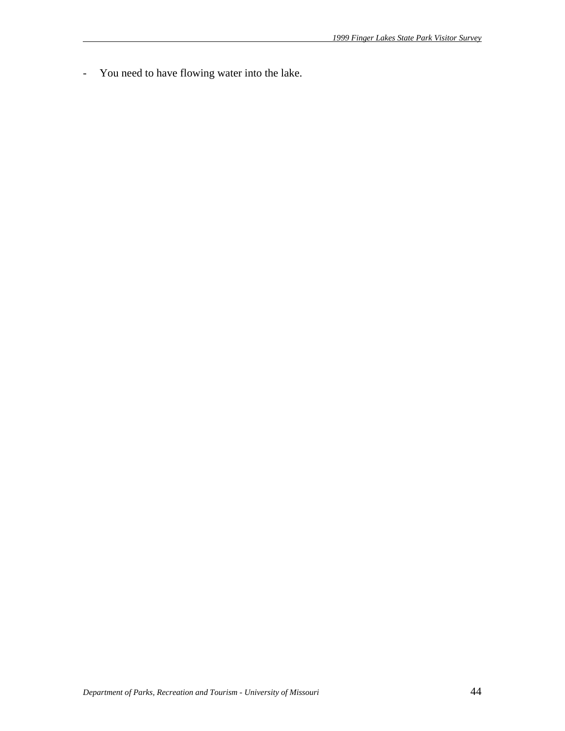- You need to have flowing water into the lake.